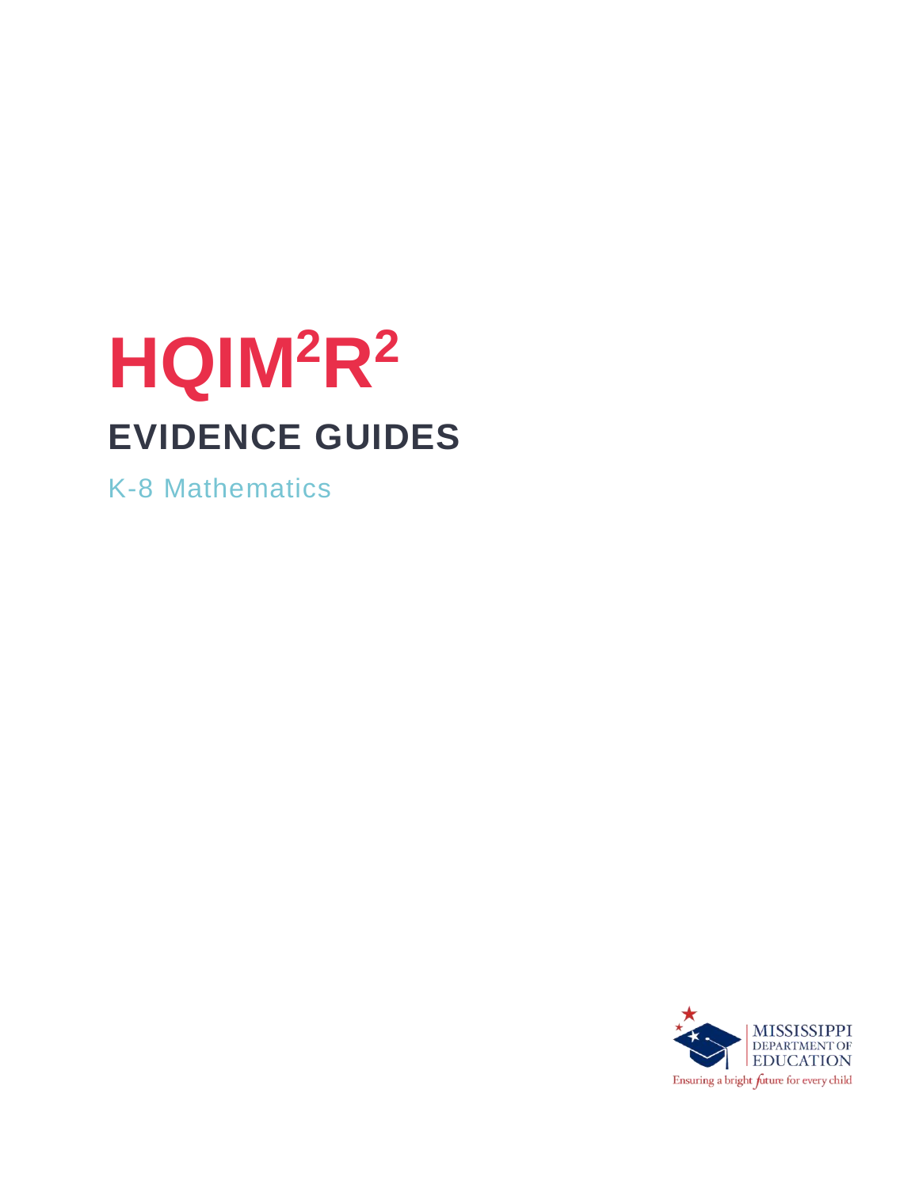# HQIM$^2$R$^2$

## EVIDENCE GUIDES

K-8 Mathematics

MISSISSIPPI DEPARTMENT OF EDUCATION

Ensuring a bright future for every child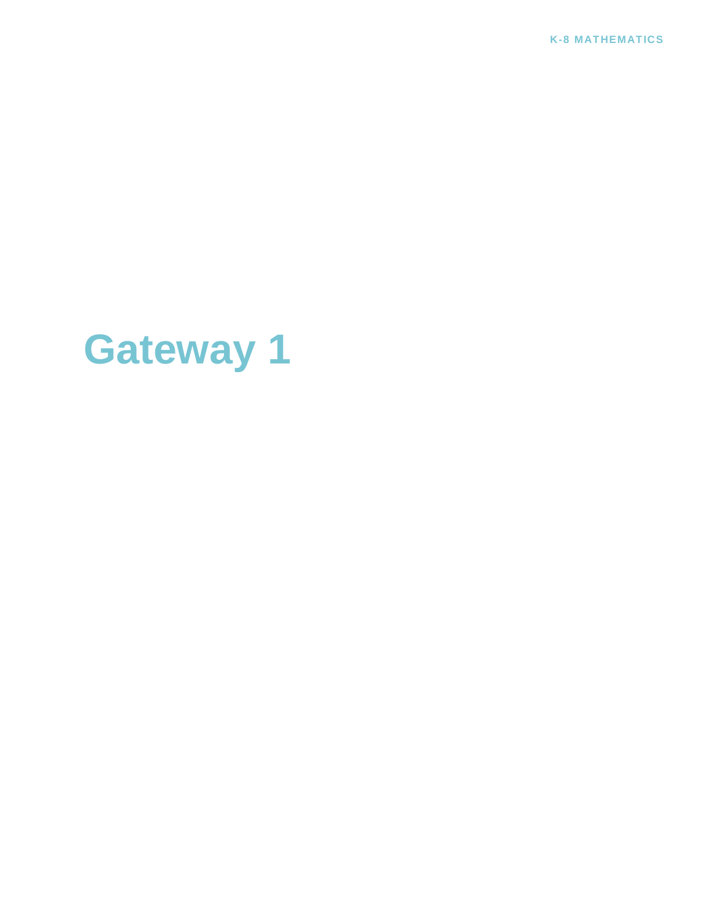# Gateway 1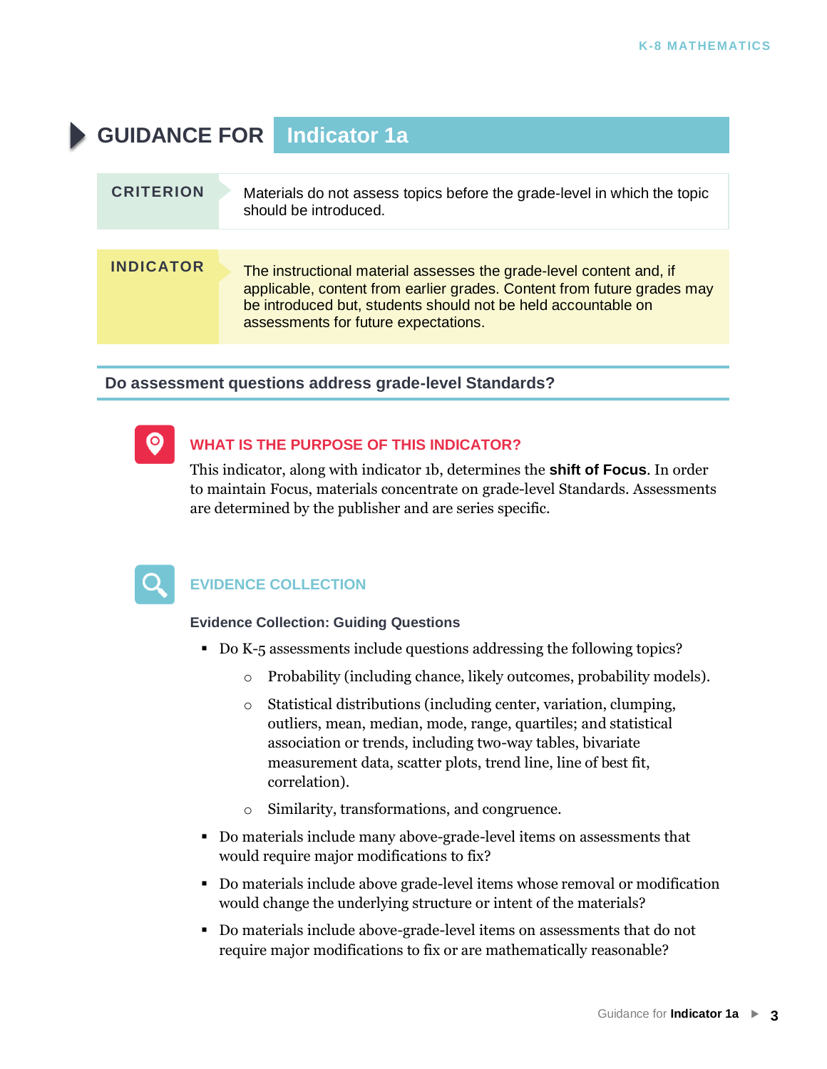# GUIDANCE FOR Indicator 1a

| CRITERION | Materials do not assess topics before the grade-level in which the topic should be introduced. |
|---|---|
| **INDICATOR** | The instructional material assesses the grade-level content and, if applicable, content from earlier grades. Content from future grades may be introduced but, students should not be held accountable on assessments for future expectations. |

## Do assessment questions address grade-level Standards?

### WHAT IS THE PURPOSE OF THIS INDICATOR?

This indicator, along with indicator 1b, determines the **shift of Focus**. In order to maintain Focus, materials concentrate on grade-level Standards. Assessments are determined by the publisher and are series specific.

### EVIDENCE COLLECTION

**Evidence Collection: Guiding Questions**

- Do K-5 assessments include questions addressing the following topics?
  - Probability (including chance, likely outcomes, probability models).
  - Statistical distributions (including center, variation, clumping, outliers, mean, median, mode, range, quartiles; and statistical association or trends, including two-way tables, bivariate measurement data, scatter plots, trend line, line of best fit, correlation).
  - Similarity, transformations, and congruence.
- Do materials include many above-grade-level items on assessments that would require major modifications to fix?
- Do materials include above grade-level items whose removal or modification would change the underlying structure or intent of the materials?
- Do materials include above-grade-level items on assessments that do not require major modifications to fix or are mathematically reasonable?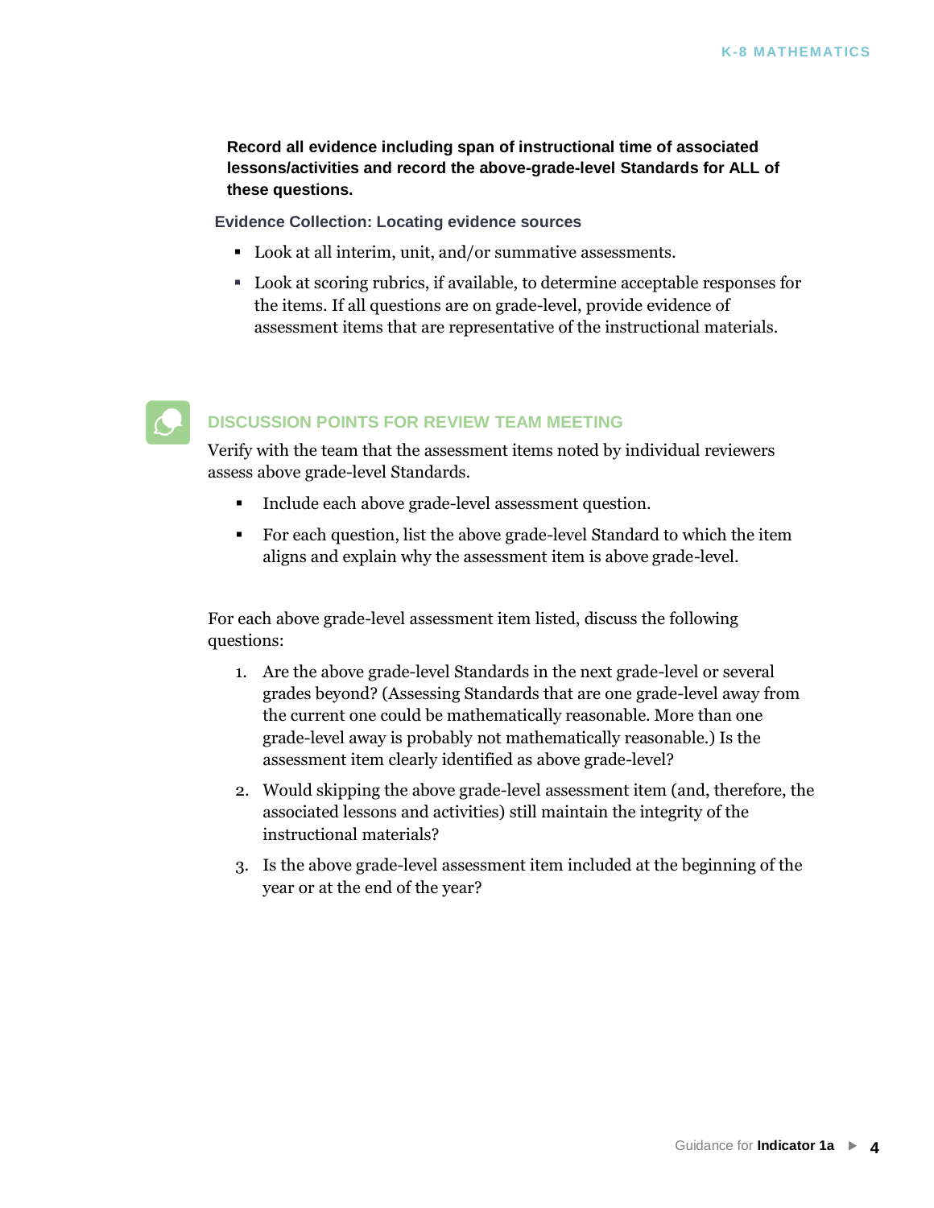**Record all evidence including span of instructional time of associated lessons/activities and record the above-grade-level Standards for ALL of these questions.**

**Evidence Collection: Locating evidence sources**

- Look at all interim, unit, and/or summative assessments.
- Look at scoring rubrics, if available, to determine acceptable responses for the items. If all questions are on grade-level, provide evidence of assessment items that are representative of the instructional materials.

### DISCUSSION POINTS FOR REVIEW TEAM MEETING

Verify with the team that the assessment items noted by individual reviewers assess above grade-level Standards.

- Include each above grade-level assessment question.
- For each question, list the above grade-level Standard to which the item aligns and explain why the assessment item is above grade-level.

For each above grade-level assessment item listed, discuss the following questions:

1. Are the above grade-level Standards in the next grade-level or several grades beyond? (Assessing Standards that are one grade-level away from the current one could be mathematically reasonable. More than one grade-level away is probably not mathematically reasonable.) Is the assessment item clearly identified as above grade-level?
2. Would skipping the above grade-level assessment item (and, therefore, the associated lessons and activities) still maintain the integrity of the instructional materials?
3. Is the above grade-level assessment item included at the beginning of the year or at the end of the year?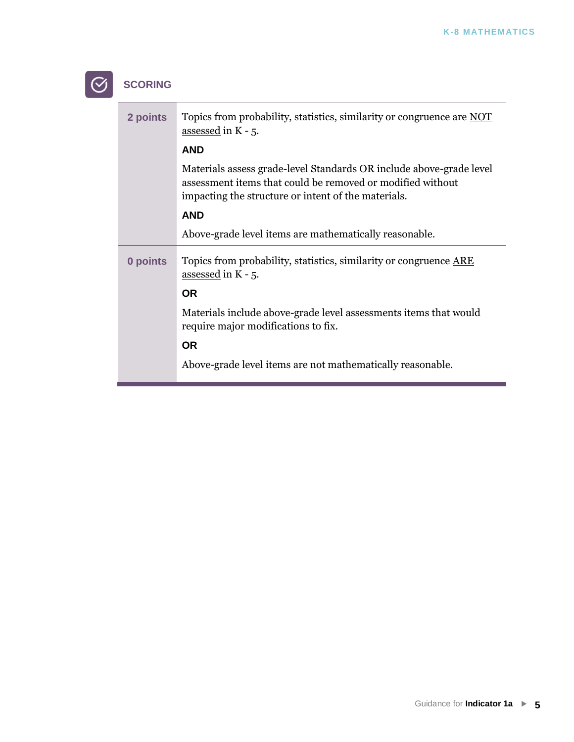## SCORING

| | |
|---|---|
| **2 points** | Topics from probability, statistics, similarity or congruence are NOT assessed in K - 5.<br><br>**AND**<br><br>Materials assess grade-level Standards OR include above-grade level assessment items that could be removed or modified without impacting the structure or intent of the materials.<br><br>**AND**<br><br>Above-grade level items are mathematically reasonable. |
| **0 points** | Topics from probability, statistics, similarity or congruence ARE assessed in K - 5.<br><br>**OR**<br><br>Materials include above-grade level assessments items that would require major modifications to fix.<br><br>**OR**<br><br>Above-grade level items are not mathematically reasonable. |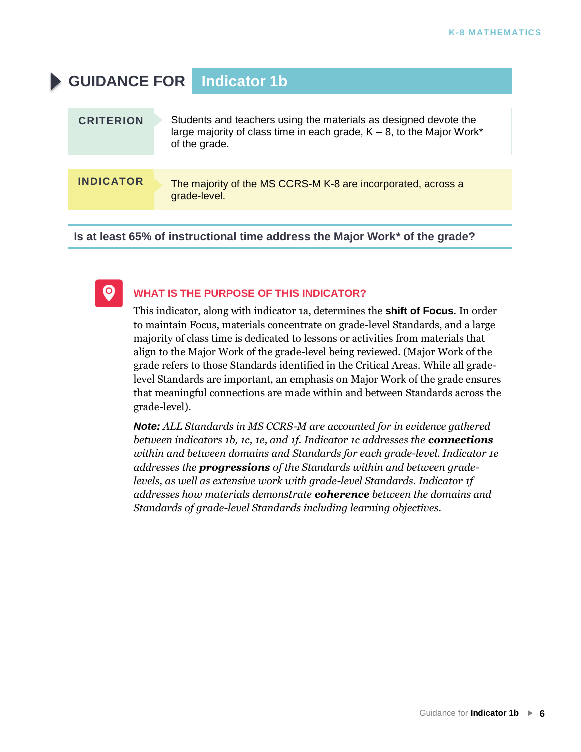# GUIDANCE FOR Indicator 1b

| CRITERION | Students and teachers using the materials as designed devote the large majority of class time in each grade, K – 8, to the Major Work* of the grade. |
|---|---|
| **INDICATOR** | The majority of the MS CCRS-M K-8 are incorporated, across a grade-level. |

**Is at least 65% of instructional time address the Major Work* of the grade?**

## WHAT IS THE PURPOSE OF THIS INDICATOR?

This indicator, along with indicator 1a, determines the **shift of Focus**. In order to maintain Focus, materials concentrate on grade-level Standards, and a large majority of class time is dedicated to lessons or activities from materials that align to the Major Work of the grade-level being reviewed. (Major Work of the grade refers to those Standards identified in the Critical Areas. While all grade-level Standards are important, an emphasis on Major Work of the grade ensures that meaningful connections are made within and between Standards across the grade-level).

***Note:*** *ALL Standards in MS CCRS-M are accounted for in evidence gathered between indicators 1b, 1c, 1e, and 1f. Indicator 1c addresses the* ***connections*** *within and between domains and Standards for each grade-level. Indicator 1e addresses the* ***progressions*** *of the Standards within and between grade-levels, as well as extensive work with grade-level Standards. Indicator 1f addresses how materials demonstrate* ***coherence*** *between the domains and Standards of grade-level Standards including learning objectives.*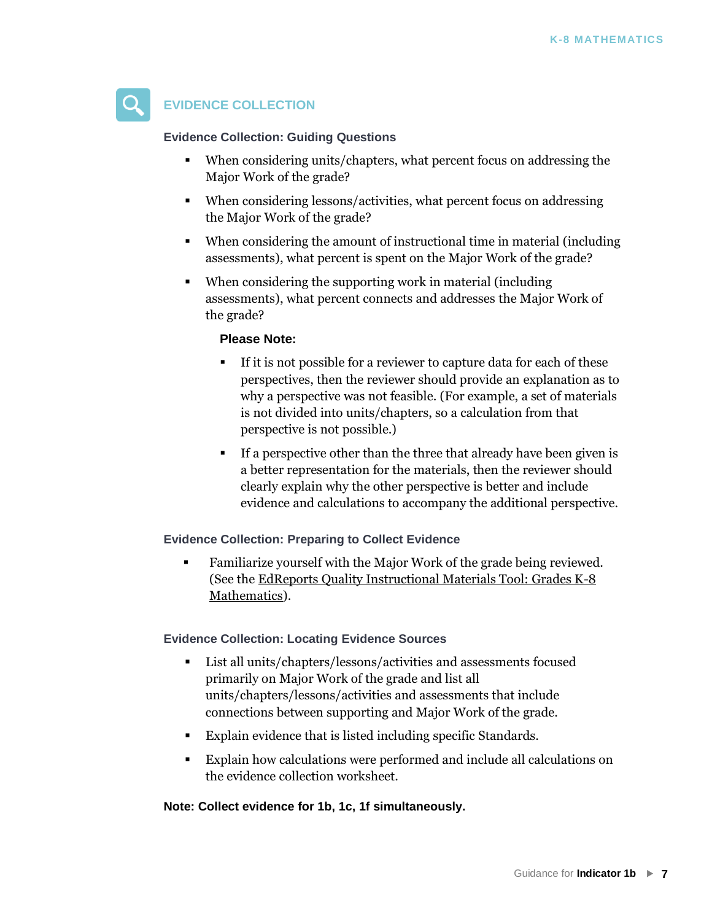## EVIDENCE COLLECTION

### Evidence Collection: Guiding Questions

- When considering units/chapters, what percent focus on addressing the Major Work of the grade?
- When considering lessons/activities, what percent focus on addressing the Major Work of the grade?
- When considering the amount of instructional time in material (including assessments), what percent is spent on the Major Work of the grade?
- When considering the supporting work in material (including assessments), what percent connects and addresses the Major Work of the grade?

  **Please Note:**

  - If it is not possible for a reviewer to capture data for each of these perspectives, then the reviewer should provide an explanation as to why a perspective was not feasible. (For example, a set of materials is not divided into units/chapters, so a calculation from that perspective is not possible.)
  - If a perspective other than the three that already have been given is a better representation for the materials, then the reviewer should clearly explain why the other perspective is better and include evidence and calculations to accompany the additional perspective.

### Evidence Collection: Preparing to Collect Evidence

- Familiarize yourself with the Major Work of the grade being reviewed. (See the EdReports Quality Instructional Materials Tool: Grades K-8 Mathematics).

### Evidence Collection: Locating Evidence Sources

- List all units/chapters/lessons/activities and assessments focused primarily on Major Work of the grade and list all units/chapters/lessons/activities and assessments that include connections between supporting and Major Work of the grade.
- Explain evidence that is listed including specific Standards.
- Explain how calculations were performed and include all calculations on the evidence collection worksheet.

**Note: Collect evidence for 1b, 1c, 1f simultaneously.**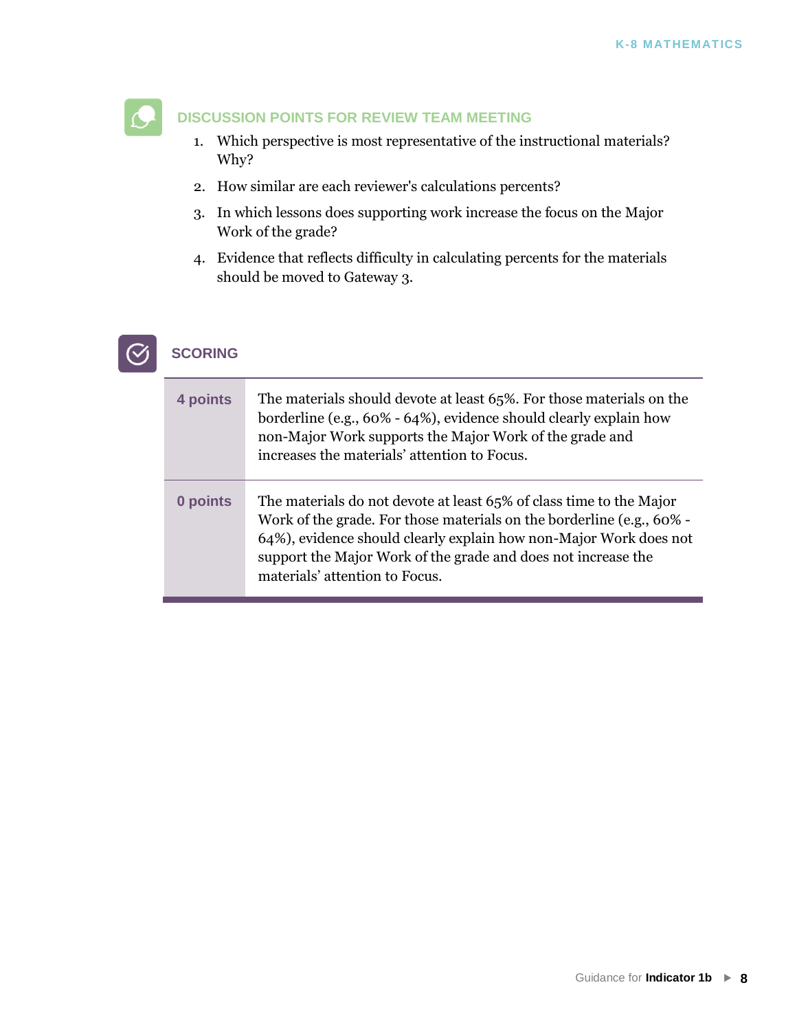### DISCUSSION POINTS FOR REVIEW TEAM MEETING

1. Which perspective is most representative of the instructional materials? Why?
2. How similar are each reviewer's calculations percents?
3. In which lessons does supporting work increase the focus on the Major Work of the grade?
4. Evidence that reflects difficulty in calculating percents for the materials should be moved to Gateway 3.

### SCORING

| | |
|---|---|
| **4 points** | The materials should devote at least 65%. For those materials on the borderline (e.g., 60% - 64%), evidence should clearly explain how non-Major Work supports the Major Work of the grade and increases the materials' attention to Focus. |
| **0 points** | The materials do not devote at least 65% of class time to the Major Work of the grade. For those materials on the borderline (e.g., 60% - 64%), evidence should clearly explain how non-Major Work does not support the Major Work of the grade and does not increase the materials' attention to Focus. |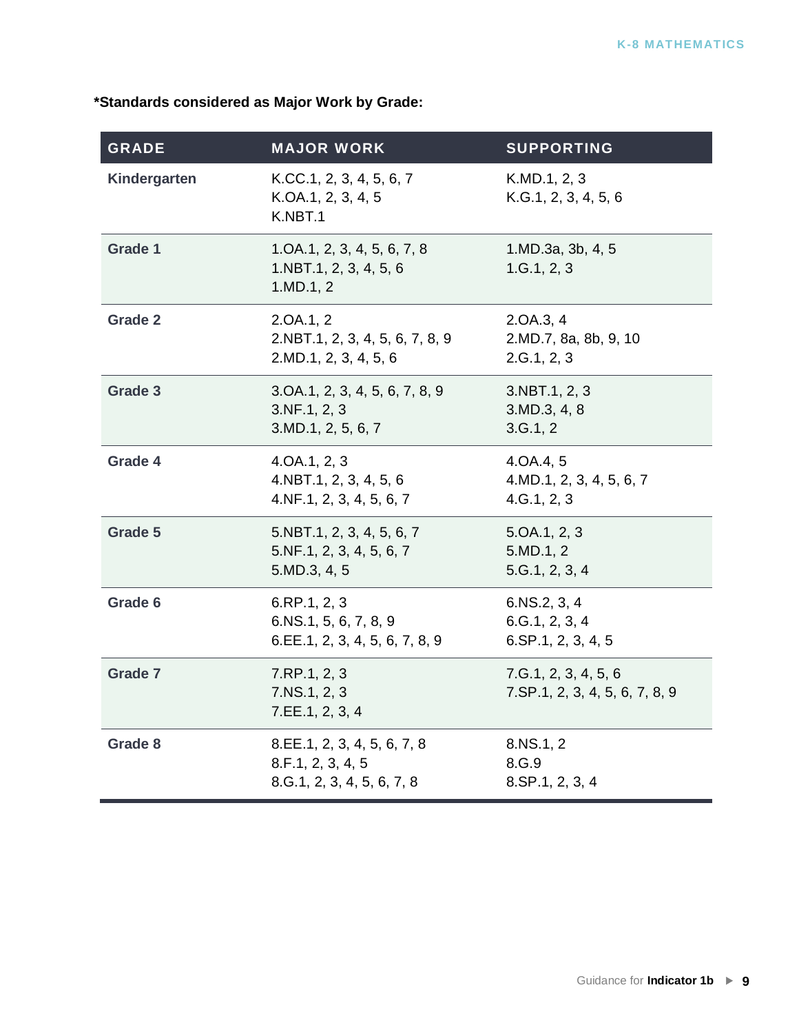**\*Standards considered as Major Work by Grade:**

| GRADE | MAJOR WORK | SUPPORTING |
|---|---|---|
| **Kindergarten** | K.CC.1, 2, 3, 4, 5, 6, 7<br>K.OA.1, 2, 3, 4, 5<br>K.NBT.1 | K.MD.1, 2, 3<br>K.G.1, 2, 3, 4, 5, 6 |
| **Grade 1** | 1.OA.1, 2, 3, 4, 5, 6, 7, 8<br>1.NBT.1, 2, 3, 4, 5, 6<br>1.MD.1, 2 | 1.MD.3a, 3b, 4, 5<br>1.G.1, 2, 3 |
| **Grade 2** | 2.OA.1, 2<br>2.NBT.1, 2, 3, 4, 5, 6, 7, 8, 9<br>2.MD.1, 2, 3, 4, 5, 6 | 2.OA.3, 4<br>2.MD.7, 8a, 8b, 9, 10<br>2.G.1, 2, 3 |
| **Grade 3** | 3.OA.1, 2, 3, 4, 5, 6, 7, 8, 9<br>3.NF.1, 2, 3<br>3.MD.1, 2, 5, 6, 7 | 3.NBT.1, 2, 3<br>3.MD.3, 4, 8<br>3.G.1, 2 |
| **Grade 4** | 4.OA.1, 2, 3<br>4.NBT.1, 2, 3, 4, 5, 6<br>4.NF.1, 2, 3, 4, 5, 6, 7 | 4.OA.4, 5<br>4.MD.1, 2, 3, 4, 5, 6, 7<br>4.G.1, 2, 3 |
| **Grade 5** | 5.NBT.1, 2, 3, 4, 5, 6, 7<br>5.NF.1, 2, 3, 4, 5, 6, 7<br>5.MD.3, 4, 5 | 5.OA.1, 2, 3<br>5.MD.1, 2<br>5.G.1, 2, 3, 4 |
| **Grade 6** | 6.RP.1, 2, 3<br>6.NS.1, 5, 6, 7, 8, 9<br>6.EE.1, 2, 3, 4, 5, 6, 7, 8, 9 | 6.NS.2, 3, 4<br>6.G.1, 2, 3, 4<br>6.SP.1, 2, 3, 4, 5 |
| **Grade 7** | 7.RP.1, 2, 3<br>7.NS.1, 2, 3<br>7.EE.1, 2, 3, 4 | 7.G.1, 2, 3, 4, 5, 6<br>7.SP.1, 2, 3, 4, 5, 6, 7, 8, 9 |
| **Grade 8** | 8.EE.1, 2, 3, 4, 5, 6, 7, 8<br>8.F.1, 2, 3, 4, 5<br>8.G.1, 2, 3, 4, 5, 6, 7, 8 | 8.NS.1, 2<br>8.G.9<br>8.SP.1, 2, 3, 4 |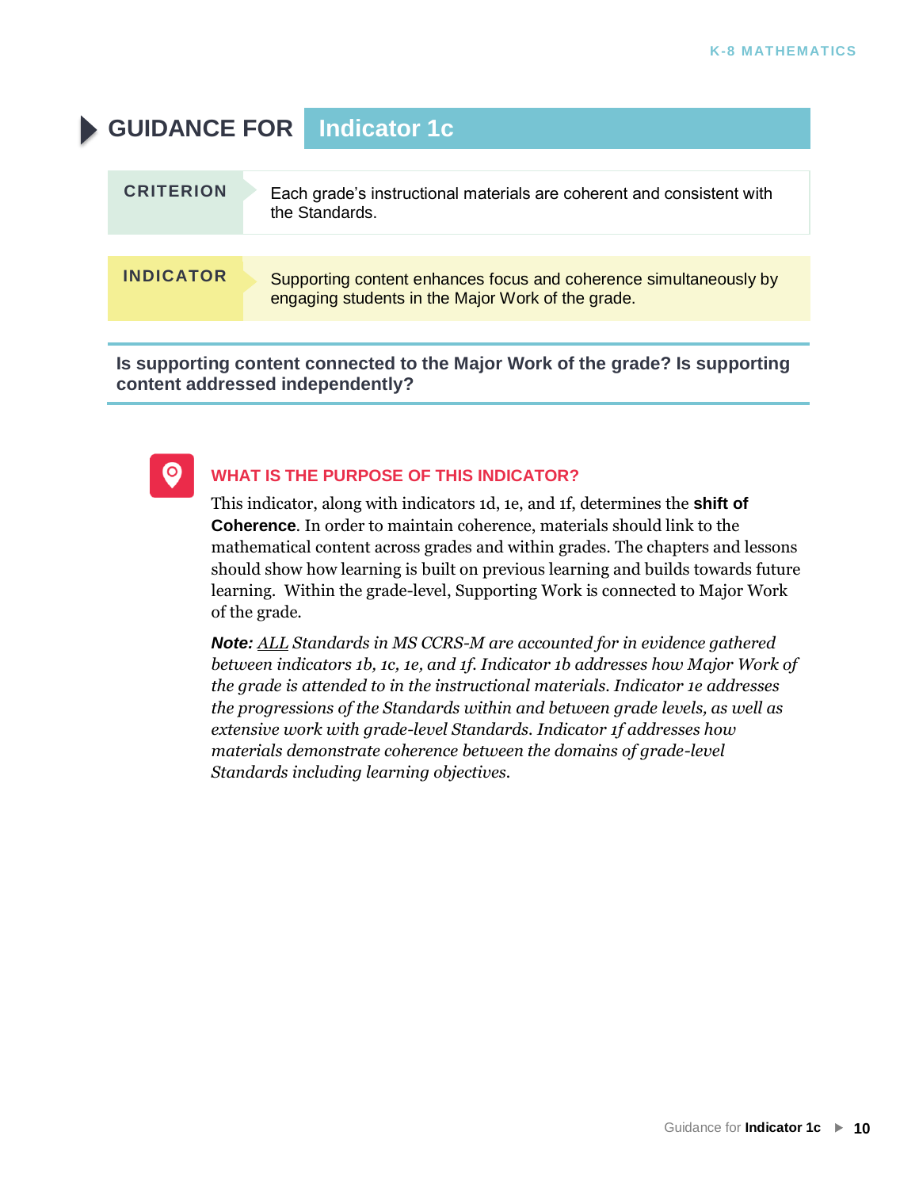# GUIDANCE FOR Indicator 1c

| | |
|---|---|
| **CRITERION** | Each grade's instructional materials are coherent and consistent with the Standards. |
| **INDICATOR** | Supporting content enhances focus and coherence simultaneously by engaging students in the Major Work of the grade. |

**Is supporting content connected to the Major Work of the grade? Is supporting content addressed independently?**

### WHAT IS THE PURPOSE OF THIS INDICATOR?

This indicator, along with indicators 1d, 1e, and 1f, determines the **shift of Coherence**. In order to maintain coherence, materials should link to the mathematical content across grades and within grades. The chapters and lessons should show how learning is built on previous learning and builds towards future learning. Within the grade-level, Supporting Work is connected to Major Work of the grade.

***Note:*** *ALL Standards in MS CCRS-M are accounted for in evidence gathered between indicators 1b, 1c, 1e, and 1f. Indicator 1b addresses how Major Work of the grade is attended to in the instructional materials. Indicator 1e addresses the progressions of the Standards within and between grade levels, as well as extensive work with grade-level Standards. Indicator 1f addresses how materials demonstrate coherence between the domains of grade-level Standards including learning objectives.*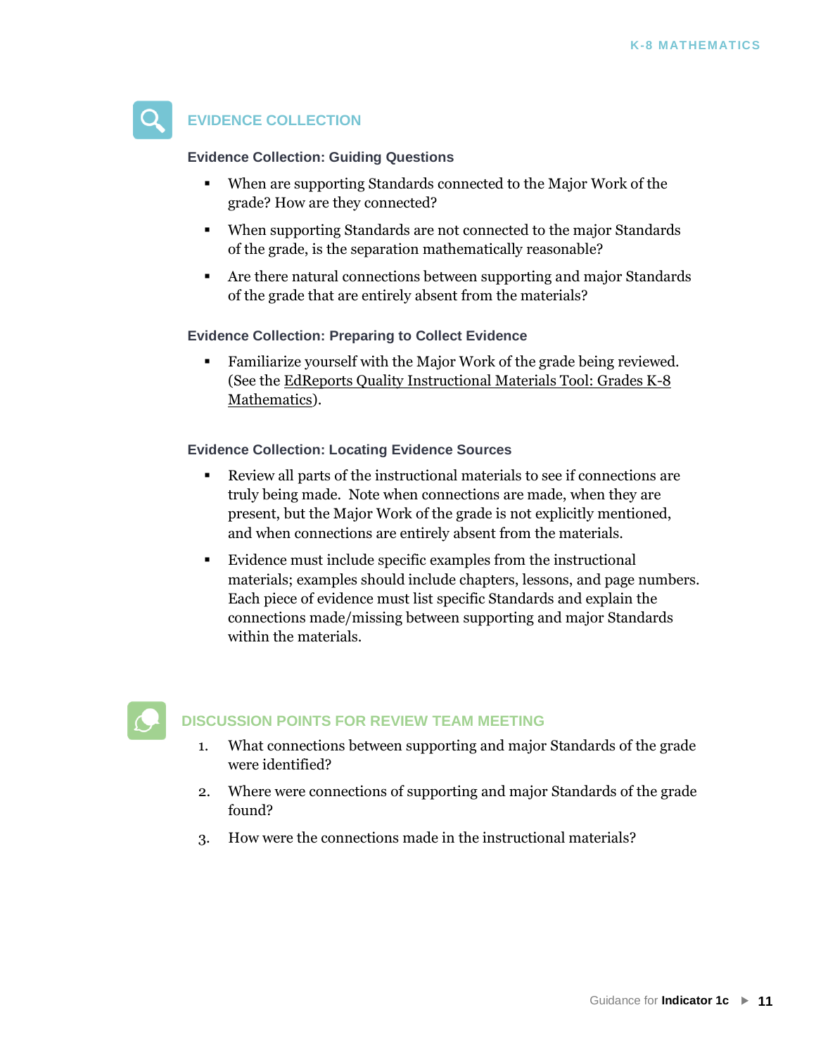## EVIDENCE COLLECTION

### Evidence Collection: Guiding Questions

- When are supporting Standards connected to the Major Work of the grade? How are they connected?
- When supporting Standards are not connected to the major Standards of the grade, is the separation mathematically reasonable?
- Are there natural connections between supporting and major Standards of the grade that are entirely absent from the materials?

### Evidence Collection: Preparing to Collect Evidence

- Familiarize yourself with the Major Work of the grade being reviewed. (See the EdReports Quality Instructional Materials Tool: Grades K-8 Mathematics).

### Evidence Collection: Locating Evidence Sources

- Review all parts of the instructional materials to see if connections are truly being made. Note when connections are made, when they are present, but the Major Work of the grade is not explicitly mentioned, and when connections are entirely absent from the materials.
- Evidence must include specific examples from the instructional materials; examples should include chapters, lessons, and page numbers. Each piece of evidence must list specific Standards and explain the connections made/missing between supporting and major Standards within the materials.

## DISCUSSION POINTS FOR REVIEW TEAM MEETING

1. What connections between supporting and major Standards of the grade were identified?
2. Where were connections of supporting and major Standards of the grade found?
3. How were the connections made in the instructional materials?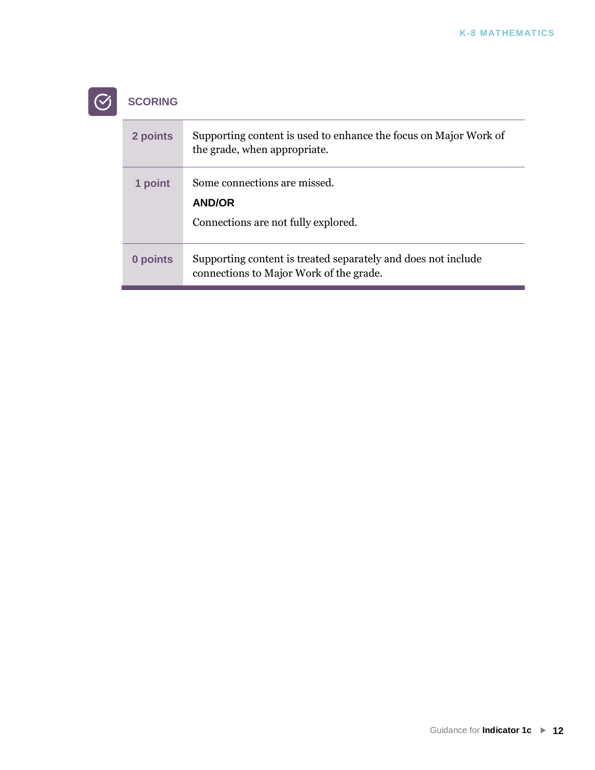## SCORING

| Points | Description |
|---|---|
| **2 points** | Supporting content is used to enhance the focus on Major Work of the grade, when appropriate. |
| **1 point** | Some connections are missed.<br>**AND/OR**<br>Connections are not fully explored. |
| **0 points** | Supporting content is treated separately and does not include connections to Major Work of the grade. |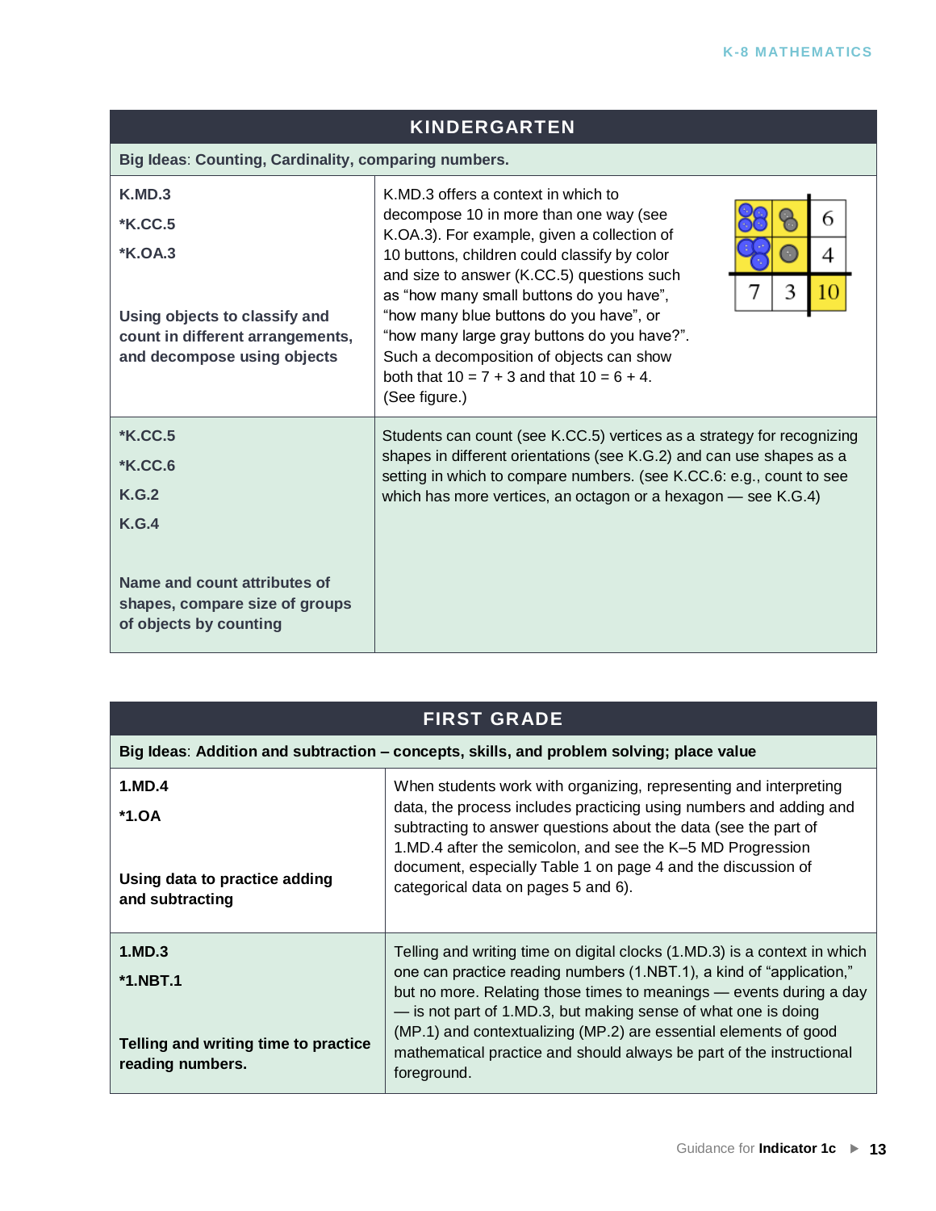## KINDERGARTEN

**Big Ideas**: **Counting, Cardinality, comparing numbers.**

| | |
|---|---|
| **K.MD.3**<br>**\*K.CC.5**<br>**\*K.OA.3**<br><br>**Using objects to classify and count in different arrangements, and decompose using objects** | K.MD.3 offers a context in which to decompose 10 in more than one way (see K.OA.3). For example, given a collection of 10 buttons, children could classify by color and size to answer (K.CC.5) questions such as "how many small buttons do you have", "how many blue buttons do you have", or "how many large gray buttons do you have?". Such a decomposition of objects can show both that 10 = 7 + 3 and that 10 = 6 + 4. (See figure.) |
| **\*K.CC.5**<br>**\*K.CC.6**<br>**K.G.2**<br>**K.G.4**<br><br>**Name and count attributes of shapes, compare size of groups of objects by counting** | Students can count (see K.CC.5) vertices as a strategy for recognizing shapes in different orientations (see K.G.2) and can use shapes as a setting in which to compare numbers. (see K.CC.6: e.g., count to see which has more vertices, an octagon or a hexagon — see K.G.4) |

## FIRST GRADE

**Big Ideas**: **Addition and subtraction – concepts, skills, and problem solving; place value**

| | |
|---|---|
| **1.MD.4**<br>**\*1.OA**<br><br>**Using data to practice adding and subtracting** | When students work with organizing, representing and interpreting data, the process includes practicing using numbers and adding and subtracting to answer questions about the data (see the part of 1.MD.4 after the semicolon, and see the K–5 MD Progression document, especially Table 1 on page 4 and the discussion of categorical data on pages 5 and 6). |
| **1.MD.3**<br>**\*1.NBT.1**<br><br>**Telling and writing time to practice reading numbers.** | Telling and writing time on digital clocks (1.MD.3) is a context in which one can practice reading numbers (1.NBT.1), a kind of "application," but no more. Relating those times to meanings — events during a day — is not part of 1.MD.3, but making sense of what one is doing (MP.1) and contextualizing (MP.2) are essential elements of good mathematical practice and should always be part of the instructional foreground. |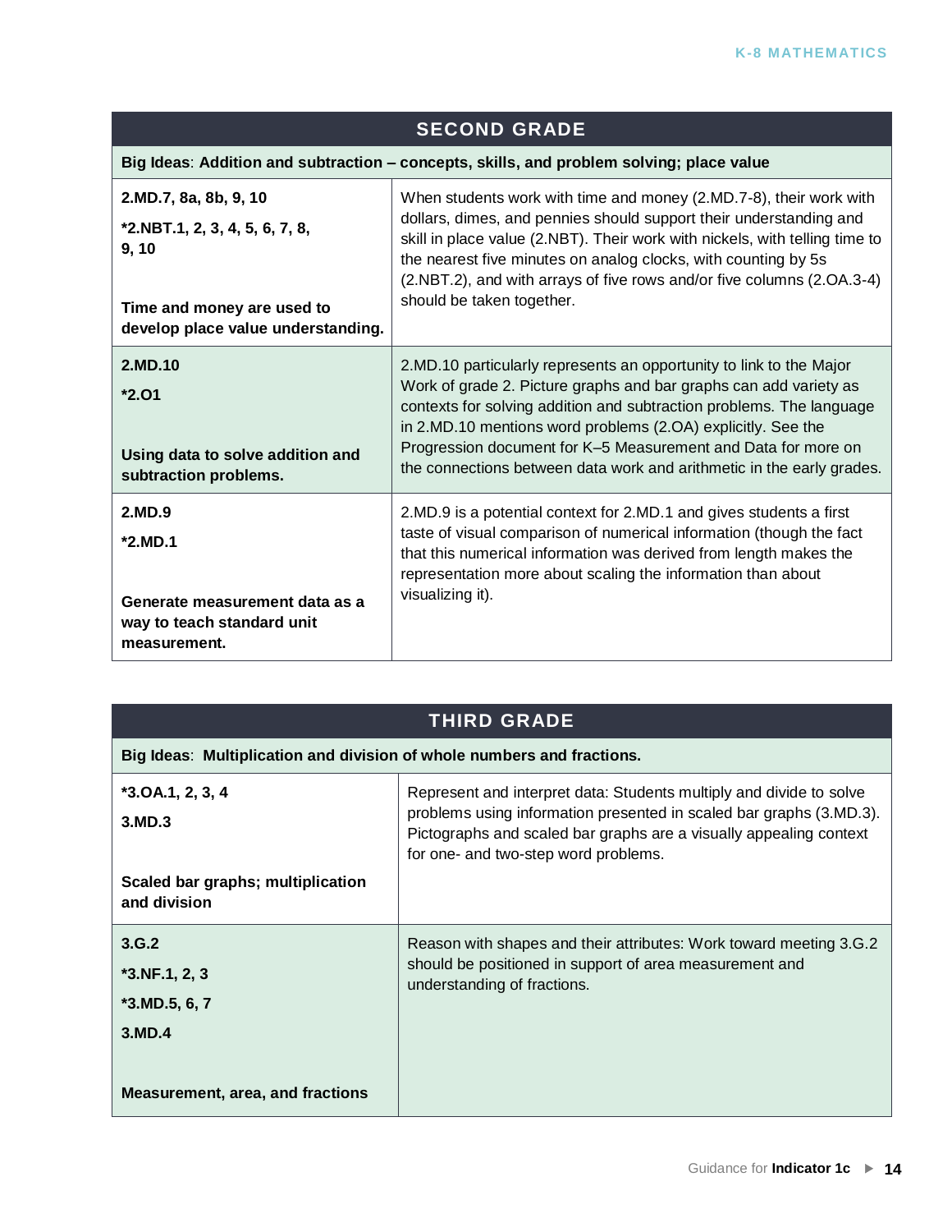| SECOND GRADE | |
|---|---|
| **Big Ideas**: **Addition and subtraction – concepts, skills, and problem solving; place value** | |
| **2.MD.7, 8a, 8b, 9, 10**<br>***2.NBT.1, 2, 3, 4, 5, 6, 7, 8, 9, 10**<br><br>**Time and money are used to develop place value understanding.** | When students work with time and money (2.MD.7-8), their work with dollars, dimes, and pennies should support their understanding and skill in place value (2.NBT). Their work with nickels, with telling time to the nearest five minutes on analog clocks, with counting by 5s (2.NBT.2), and with arrays of five rows and/or five columns (2.OA.3-4) should be taken together. |
| **2.MD.10**<br>***2.O1**<br><br>**Using data to solve addition and subtraction problems.** | 2.MD.10 particularly represents an opportunity to link to the Major Work of grade 2. Picture graphs and bar graphs can add variety as contexts for solving addition and subtraction problems. The language in 2.MD.10 mentions word problems (2.OA) explicitly. See the Progression document for K–5 Measurement and Data for more on the connections between data work and arithmetic in the early grades. |
| **2.MD.9**<br>***2.MD.1**<br><br>**Generate measurement data as a way to teach standard unit measurement.** | 2.MD.9 is a potential context for 2.MD.1 and gives students a first taste of visual comparison of numerical information (though the fact that this numerical information was derived from length makes the representation more about scaling the information than about visualizing it). |

| THIRD GRADE | |
|---|---|
| **Big Ideas**: **Multiplication and division of whole numbers and fractions.** | |
| ***3.OA.1, 2, 3, 4**<br>**3.MD.3**<br><br>**Scaled bar graphs; multiplication and division** | Represent and interpret data: Students multiply and divide to solve problems using information presented in scaled bar graphs (3.MD.3). Pictographs and scaled bar graphs are a visually appealing context for one- and two-step word problems. |
| **3.G.2**<br>***3.NF.1, 2, 3**<br>***3.MD.5, 6, 7**<br>**3.MD.4**<br><br>**Measurement, area, and fractions** | Reason with shapes and their attributes: Work toward meeting 3.G.2 should be positioned in support of area measurement and understanding of fractions. |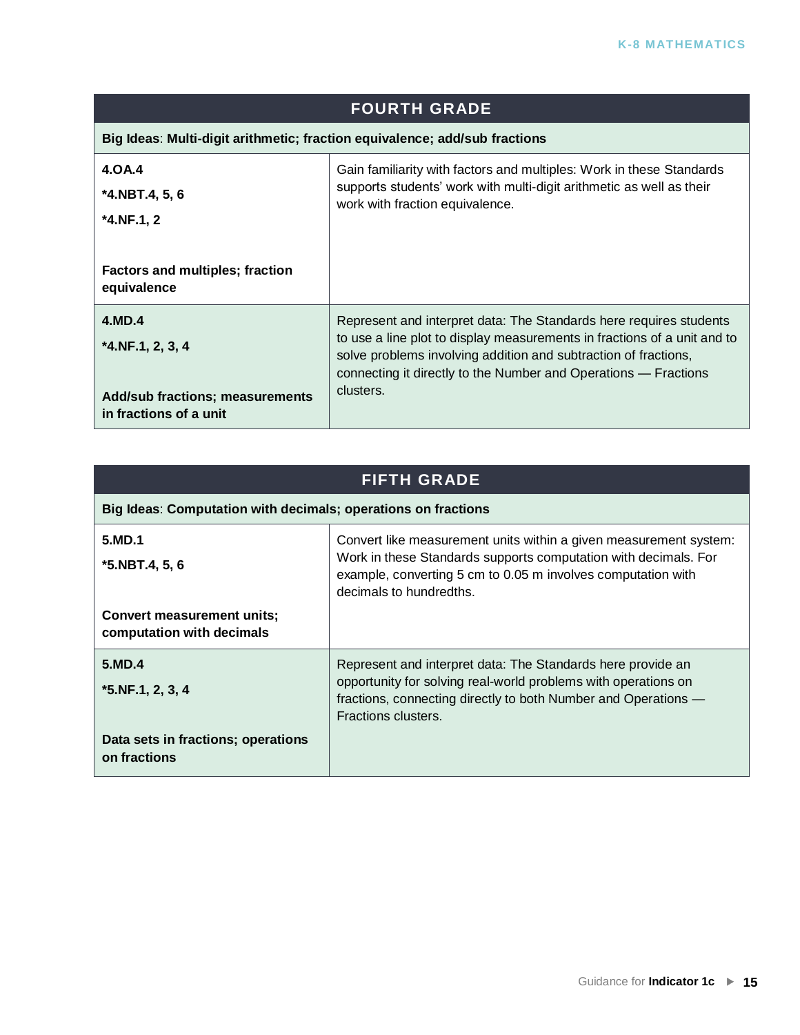| FOURTH GRADE | |
|---|---|
| **Big Ideas**: **Multi-digit arithmetic; fraction equivalence; add/sub fractions** | |
| **4.OA.4**<br>***4.NBT.4, 5, 6**<br>***4.NF.1, 2**<br><br>**Factors and multiples; fraction equivalence** | Gain familiarity with factors and multiples: Work in these Standards supports students' work with multi-digit arithmetic as well as their work with fraction equivalence. |
| **4.MD.4**<br>***4.NF.1, 2, 3, 4**<br><br>**Add/sub fractions; measurements in fractions of a unit** | Represent and interpret data: The Standards here requires students to use a line plot to display measurements in fractions of a unit and to solve problems involving addition and subtraction of fractions, connecting it directly to the Number and Operations — Fractions clusters. |

| FIFTH GRADE | |
|---|---|
| **Big Ideas**: **Computation with decimals; operations on fractions** | |
| **5.MD.1**<br>***5.NBT.4, 5, 6**<br><br>**Convert measurement units; computation with decimals** | Convert like measurement units within a given measurement system: Work in these Standards supports computation with decimals. For example, converting 5 cm to 0.05 m involves computation with decimals to hundredths. |
| **5.MD.4**<br>***5.NF.1, 2, 3, 4**<br><br>**Data sets in fractions; operations on fractions** | Represent and interpret data: The Standards here provide an opportunity for solving real-world problems with operations on fractions, connecting directly to both Number and Operations — Fractions clusters. |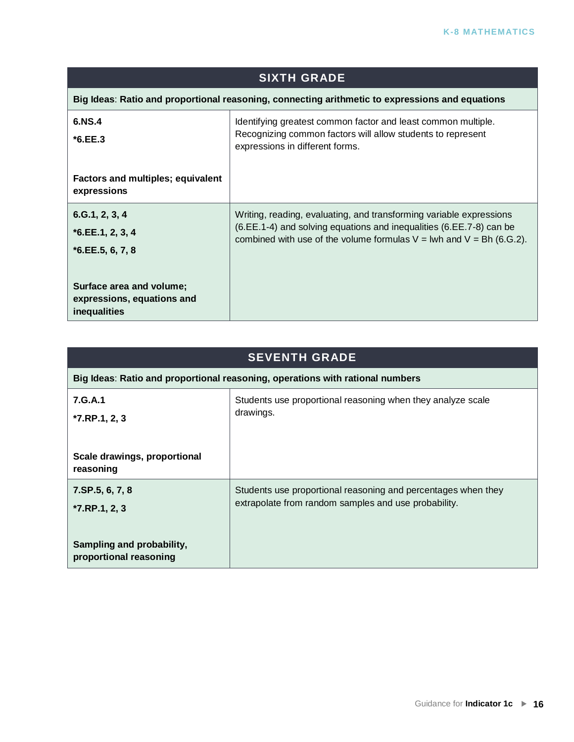| SIXTH GRADE | |
|---|---|
| **Big Ideas: Ratio and proportional reasoning, connecting arithmetic to expressions and equations** | |
| **6.NS.4**<br>***6.EE.3**<br><br>**Factors and multiples; equivalent expressions** | Identifying greatest common factor and least common multiple. Recognizing common factors will allow students to represent expressions in different forms. |
| **6.G.1, 2, 3, 4**<br>***6.EE.1, 2, 3, 4**<br>***6.EE.5, 6, 7, 8**<br><br>**Surface area and volume; expressions, equations and inequalities** | Writing, reading, evaluating, and transforming variable expressions (6.EE.1-4) and solving equations and inequalities (6.EE.7-8) can be combined with use of the volume formulas $V = lwh$ and $V = Bh$ (6.G.2). |

| SEVENTH GRADE | |
|---|---|
| **Big Ideas: Ratio and proportional reasoning, operations with rational numbers** | |
| **7.G.A.1**<br>***7.RP.1, 2, 3**<br><br>**Scale drawings, proportional reasoning** | Students use proportional reasoning when they analyze scale drawings. |
| **7.SP.5, 6, 7, 8**<br>***7.RP.1, 2, 3**<br><br>**Sampling and probability, proportional reasoning** | Students use proportional reasoning and percentages when they extrapolate from random samples and use probability. |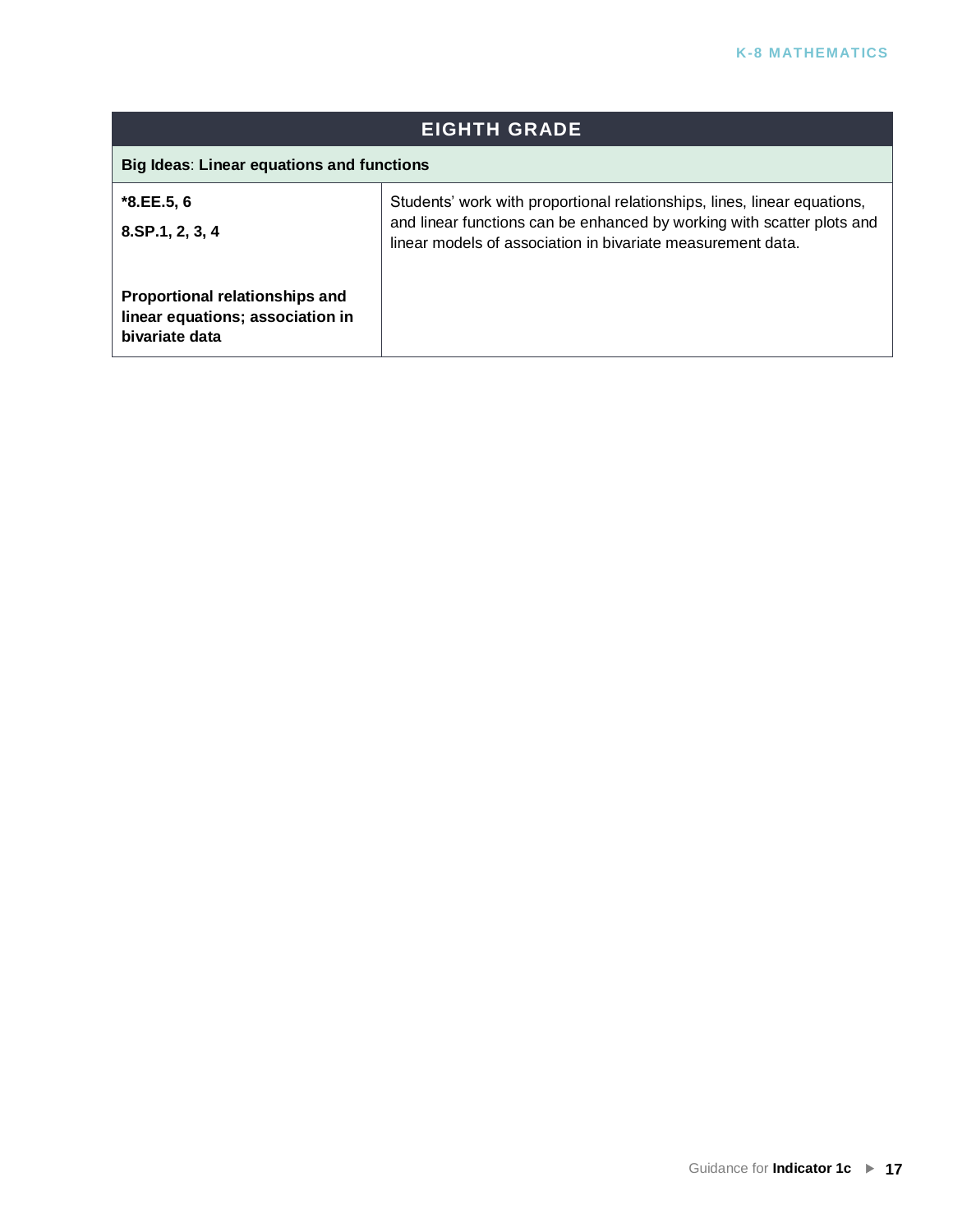| EIGHTH GRADE | |
|---|---|
| **Big Ideas**: **Linear equations and functions** | |
| ***8.EE.5, 6**<br>**8.SP.1, 2, 3, 4**<br><br>**Proportional relationships and linear equations; association in bivariate data** | Students' work with proportional relationships, lines, linear equations, and linear functions can be enhanced by working with scatter plots and linear models of association in bivariate measurement data. |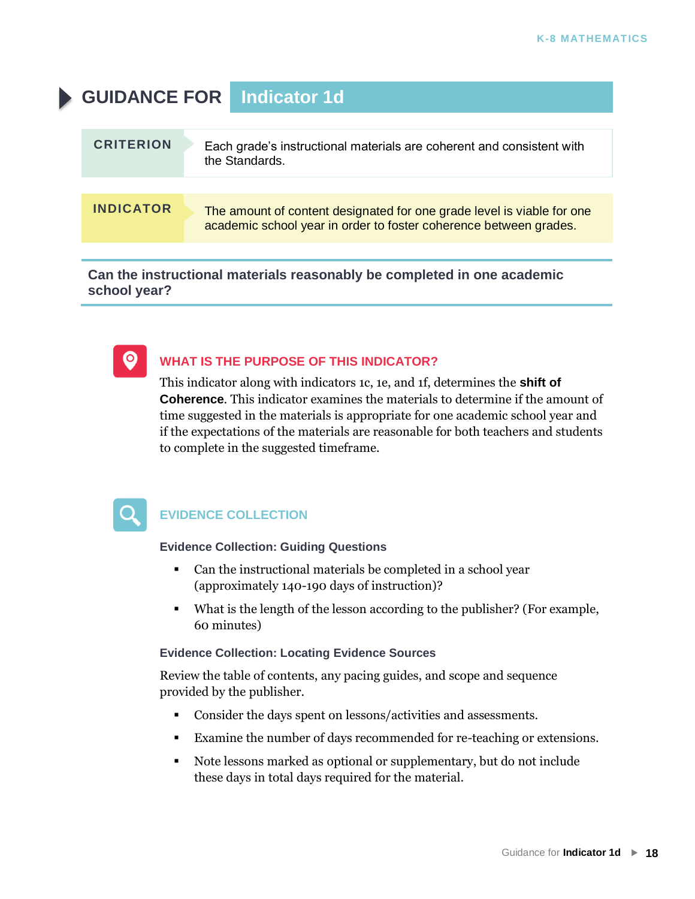# GUIDANCE FOR Indicator 1d

| CRITERION | Each grade's instructional materials are coherent and consistent with the Standards. |
|---|---|
| **INDICATOR** | The amount of content designated for one grade level is viable for one academic school year in order to foster coherence between grades. |

**Can the instructional materials reasonably be completed in one academic school year?**

## WHAT IS THE PURPOSE OF THIS INDICATOR?

This indicator along with indicators 1c, 1e, and 1f, determines the **shift of Coherence**. This indicator examines the materials to determine if the amount of time suggested in the materials is appropriate for one academic school year and if the expectations of the materials are reasonable for both teachers and students to complete in the suggested timeframe.

## EVIDENCE COLLECTION

### Evidence Collection: Guiding Questions

- Can the instructional materials be completed in a school year (approximately 140-190 days of instruction)?
- What is the length of the lesson according to the publisher? (For example, 60 minutes)

### Evidence Collection: Locating Evidence Sources

Review the table of contents, any pacing guides, and scope and sequence provided by the publisher.

- Consider the days spent on lessons/activities and assessments.
- Examine the number of days recommended for re-teaching or extensions.
- Note lessons marked as optional or supplementary, but do not include these days in total days required for the material.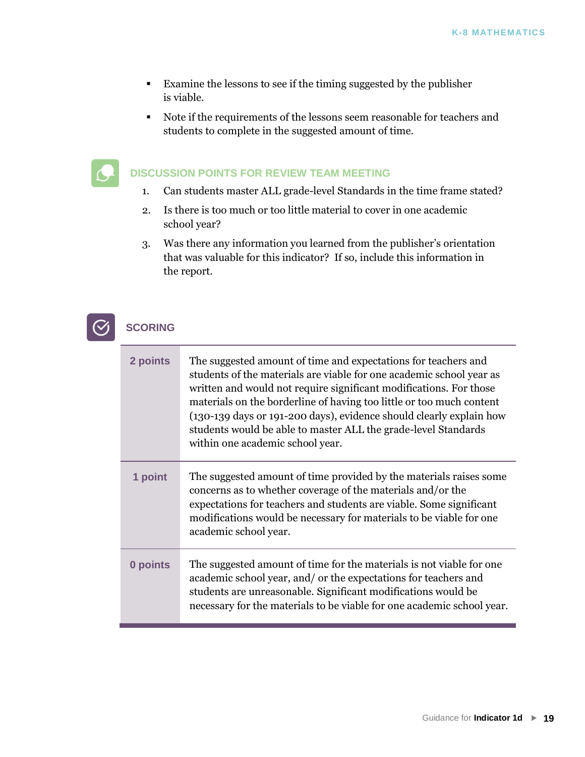- Examine the lessons to see if the timing suggested by the publisher is viable.
- Note if the requirements of the lessons seem reasonable for teachers and students to complete in the suggested amount of time.

### DISCUSSION POINTS FOR REVIEW TEAM MEETING

1. Can students master ALL grade-level Standards in the time frame stated?
2. Is there is too much or too little material to cover in one academic school year?
3. Was there any information you learned from the publisher's orientation that was valuable for this indicator? If so, include this information in the report.

### SCORING

| | |
|---|---|
| **2 points** | The suggested amount of time and expectations for teachers and students of the materials are viable for one academic school year as written and would not require significant modifications. For those materials on the borderline of having too little or too much content (130-139 days or 191-200 days), evidence should clearly explain how students would be able to master ALL the grade-level Standards within one academic school year. |
| **1 point** | The suggested amount of time provided by the materials raises some concerns as to whether coverage of the materials and/or the expectations for teachers and students are viable. Some significant modifications would be necessary for materials to be viable for one academic school year. |
| **0 points** | The suggested amount of time for the materials is not viable for one academic school year, and/ or the expectations for teachers and students are unreasonable. Significant modifications would be necessary for the materials to be viable for one academic school year. |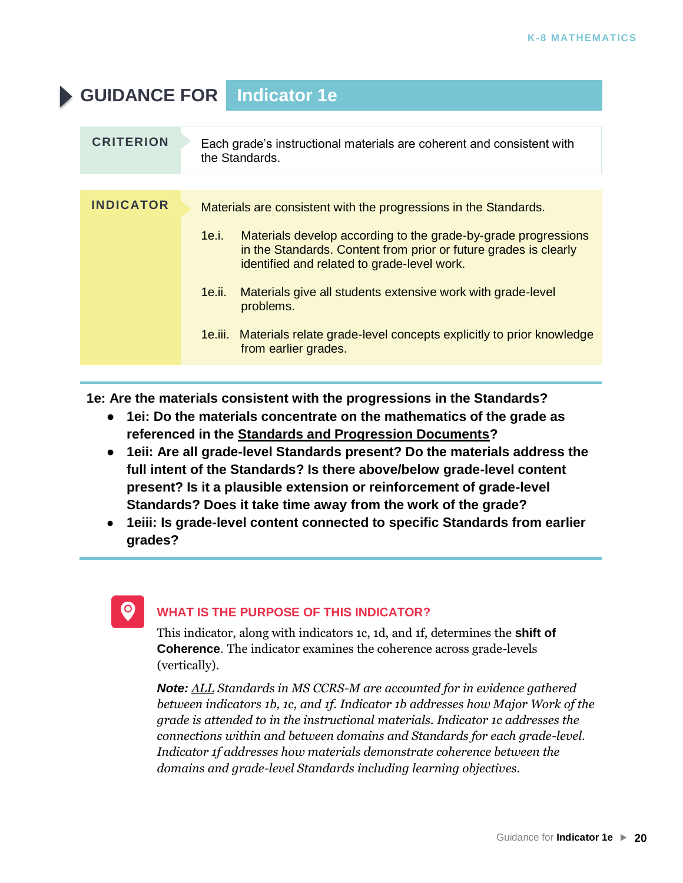# GUIDANCE FOR Indicator 1e

| CRITERION | Each grade's instructional materials are coherent and consistent with the Standards. |
|---|---|

**INDICATOR**

Materials are consistent with the progressions in the Standards.

1e.i. Materials develop according to the grade-by-grade progressions in the Standards. Content from prior or future grades is clearly identified and related to grade-level work.

1e.ii. Materials give all students extensive work with grade-level problems.

1e.iii. Materials relate grade-level concepts explicitly to prior knowledge from earlier grades.

---

**1e: Are the materials consistent with the progressions in the Standards?**

- **1ei: Do the materials concentrate on the mathematics of the grade as referenced in the <u>Standards and Progression Documents</u>?**
- **1eii: Are all grade-level Standards present? Do the materials address the full intent of the Standards? Is there above/below grade-level content present? Is it a plausible extension or reinforcement of grade-level Standards? Does it take time away from the work of the grade?**
- **1eiii: Is grade-level content connected to specific Standards from earlier grades?**

---

## WHAT IS THE PURPOSE OF THIS INDICATOR?

This indicator, along with indicators 1c, 1d, and 1f, determines the **shift of Coherence**. The indicator examines the coherence across grade-levels (vertically).

***Note:*** *<u>ALL</u> Standards in MS CCRS-M are accounted for in evidence gathered between indicators 1b, 1c, and 1f. Indicator 1b addresses how Major Work of the grade is attended to in the instructional materials. Indicator 1c addresses the connections within and between domains and Standards for each grade-level. Indicator 1f addresses how materials demonstrate coherence between the domains and grade-level Standards including learning objectives.*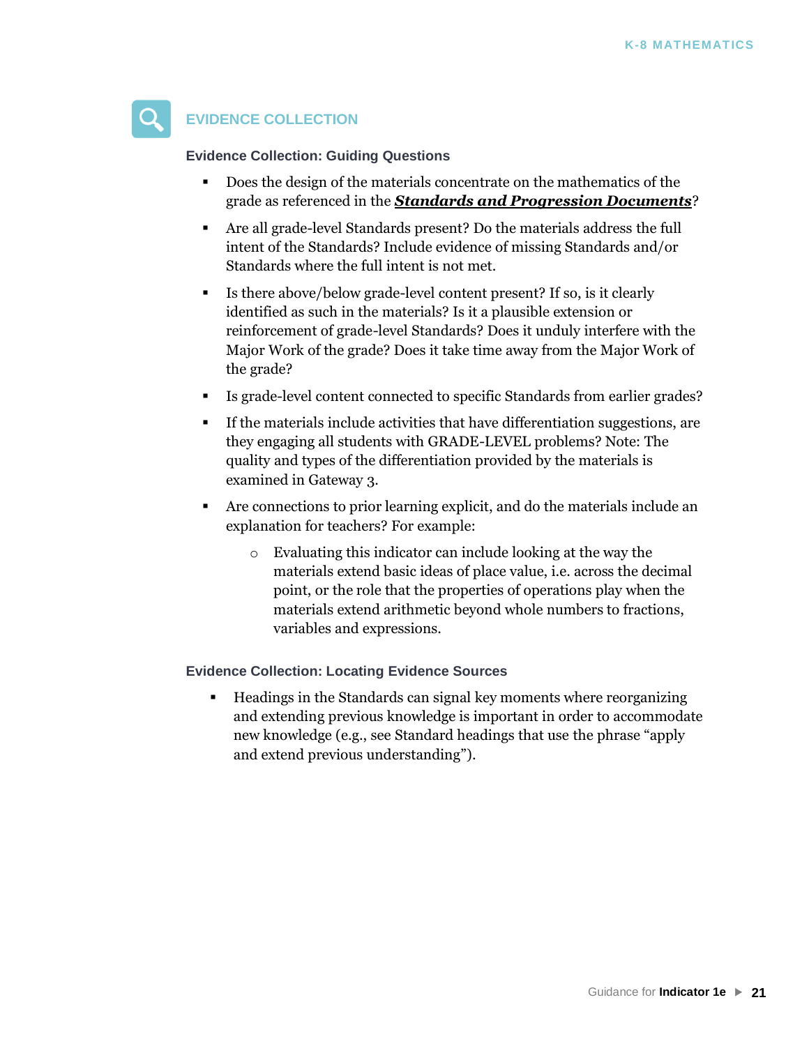## EVIDENCE COLLECTION

### Evidence Collection: Guiding Questions

- Does the design of the materials concentrate on the mathematics of the grade as referenced in the ***Standards and Progression Documents***?
- Are all grade-level Standards present? Do the materials address the full intent of the Standards? Include evidence of missing Standards and/or Standards where the full intent is not met.
- Is there above/below grade-level content present? If so, is it clearly identified as such in the materials? Is it a plausible extension or reinforcement of grade-level Standards? Does it unduly interfere with the Major Work of the grade? Does it take time away from the Major Work of the grade?
- Is grade-level content connected to specific Standards from earlier grades?
- If the materials include activities that have differentiation suggestions, are they engaging all students with GRADE-LEVEL problems? Note: The quality and types of the differentiation provided by the materials is examined in Gateway 3.
- Are connections to prior learning explicit, and do the materials include an explanation for teachers? For example:
  - Evaluating this indicator can include looking at the way the materials extend basic ideas of place value, i.e. across the decimal point, or the role that the properties of operations play when the materials extend arithmetic beyond whole numbers to fractions, variables and expressions.

### Evidence Collection: Locating Evidence Sources

- Headings in the Standards can signal key moments where reorganizing and extending previous knowledge is important in order to accommodate new knowledge (e.g., see Standard headings that use the phrase "apply and extend previous understanding").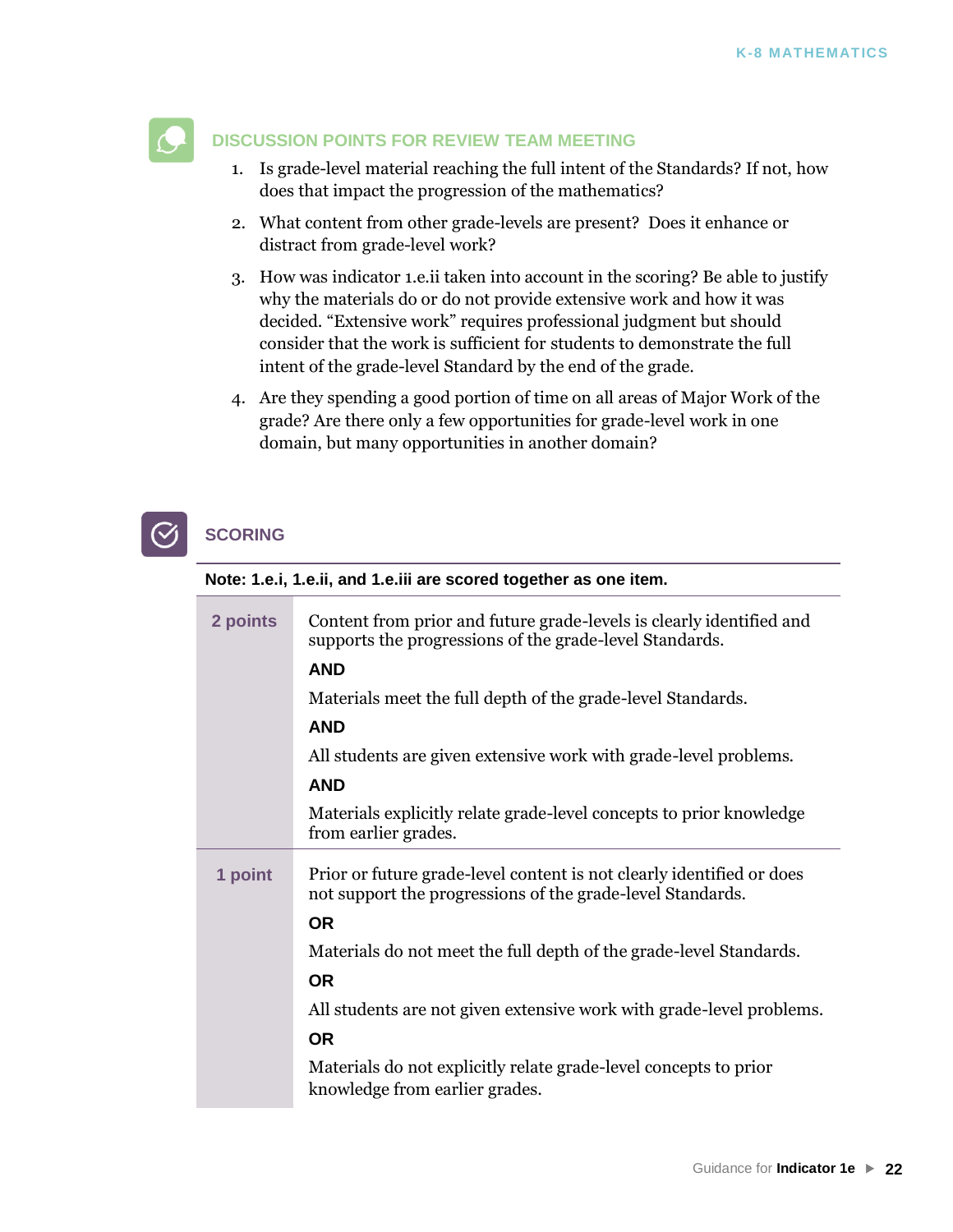## DISCUSSION POINTS FOR REVIEW TEAM MEETING

1. Is grade-level material reaching the full intent of the Standards? If not, how does that impact the progression of the mathematics?
2. What content from other grade-levels are present? Does it enhance or distract from grade-level work?
3. How was indicator 1.e.ii taken into account in the scoring? Be able to justify why the materials do or do not provide extensive work and how it was decided. "Extensive work" requires professional judgment but should consider that the work is sufficient for students to demonstrate the full intent of the grade-level Standard by the end of the grade.
4. Are they spending a good portion of time on all areas of Major Work of the grade? Are there only a few opportunities for grade-level work in one domain, but many opportunities in another domain?

## SCORING

**Note: 1.e.i, 1.e.ii, and 1.e.iii are scored together as one item.**

| Score | Criteria |
|---|---|
| **2 points** | Content from prior and future grade-levels is clearly identified and supports the progressions of the grade-level Standards.<br>**AND**<br>Materials meet the full depth of the grade-level Standards.<br>**AND**<br>All students are given extensive work with grade-level problems.<br>**AND**<br>Materials explicitly relate grade-level concepts to prior knowledge from earlier grades. |
| **1 point** | Prior or future grade-level content is not clearly identified or does not support the progressions of the grade-level Standards.<br>**OR**<br>Materials do not meet the full depth of the grade-level Standards.<br>**OR**<br>All students are not given extensive work with grade-level problems.<br>**OR**<br>Materials do not explicitly relate grade-level concepts to prior knowledge from earlier grades. |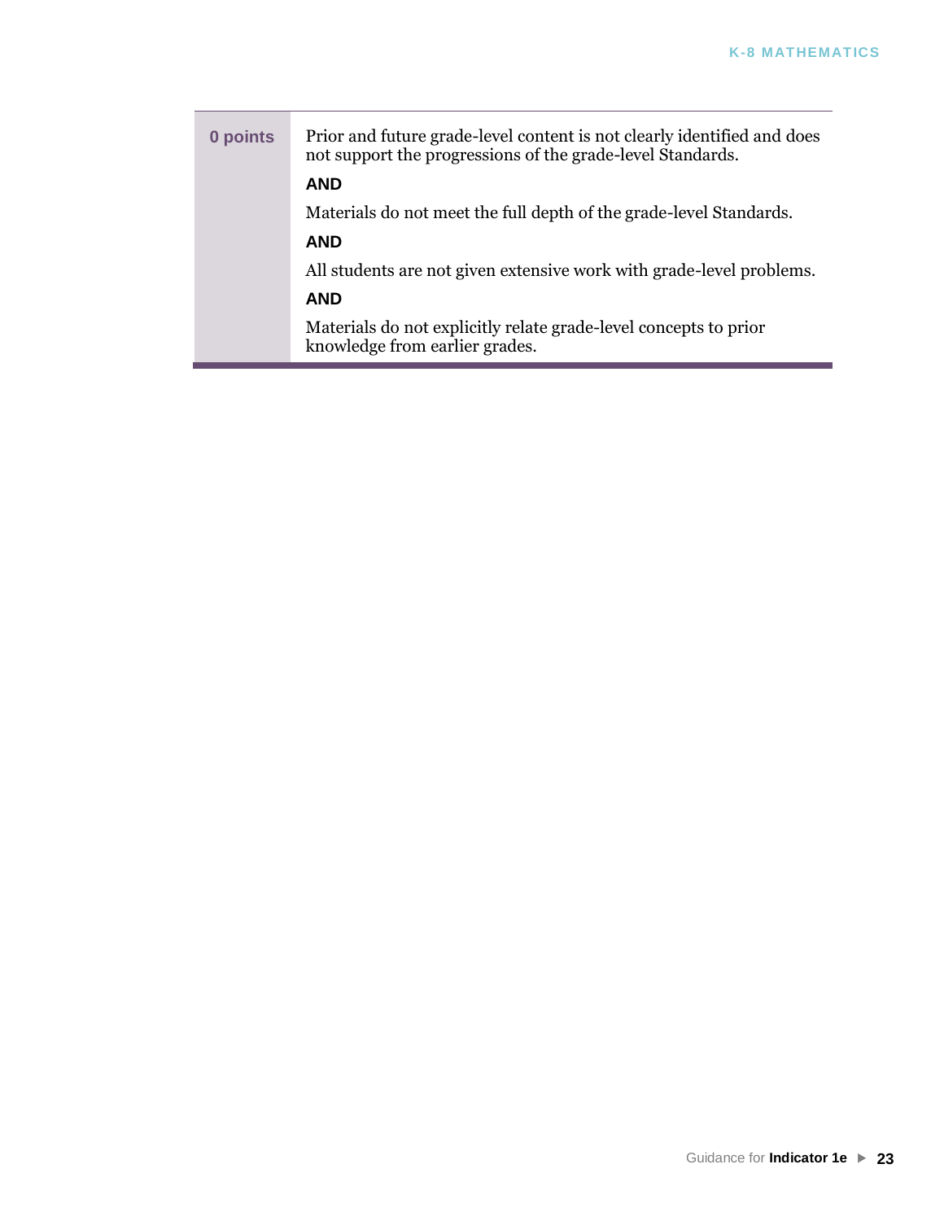| | |
|---|---|
| **0 points** | Prior and future grade-level content is not clearly identified and does not support the progressions of the grade-level Standards.<br><br>**AND**<br><br>Materials do not meet the full depth of the grade-level Standards.<br><br>**AND**<br><br>All students are not given extensive work with grade-level problems.<br><br>**AND**<br><br>Materials do not explicitly relate grade-level concepts to prior knowledge from earlier grades. |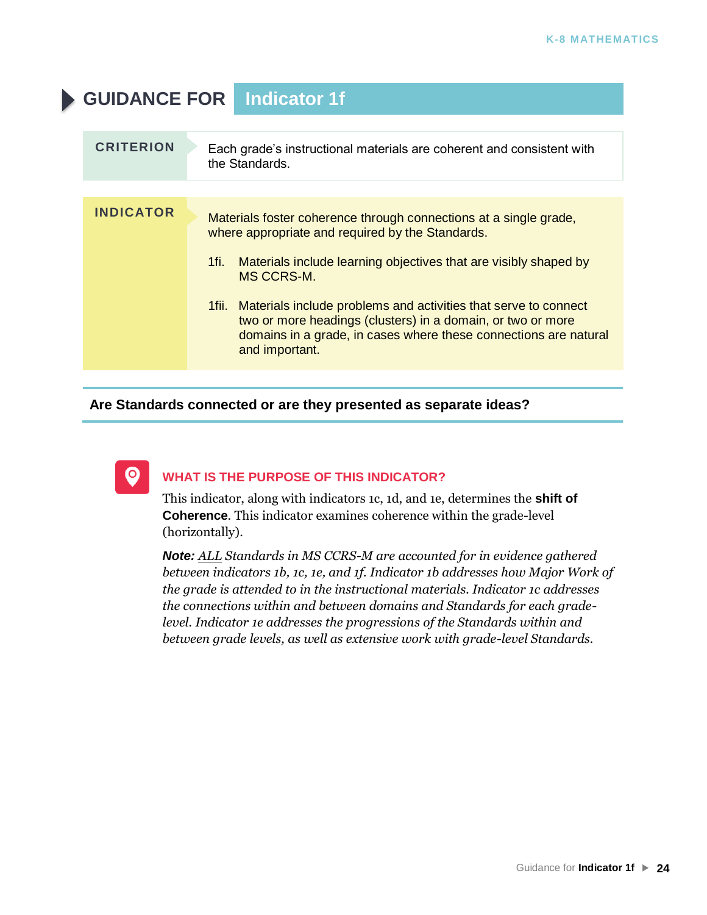# GUIDANCE FOR Indicator 1f

| CRITERION | Each grade's instructional materials are coherent and consistent with the Standards. |
|---|---|

**INDICATOR**

Materials foster coherence through connections at a single grade, where appropriate and required by the Standards.

1fi. Materials include learning objectives that are visibly shaped by MS CCRS-M.

1fii. Materials include problems and activities that serve to connect two or more headings (clusters) in a domain, or two or more domains in a grade, in cases where these connections are natural and important.

**Are Standards connected or are they presented as separate ideas?**

### WHAT IS THE PURPOSE OF THIS INDICATOR?

This indicator, along with indicators 1c, 1d, and 1e, determines the **shift of Coherence**. This indicator examines coherence within the grade-level (horizontally).

***Note:*** *ALL Standards in MS CCRS-M are accounted for in evidence gathered between indicators 1b, 1c, 1e, and 1f. Indicator 1b addresses how Major Work of the grade is attended to in the instructional materials. Indicator 1c addresses the connections within and between domains and Standards for each grade-level. Indicator 1e addresses the progressions of the Standards within and between grade levels, as well as extensive work with grade-level Standards.*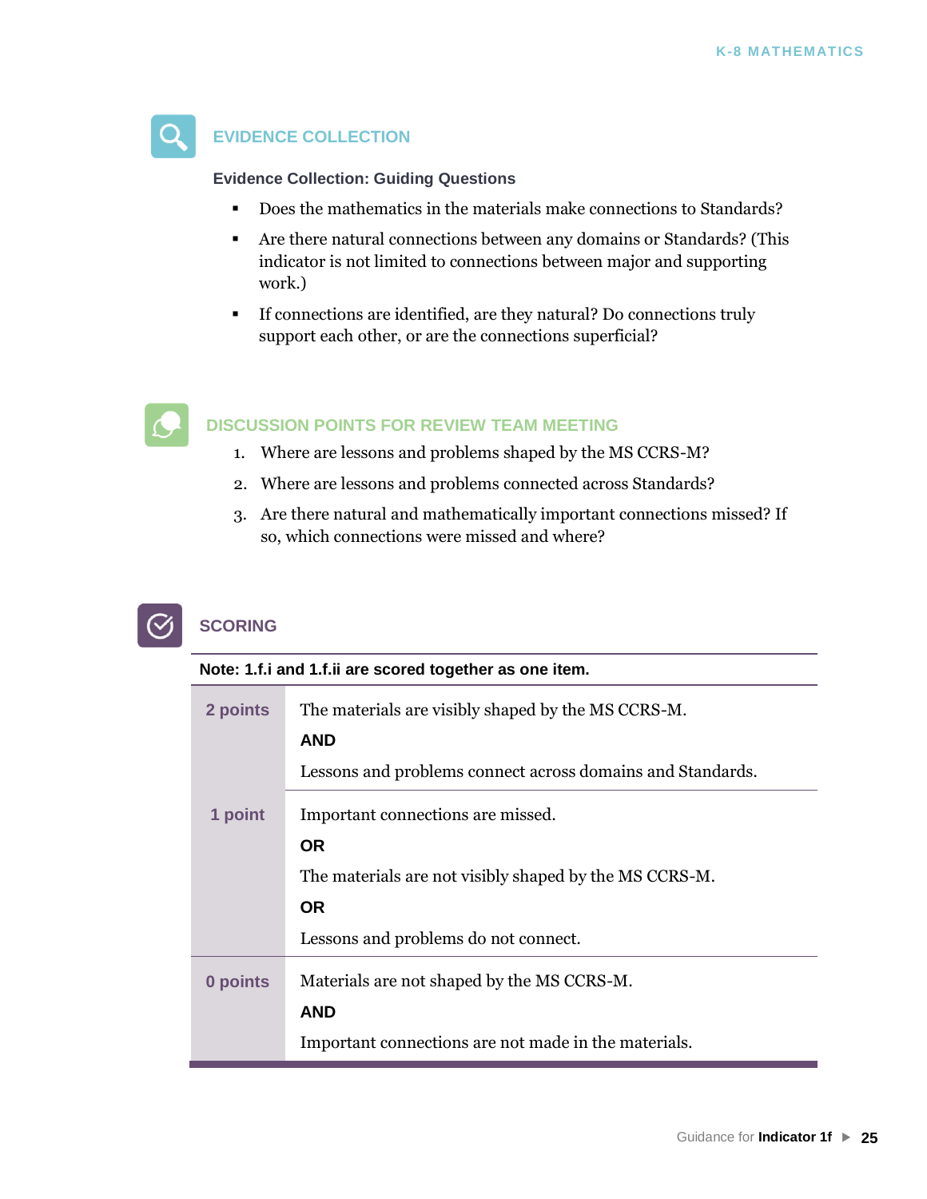## EVIDENCE COLLECTION

**Evidence Collection: Guiding Questions**

- Does the mathematics in the materials make connections to Standards?
- Are there natural connections between any domains or Standards? (This indicator is not limited to connections between major and supporting work.)
- If connections are identified, are they natural? Do connections truly support each other, or are the connections superficial?

## DISCUSSION POINTS FOR REVIEW TEAM MEETING

1. Where are lessons and problems shaped by the MS CCRS-M?
2. Where are lessons and problems connected across Standards?
3. Are there natural and mathematically important connections missed? If so, which connections were missed and where?

## SCORING

**Note: 1.f.i and 1.f.ii are scored together as one item.**

| | |
|---|---|
| **2 points** | The materials are visibly shaped by the MS CCRS-M.<br>**AND**<br>Lessons and problems connect across domains and Standards. |
| **1 point** | Important connections are missed.<br>**OR**<br>The materials are not visibly shaped by the MS CCRS-M.<br>**OR**<br>Lessons and problems do not connect. |
| **0 points** | Materials are not shaped by the MS CCRS-M.<br>**AND**<br>Important connections are not made in the materials. |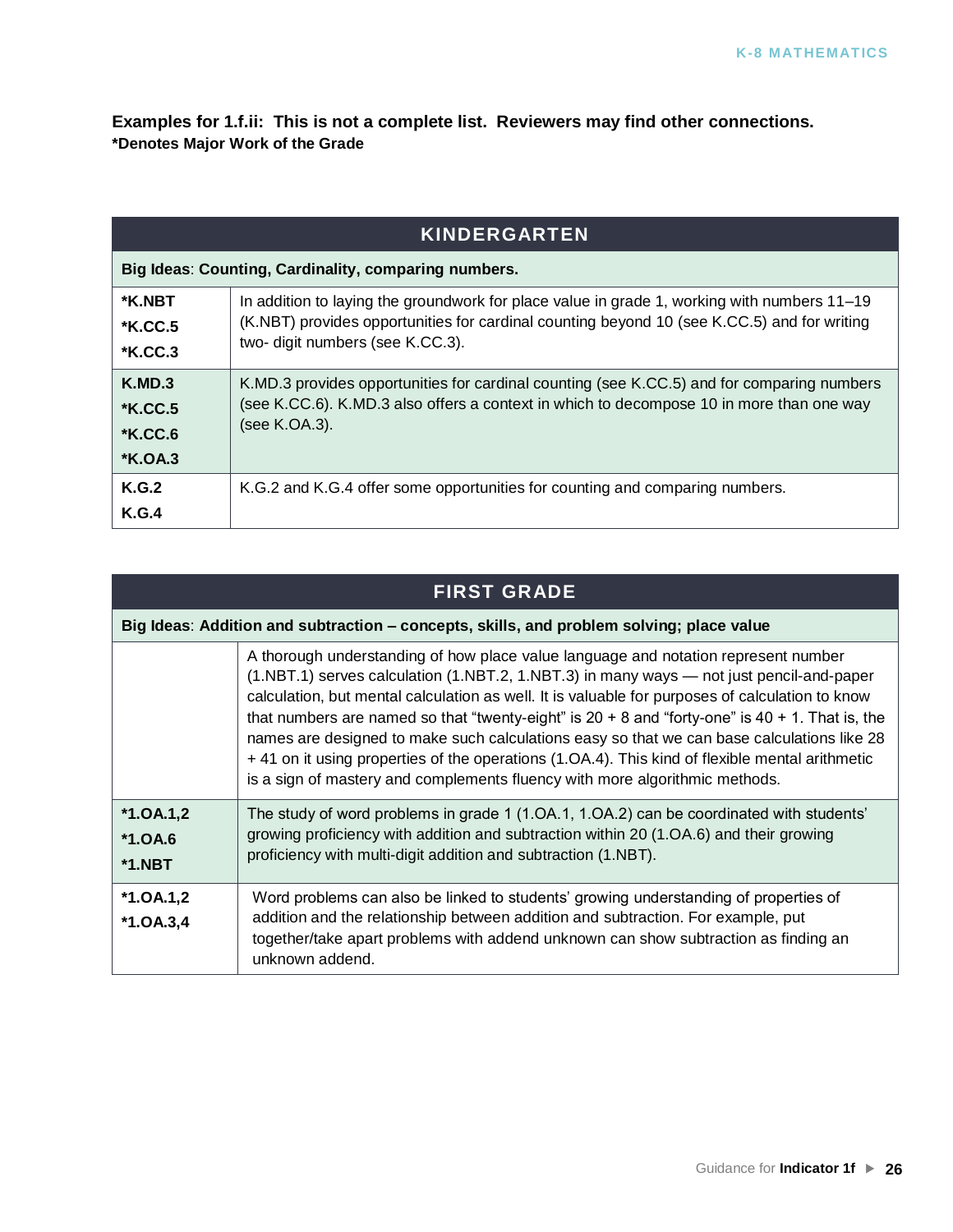**Examples for 1.f.ii: This is not a complete list. Reviewers may find other connections.**
**\*Denotes Major Work of the Grade**

| KINDERGARTEN | |
|---|---|
| **Big Ideas**: **Counting, Cardinality, comparing numbers.** | |
| **\*K.NBT**<br>**\*K.CC.5**<br>**\*K.CC.3** | In addition to laying the groundwork for place value in grade 1, working with numbers 11–19 (K.NBT) provides opportunities for cardinal counting beyond 10 (see K.CC.5) and for writing two- digit numbers (see K.CC.3). |
| **K.MD.3**<br>**\*K.CC.5**<br>**\*K.CC.6**<br>**\*K.OA.3** | K.MD.3 provides opportunities for cardinal counting (see K.CC.5) and for comparing numbers (see K.CC.6). K.MD.3 also offers a context in which to decompose 10 in more than one way (see K.OA.3). |
| **K.G.2**<br>**K.G.4** | K.G.2 and K.G.4 offer some opportunities for counting and comparing numbers. |

| FIRST GRADE | |
|---|---|
| **Big Ideas**: **Addition and subtraction – concepts, skills, and problem solving; place value** | |
| | A thorough understanding of how place value language and notation represent number (1.NBT.1) serves calculation (1.NBT.2, 1.NBT.3) in many ways — not just pencil-and-paper calculation, but mental calculation as well. It is valuable for purposes of calculation to know that numbers are named so that "twenty-eight" is 20 + 8 and "forty-one" is 40 + 1. That is, the names are designed to make such calculations easy so that we can base calculations like 28 + 41 on it using properties of the operations (1.OA.4). This kind of flexible mental arithmetic is a sign of mastery and complements fluency with more algorithmic methods. |
| **\*1.OA.1,2**<br>**\*1.OA.6**<br>**\*1.NBT** | The study of word problems in grade 1 (1.OA.1, 1.OA.2) can be coordinated with students' growing proficiency with addition and subtraction within 20 (1.OA.6) and their growing proficiency with multi-digit addition and subtraction (1.NBT). |
| **\*1.OA.1,2**<br>**\*1.OA.3,4** | Word problems can also be linked to students' growing understanding of properties of addition and the relationship between addition and subtraction. For example, put together/take apart problems with addend unknown can show subtraction as finding an unknown addend. |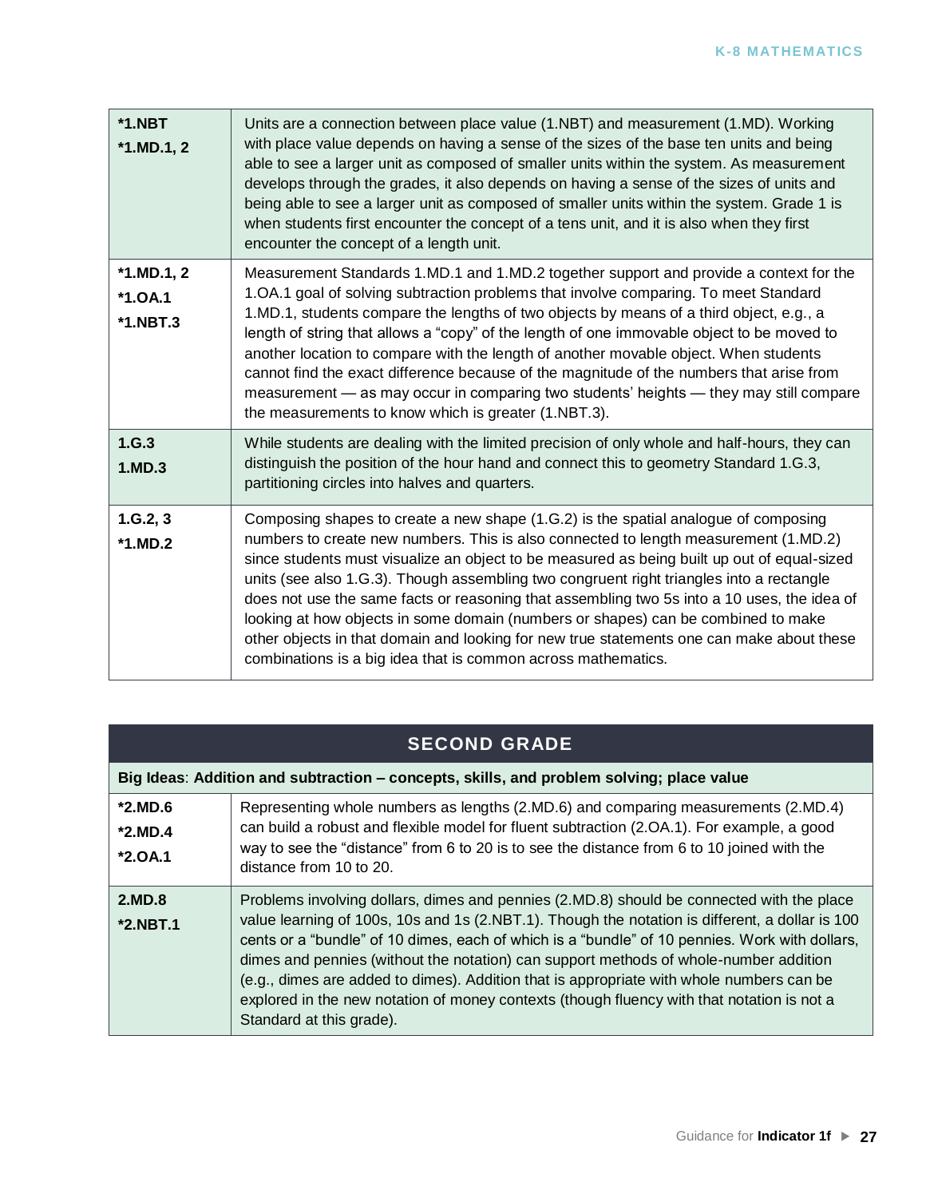| | |
|---|---|
| *1.NBT<br>*1.MD.1, 2 | Units are a connection between place value (1.NBT) and measurement (1.MD). Working with place value depends on having a sense of the sizes of the base ten units and being able to see a larger unit as composed of smaller units within the system. As measurement develops through the grades, it also depends on having a sense of the sizes of units and being able to see a larger unit as composed of smaller units within the system. Grade 1 is when students first encounter the concept of a tens unit, and it is also when they first encounter the concept of a length unit. |
| *1.MD.1, 2<br>*1.OA.1<br>*1.NBT.3 | Measurement Standards 1.MD.1 and 1.MD.2 together support and provide a context for the 1.OA.1 goal of solving subtraction problems that involve comparing. To meet Standard 1.MD.1, students compare the lengths of two objects by means of a third object, e.g., a length of string that allows a "copy" of the length of one immovable object to be moved to another location to compare with the length of another movable object. When students cannot find the exact difference because of the magnitude of the numbers that arise from measurement — as may occur in comparing two students' heights — they may still compare the measurements to know which is greater (1.NBT.3). |
| 1.G.3<br>1.MD.3 | While students are dealing with the limited precision of only whole and half-hours, they can distinguish the position of the hour hand and connect this to geometry Standard 1.G.3, partitioning circles into halves and quarters. |
| 1.G.2, 3<br>*1.MD.2 | Composing shapes to create a new shape (1.G.2) is the spatial analogue of composing numbers to create new numbers. This is also connected to length measurement (1.MD.2) since students must visualize an object to be measured as being built up out of equal-sized units (see also 1.G.3). Though assembling two congruent right triangles into a rectangle does not use the same facts or reasoning that assembling two 5s into a 10 uses, the idea of looking at how objects in some domain (numbers or shapes) can be combined to make other objects in that domain and looking for new true statements one can make about these combinations is a big idea that is common across mathematics. |

| SECOND GRADE | |
|---|---|
| **Big Ideas**: **Addition and subtraction – concepts, skills, and problem solving; place value** | |
| *2.MD.6<br>*2.MD.4<br>*2.OA.1 | Representing whole numbers as lengths (2.MD.6) and comparing measurements (2.MD.4) can build a robust and flexible model for fluent subtraction (2.OA.1). For example, a good way to see the "distance" from 6 to 20 is to see the distance from 6 to 10 joined with the distance from 10 to 20. |
| 2.MD.8<br>*2.NBT.1 | Problems involving dollars, dimes and pennies (2.MD.8) should be connected with the place value learning of 100s, 10s and 1s (2.NBT.1). Though the notation is different, a dollar is 100 cents or a "bundle" of 10 dimes, each of which is a "bundle" of 10 pennies. Work with dollars, dimes and pennies (without the notation) can support methods of whole-number addition (e.g., dimes are added to dimes). Addition that is appropriate with whole numbers can be explored in the new notation of money contexts (though fluency with that notation is not a Standard at this grade). |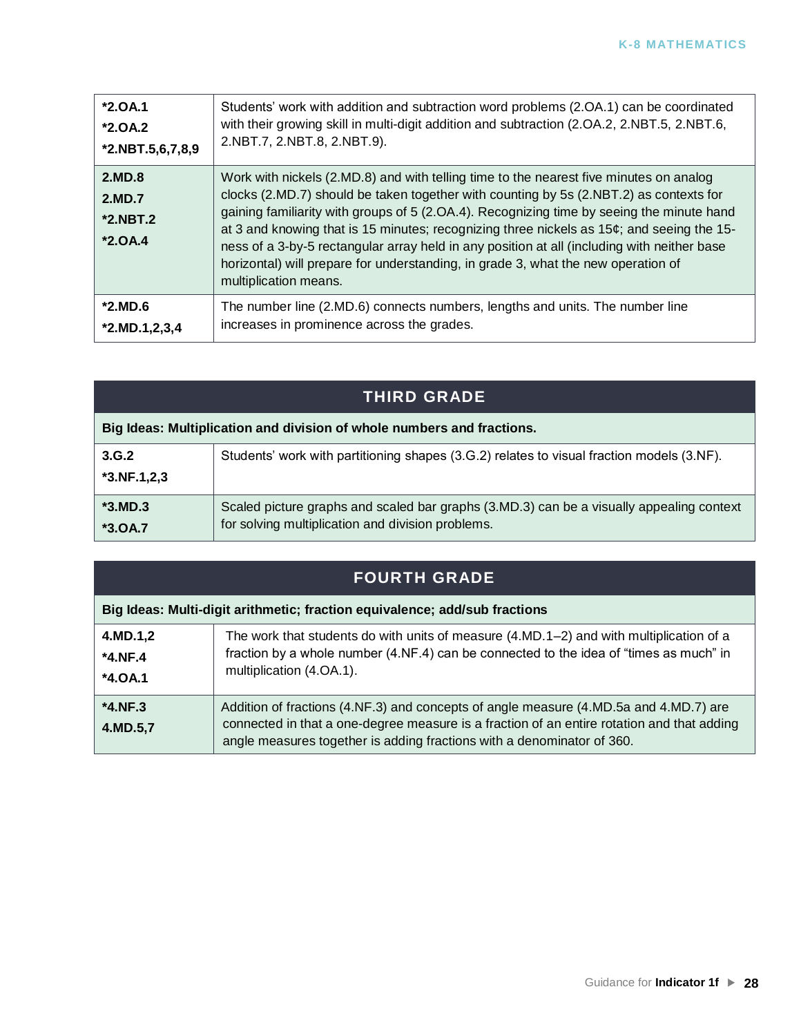| | |
|---|---|
| **\*2.OA.1**<br>**\*2.OA.2**<br>**\*2.NBT.5,6,7,8,9** | Students' work with addition and subtraction word problems (2.OA.1) can be coordinated with their growing skill in multi-digit addition and subtraction (2.OA.2, 2.NBT.5, 2.NBT.6, 2.NBT.7, 2.NBT.8, 2.NBT.9). |
| **2.MD.8**<br>**2.MD.7**<br>**\*2.NBT.2**<br>**\*2.OA.4** | Work with nickels (2.MD.8) and with telling time to the nearest five minutes on analog clocks (2.MD.7) should be taken together with counting by 5s (2.NBT.2) as contexts for gaining familiarity with groups of 5 (2.OA.4). Recognizing time by seeing the minute hand at 3 and knowing that is 15 minutes; recognizing three nickels as 15¢; and seeing the 15-ness of a 3-by-5 rectangular array held in any position at all (including with neither base horizontal) will prepare for understanding, in grade 3, what the new operation of multiplication means. |
| **\*2.MD.6**<br>**\*2.MD.1,2,3,4** | The number line (2.MD.6) connects numbers, lengths and units. The number line increases in prominence across the grades. |

| **THIRD GRADE** | |
|---|---|
| **Big Ideas: Multiplication and division of whole numbers and fractions.** | |
| **3.G.2**<br>**\*3.NF.1,2,3** | Students' work with partitioning shapes (3.G.2) relates to visual fraction models (3.NF). |
| **\*3.MD.3**<br>**\*3.OA.7** | Scaled picture graphs and scaled bar graphs (3.MD.3) can be a visually appealing context for solving multiplication and division problems. |

| **FOURTH GRADE** | |
|---|---|
| **Big Ideas: Multi-digit arithmetic; fraction equivalence; add/sub fractions** | |
| **4.MD.1,2**<br>**\*4.NF.4**<br>**\*4.OA.1** | The work that students do with units of measure (4.MD.1–2) and with multiplication of a fraction by a whole number (4.NF.4) can be connected to the idea of "times as much" in multiplication (4.OA.1). |
| **\*4.NF.3**<br>**4.MD.5,7** | Addition of fractions (4.NF.3) and concepts of angle measure (4.MD.5a and 4.MD.7) are connected in that a one-degree measure is a fraction of an entire rotation and that adding angle measures together is adding fractions with a denominator of 360. |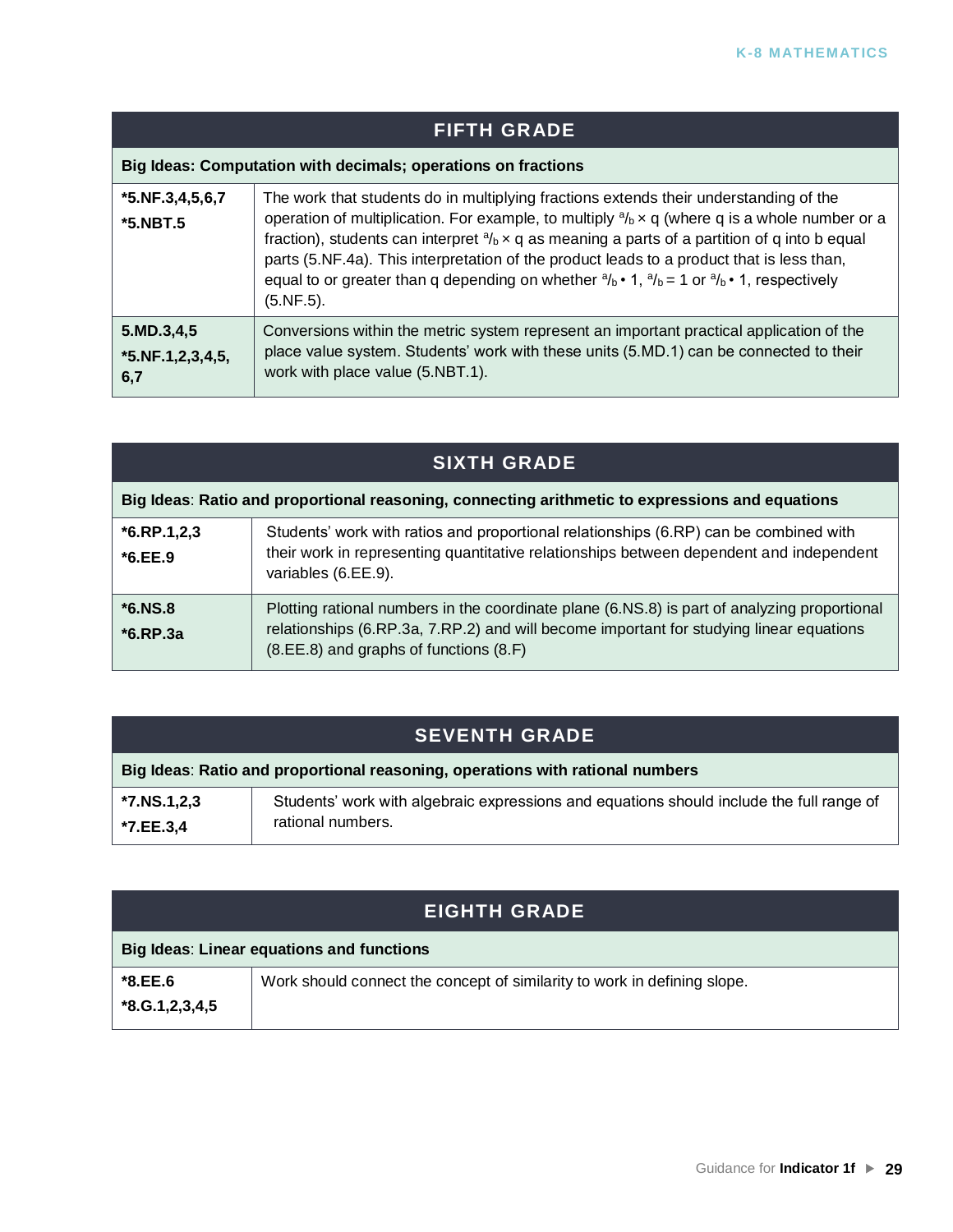## FIFTH GRADE

**Big Ideas: Computation with decimals; operations on fractions**

| Standards | Guidance |
|---|---|
| ***5.NF.3,4,5,6,7**<br>***5.NBT.5** | The work that students do in multiplying fractions extends their understanding of the operation of multiplication. For example, to multiply $^{a}/_{b} \times q$ (where q is a whole number or a fraction), students can interpret $^{a}/_{b} \times q$ as meaning a parts of a partition of q into b equal parts (5.NF.4a). This interpretation of the product leads to a product that is less than, equal to or greater than q depending on whether $^{a}/_{b}$ • 1, $^{a}/_{b} = 1$ or $^{a}/_{b}$ • 1, respectively (5.NF.5). |
| **5.MD.3,4,5**<br>***5.NF.1,2,3,4,5, 6,7** | Conversions within the metric system represent an important practical application of the place value system. Students' work with these units (5.MD.1) can be connected to their work with place value (5.NBT.1). |

## SIXTH GRADE

**Big Ideas**: **Ratio and proportional reasoning, connecting arithmetic to expressions and equations**

| Standards | Guidance |
|---|---|
| ***6.RP.1,2,3**<br>***6.EE.9** | Students' work with ratios and proportional relationships (6.RP) can be combined with their work in representing quantitative relationships between dependent and independent variables (6.EE.9). |
| ***6.NS.8**<br>***6.RP.3a** | Plotting rational numbers in the coordinate plane (6.NS.8) is part of analyzing proportional relationships (6.RP.3a, 7.RP.2) and will become important for studying linear equations (8.EE.8) and graphs of functions (8.F) |

## SEVENTH GRADE

**Big Ideas**: **Ratio and proportional reasoning, operations with rational numbers**

| Standards | Guidance |
|---|---|
| ***7.NS.1,2,3**<br>***7.EE.3,4** | Students' work with algebraic expressions and equations should include the full range of rational numbers. |

## EIGHTH GRADE

**Big Ideas**: **Linear equations and functions**

| Standards | Guidance |
|---|---|
| ***8.EE.6**<br>***8.G.1,2,3,4,5** | Work should connect the concept of similarity to work in defining slope. |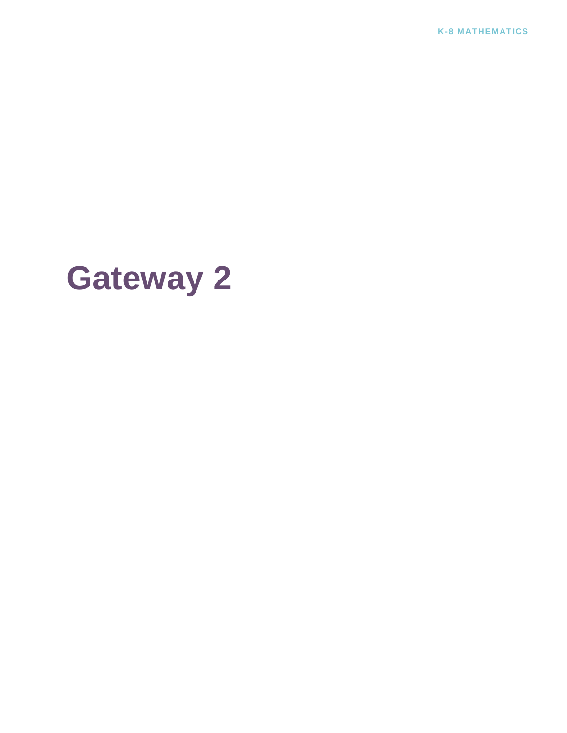# Gateway 2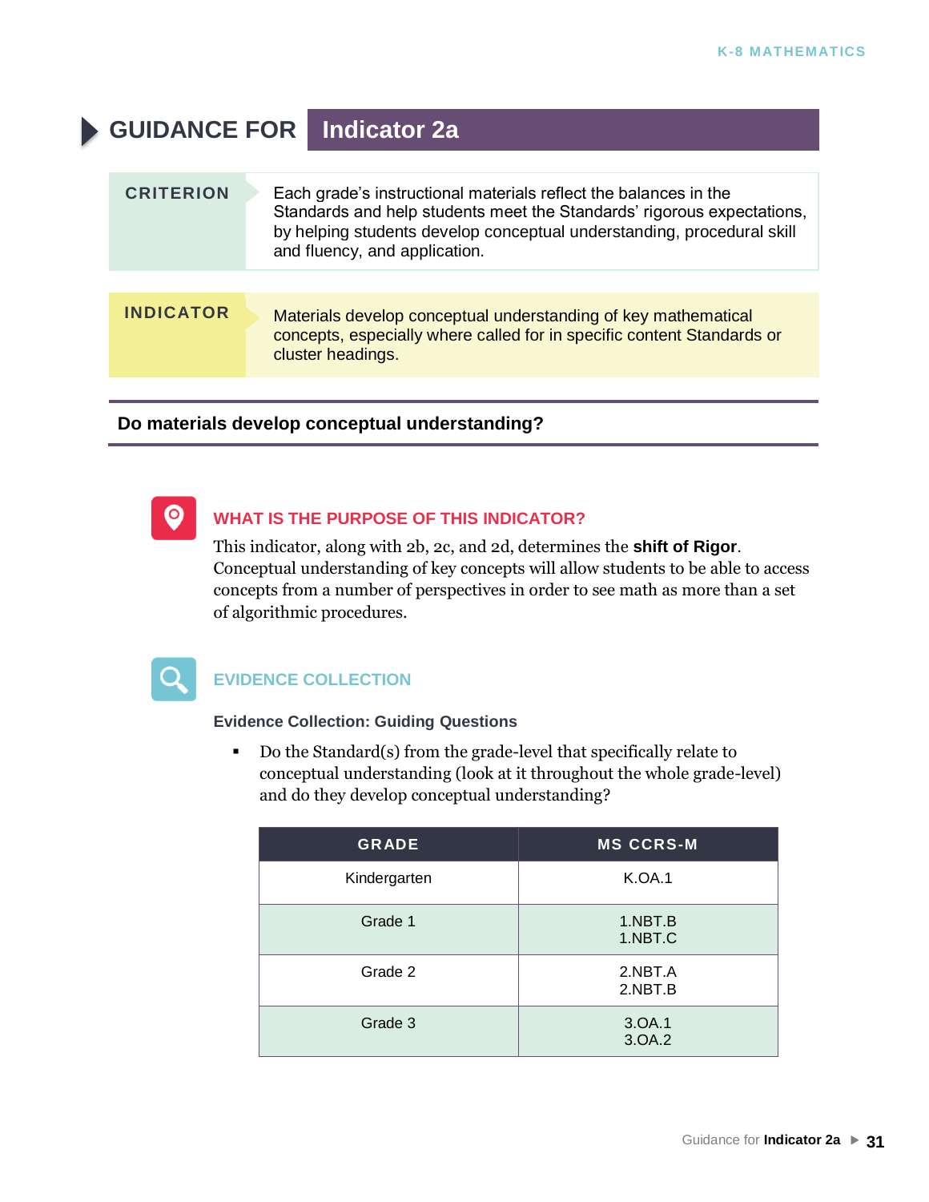# GUIDANCE FOR Indicator 2a

**CRITERION**

Each grade's instructional materials reflect the balances in the Standards and help students meet the Standards' rigorous expectations, by helping students develop conceptual understanding, procedural skill and fluency, and application.

**INDICATOR**

Materials develop conceptual understanding of key mathematical concepts, especially where called for in specific content Standards or cluster headings.

**Do materials develop conceptual understanding?**

## WHAT IS THE PURPOSE OF THIS INDICATOR?

This indicator, along with 2b, 2c, and 2d, determines the **shift of Rigor**. Conceptual understanding of key concepts will allow students to be able to access concepts from a number of perspectives in order to see math as more than a set of algorithmic procedures.

## EVIDENCE COLLECTION

**Evidence Collection: Guiding Questions**

- Do the Standard(s) from the grade-level that specifically relate to conceptual understanding (look at it throughout the whole grade-level) and do they develop conceptual understanding?

| GRADE | MS CCRS-M |
|---|---|
| Kindergarten | K.OA.1 |
| Grade 1 | 1.NBT.B<br>1.NBT.C |
| Grade 2 | 2.NBT.A<br>2.NBT.B |
| Grade 3 | 3.OA.1<br>3.OA.2 |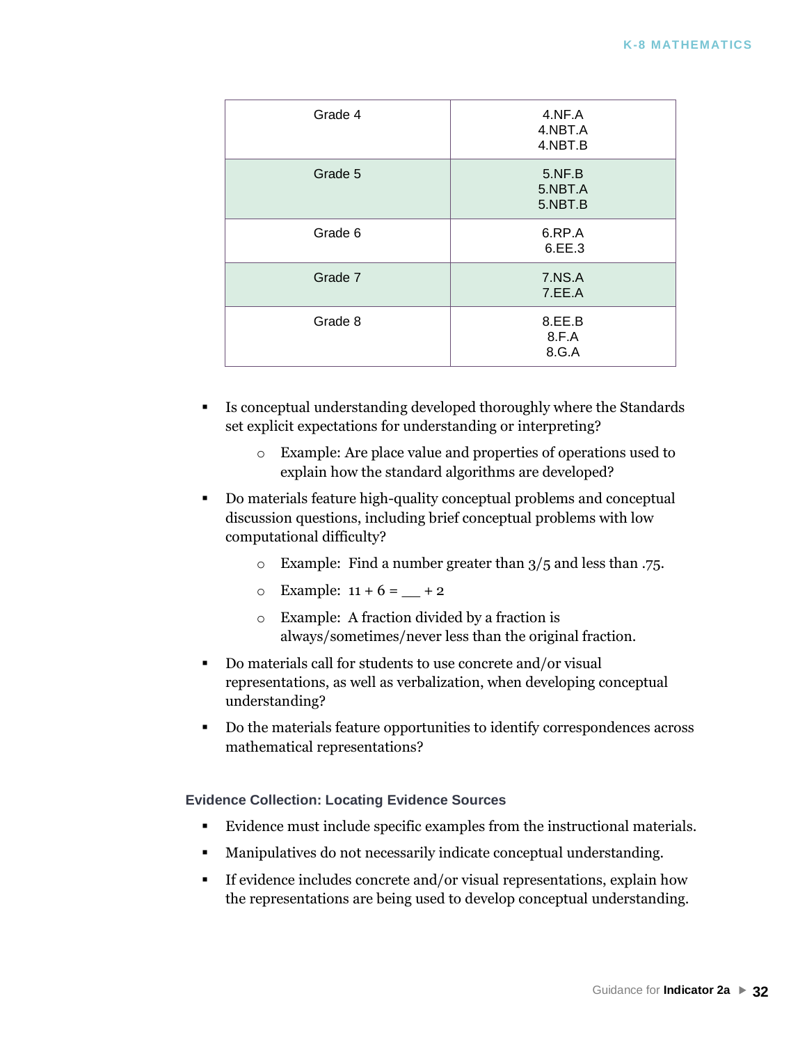| Grade | Standards |
|---|---|
| Grade 4 | 4.NF.A<br>4.NBT.A<br>4.NBT.B |
| Grade 5 | 5.NF.B<br>5.NBT.A<br>5.NBT.B |
| Grade 6 | 6.RP.A<br>6.EE.3 |
| Grade 7 | 7.NS.A<br>7.EE.A |
| Grade 8 | 8.EE.B<br>8.F.A<br>8.G.A |

- Is conceptual understanding developed thoroughly where the Standards set explicit expectations for understanding or interpreting?
    - Example: Are place value and properties of operations used to explain how the standard algorithms are developed?
- Do materials feature high-quality conceptual problems and conceptual discussion questions, including brief conceptual problems with low computational difficulty?
    - Example: Find a number greater than 3/5 and less than .75.
    - Example: 11 + 6 = __ + 2
    - Example: A fraction divided by a fraction is always/sometimes/never less than the original fraction.
- Do materials call for students to use concrete and/or visual representations, as well as verbalization, when developing conceptual understanding?
- Do the materials feature opportunities to identify correspondences across mathematical representations?

### Evidence Collection: Locating Evidence Sources

- Evidence must include specific examples from the instructional materials.
- Manipulatives do not necessarily indicate conceptual understanding.
- If evidence includes concrete and/or visual representations, explain how the representations are being used to develop conceptual understanding.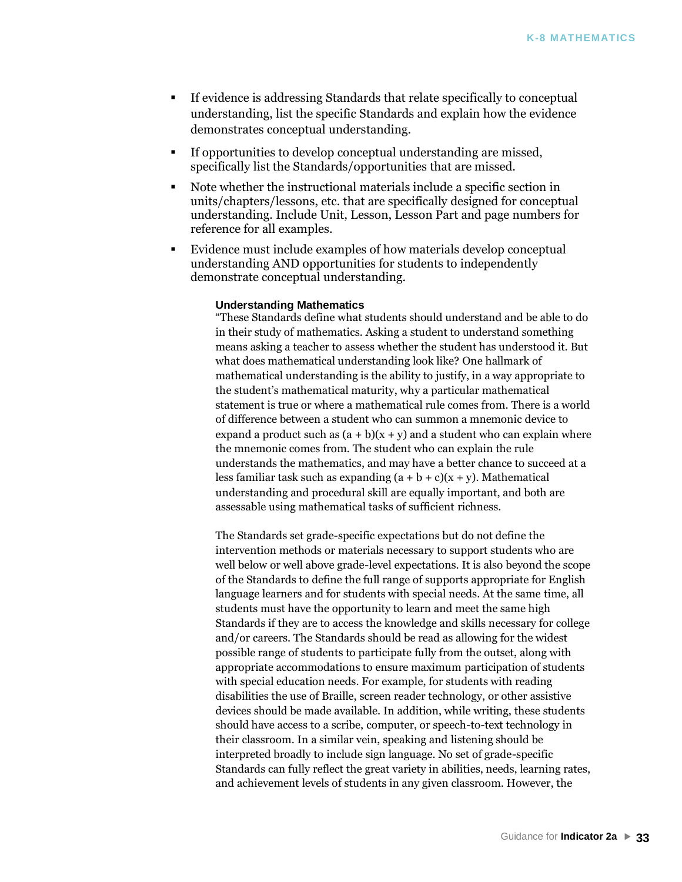- If evidence is addressing Standards that relate specifically to conceptual understanding, list the specific Standards and explain how the evidence demonstrates conceptual understanding.
- If opportunities to develop conceptual understanding are missed, specifically list the Standards/opportunities that are missed.
- Note whether the instructional materials include a specific section in units/chapters/lessons, etc. that are specifically designed for conceptual understanding. Include Unit, Lesson, Lesson Part and page numbers for reference for all examples.
- Evidence must include examples of how materials develop conceptual understanding AND opportunities for students to independently demonstrate conceptual understanding.

> **Understanding Mathematics**
>
> "These Standards define what students should understand and be able to do in their study of mathematics. Asking a student to understand something means asking a teacher to assess whether the student has understood it. But what does mathematical understanding look like? One hallmark of mathematical understanding is the ability to justify, in a way appropriate to the student's mathematical maturity, why a particular mathematical statement is true or where a mathematical rule comes from. There is a world of difference between a student who can summon a mnemonic device to expand a product such as $(a + b)(x + y)$ and a student who can explain where the mnemonic comes from. The student who can explain the rule understands the mathematics, and may have a better chance to succeed at a less familiar task such as expanding $(a + b + c)(x + y)$. Mathematical understanding and procedural skill are equally important, and both are assessable using mathematical tasks of sufficient richness.
>
> The Standards set grade-specific expectations but do not define the intervention methods or materials necessary to support students who are well below or well above grade-level expectations. It is also beyond the scope of the Standards to define the full range of supports appropriate for English language learners and for students with special needs. At the same time, all students must have the opportunity to learn and meet the same high Standards if they are to access the knowledge and skills necessary for college and/or careers. The Standards should be read as allowing for the widest possible range of students to participate fully from the outset, along with appropriate accommodations to ensure maximum participation of students with special education needs. For example, for students with reading disabilities the use of Braille, screen reader technology, or other assistive devices should be made available. In addition, while writing, these students should have access to a scribe, computer, or speech-to-text technology in their classroom. In a similar vein, speaking and listening should be interpreted broadly to include sign language. No set of grade-specific Standards can fully reflect the great variety in abilities, needs, learning rates, and achievement levels of students in any given classroom. However, the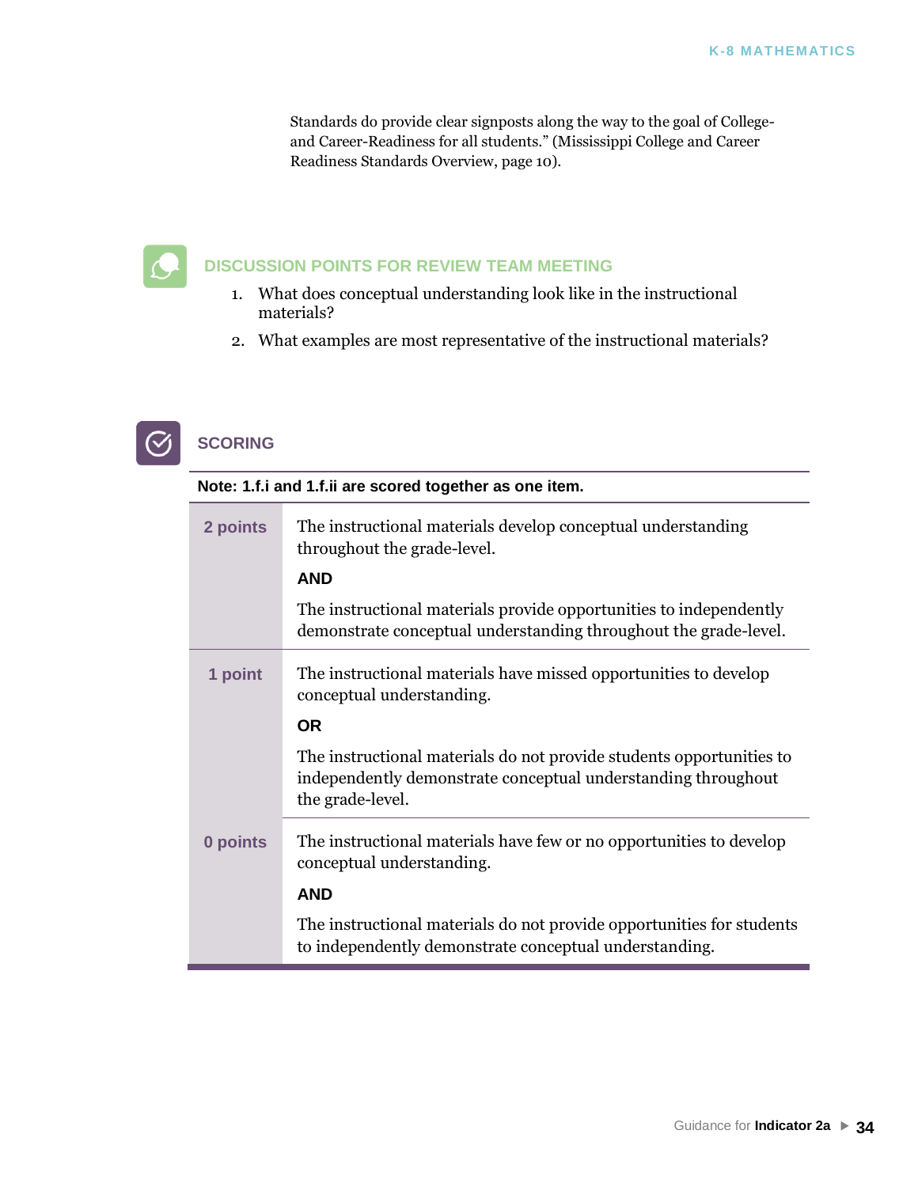Standards do provide clear signposts along the way to the goal of College- and Career-Readiness for all students." (Mississippi College and Career Readiness Standards Overview, page 10).

## DISCUSSION POINTS FOR REVIEW TEAM MEETING

1. What does conceptual understanding look like in the instructional materials?
2. What examples are most representative of the instructional materials?

## SCORING

**Note: 1.f.i and 1.f.ii are scored together as one item.**

| Points | Criteria |
|---|---|
| **2 points** | The instructional materials develop conceptual understanding throughout the grade-level. **AND** The instructional materials provide opportunities to independently demonstrate conceptual understanding throughout the grade-level. |
| **1 point** | The instructional materials have missed opportunities to develop conceptual understanding. **OR** The instructional materials do not provide students opportunities to independently demonstrate conceptual understanding throughout the grade-level. |
| **0 points** | The instructional materials have few or no opportunities to develop conceptual understanding. **AND** The instructional materials do not provide opportunities for students to independently demonstrate conceptual understanding. |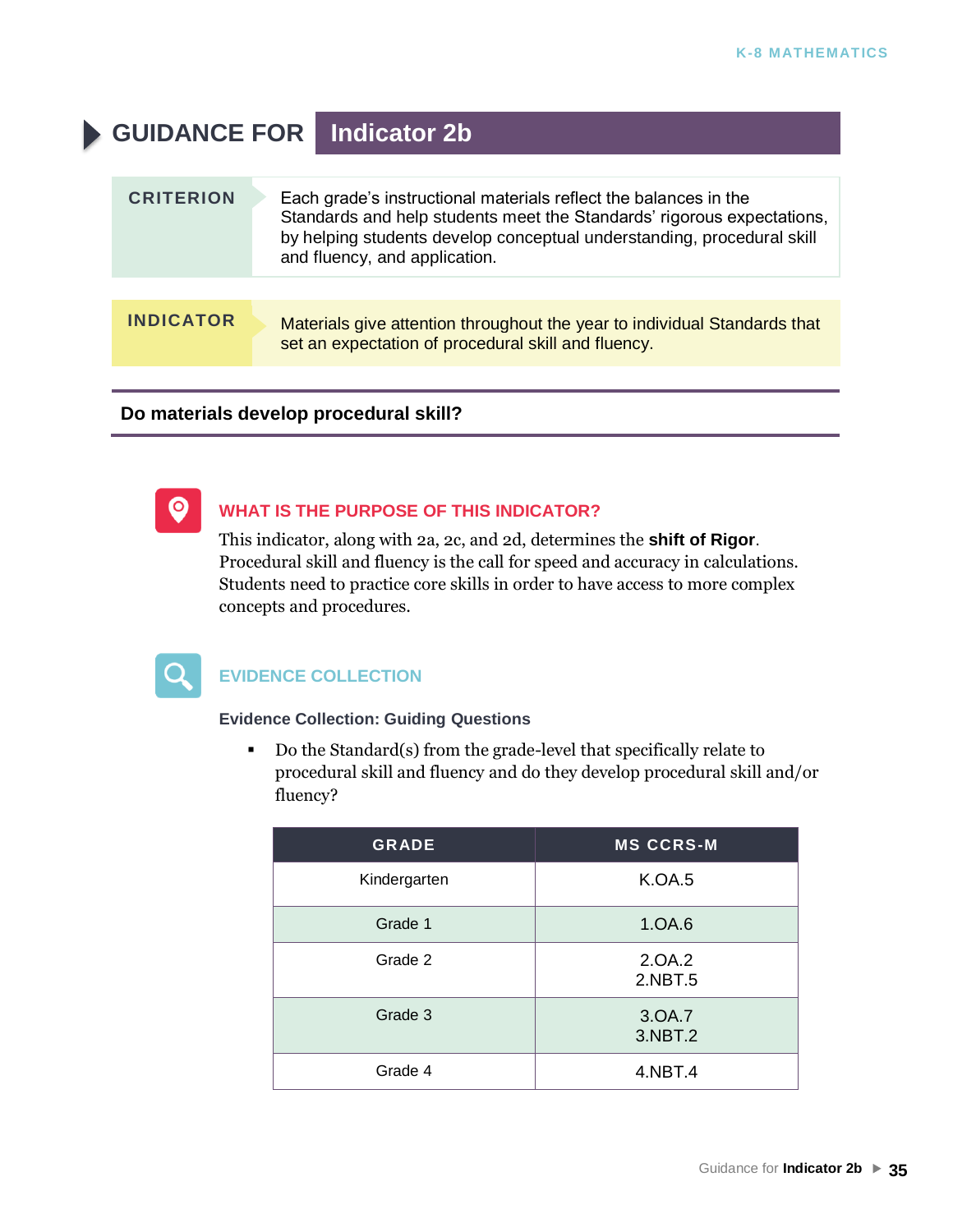# GUIDANCE FOR Indicator 2b

**CRITERION**

Each grade's instructional materials reflect the balances in the Standards and help students meet the Standards' rigorous expectations, by helping students develop conceptual understanding, procedural skill and fluency, and application.

**INDICATOR**

Materials give attention throughout the year to individual Standards that set an expectation of procedural skill and fluency.

### Do materials develop procedural skill?

## WHAT IS THE PURPOSE OF THIS INDICATOR?

This indicator, along with 2a, 2c, and 2d, determines the **shift of Rigor**. Procedural skill and fluency is the call for speed and accuracy in calculations. Students need to practice core skills in order to have access to more complex concepts and procedures.

## EVIDENCE COLLECTION

**Evidence Collection: Guiding Questions**

- Do the Standard(s) from the grade-level that specifically relate to procedural skill and fluency and do they develop procedural skill and/or fluency?

| GRADE | MS CCRS-M |
|---|---|
| Kindergarten | K.OA.5 |
| Grade 1 | 1.OA.6 |
| Grade 2 | 2.OA.2<br>2.NBT.5 |
| Grade 3 | 3.OA.7<br>3.NBT.2 |
| Grade 4 | 4.NBT.4 |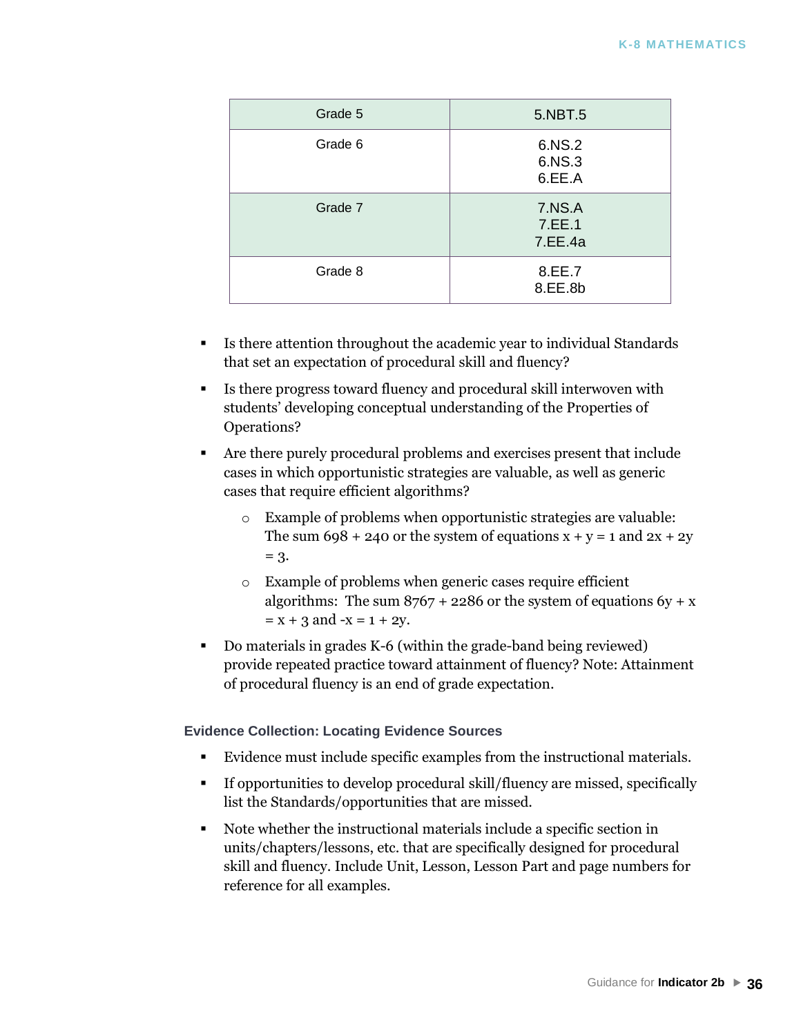| Grade 5 | 5.NBT.5 |
| --- | --- |
| Grade 6 | 6.NS.2<br>6.NS.3<br>6.EE.A |
| Grade 7 | 7.NS.A<br>7.EE.1<br>7.EE.4a |
| Grade 8 | 8.EE.7<br>8.EE.8b |

- Is there attention throughout the academic year to individual Standards that set an expectation of procedural skill and fluency?
- Is there progress toward fluency and procedural skill interwoven with students' developing conceptual understanding of the Properties of Operations?
- Are there purely procedural problems and exercises present that include cases in which opportunistic strategies are valuable, as well as generic cases that require efficient algorithms?
  - Example of problems when opportunistic strategies are valuable: The sum $698 + 240$ or the system of equations $x + y = 1$ and $2x + 2y = 3$.
  - Example of problems when generic cases require efficient algorithms: The sum $8767 + 2286$ or the system of equations $6y + x = x + 3$ and $-x = 1 + 2y$.
- Do materials in grades K-6 (within the grade-band being reviewed) provide repeated practice toward attainment of fluency? Note: Attainment of procedural fluency is an end of grade expectation.

#### Evidence Collection: Locating Evidence Sources

- Evidence must include specific examples from the instructional materials.
- If opportunities to develop procedural skill/fluency are missed, specifically list the Standards/opportunities that are missed.
- Note whether the instructional materials include a specific section in units/chapters/lessons, etc. that are specifically designed for procedural skill and fluency. Include Unit, Lesson, Lesson Part and page numbers for reference for all examples.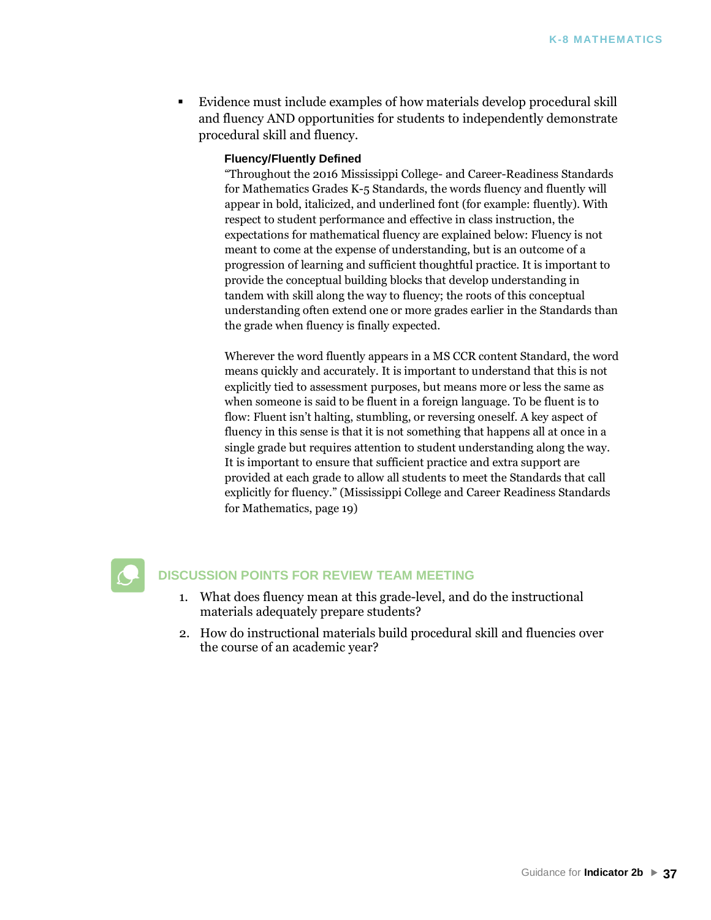- Evidence must include examples of how materials develop procedural skill and fluency AND opportunities for students to independently demonstrate procedural skill and fluency.

  **Fluency/Fluently Defined**

  "Throughout the 2016 Mississippi College- and Career-Readiness Standards for Mathematics Grades K-5 Standards, the words fluency and fluently will appear in bold, italicized, and underlined font (for example: fluently). With respect to student performance and effective in class instruction, the expectations for mathematical fluency are explained below: Fluency is not meant to come at the expense of understanding, but is an outcome of a progression of learning and sufficient thoughtful practice. It is important to provide the conceptual building blocks that develop understanding in tandem with skill along the way to fluency; the roots of this conceptual understanding often extend one or more grades earlier in the Standards than the grade when fluency is finally expected.

  Wherever the word fluently appears in a MS CCR content Standard, the word means quickly and accurately. It is important to understand that this is not explicitly tied to assessment purposes, but means more or less the same as when someone is said to be fluent in a foreign language. To be fluent is to flow: Fluent isn't halting, stumbling, or reversing oneself. A key aspect of fluency in this sense is that it is not something that happens all at once in a single grade but requires attention to student understanding along the way. It is important to ensure that sufficient practice and extra support are provided at each grade to allow all students to meet the Standards that call explicitly for fluency." (Mississippi College and Career Readiness Standards for Mathematics, page 19)

## DISCUSSION POINTS FOR REVIEW TEAM MEETING

1. What does fluency mean at this grade-level, and do the instructional materials adequately prepare students?
2. How do instructional materials build procedural skill and fluencies over the course of an academic year?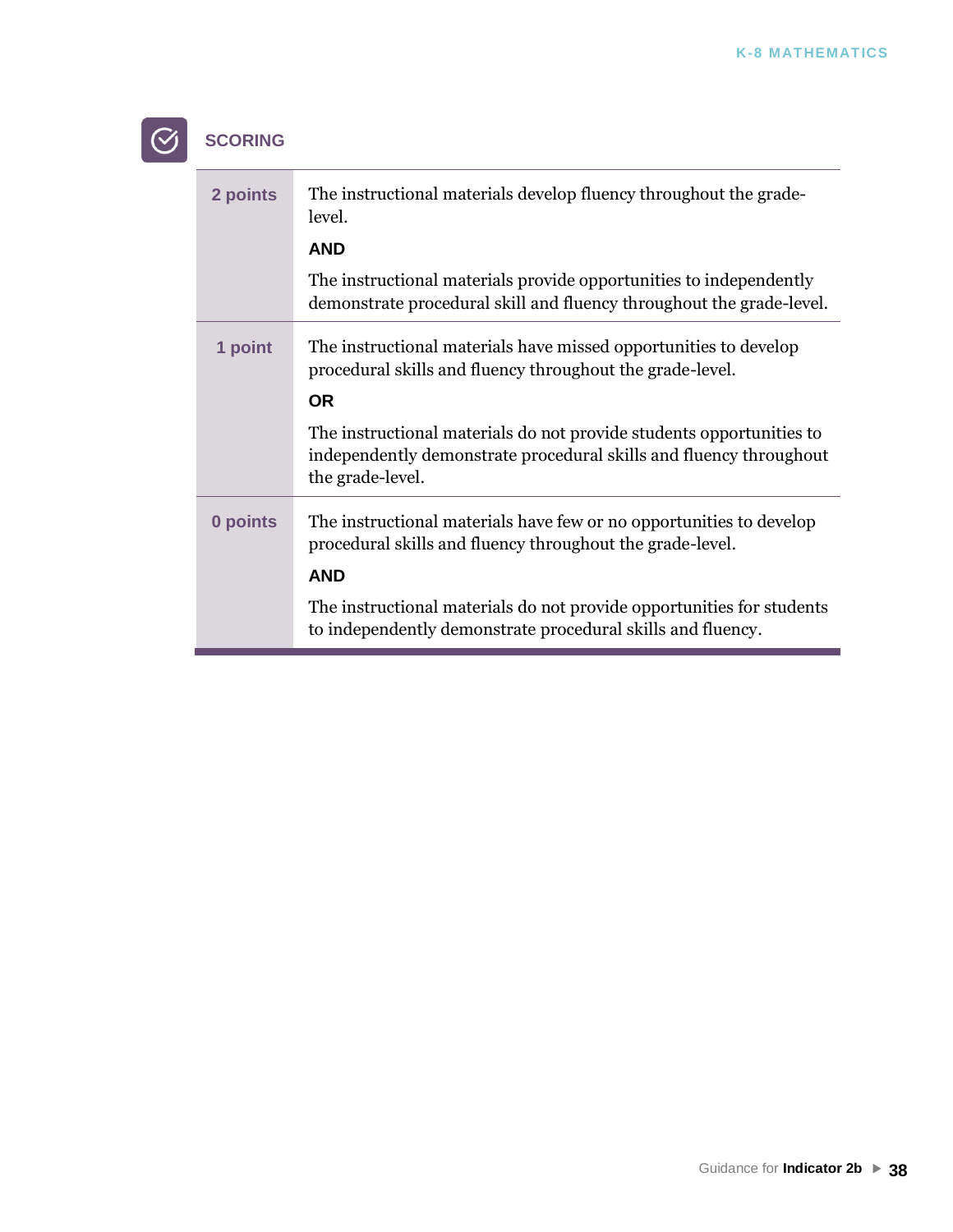## SCORING

| | |
|---|---|
| **2 points** | The instructional materials develop fluency throughout the grade-level.<br><br>**AND**<br><br>The instructional materials provide opportunities to independently demonstrate procedural skill and fluency throughout the grade-level. |
| **1 point** | The instructional materials have missed opportunities to develop procedural skills and fluency throughout the grade-level.<br><br>**OR**<br><br>The instructional materials do not provide students opportunities to independently demonstrate procedural skills and fluency throughout the grade-level. |
| **0 points** | The instructional materials have few or no opportunities to develop procedural skills and fluency throughout the grade-level.<br><br>**AND**<br><br>The instructional materials do not provide opportunities for students to independently demonstrate procedural skills and fluency. |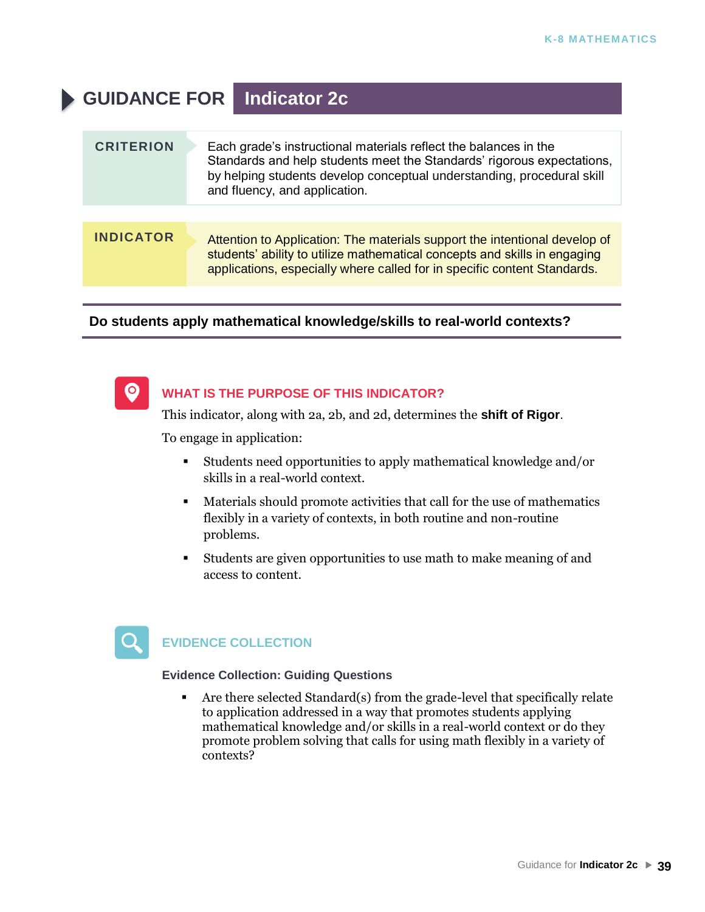# GUIDANCE FOR Indicator 2c

| CRITERION | Each grade's instructional materials reflect the balances in the Standards and help students meet the Standards' rigorous expectations, by helping students develop conceptual understanding, procedural skill and fluency, and application. |
|---|---|

| INDICATOR | Attention to Application: The materials support the intentional develop of students' ability to utilize mathematical concepts and skills in engaging applications, especially where called for in specific content Standards. |
|---|---|

**Do students apply mathematical knowledge/skills to real-world contexts?**

## WHAT IS THE PURPOSE OF THIS INDICATOR?

This indicator, along with 2a, 2b, and 2d, determines the **shift of Rigor**.

To engage in application:

- Students need opportunities to apply mathematical knowledge and/or skills in a real-world context.
- Materials should promote activities that call for the use of mathematics flexibly in a variety of contexts, in both routine and non-routine problems.
- Students are given opportunities to use math to make meaning of and access to content.

## EVIDENCE COLLECTION

**Evidence Collection: Guiding Questions**

- Are there selected Standard(s) from the grade-level that specifically relate to application addressed in a way that promotes students applying mathematical knowledge and/or skills in a real-world context or do they promote problem solving that calls for using math flexibly in a variety of contexts?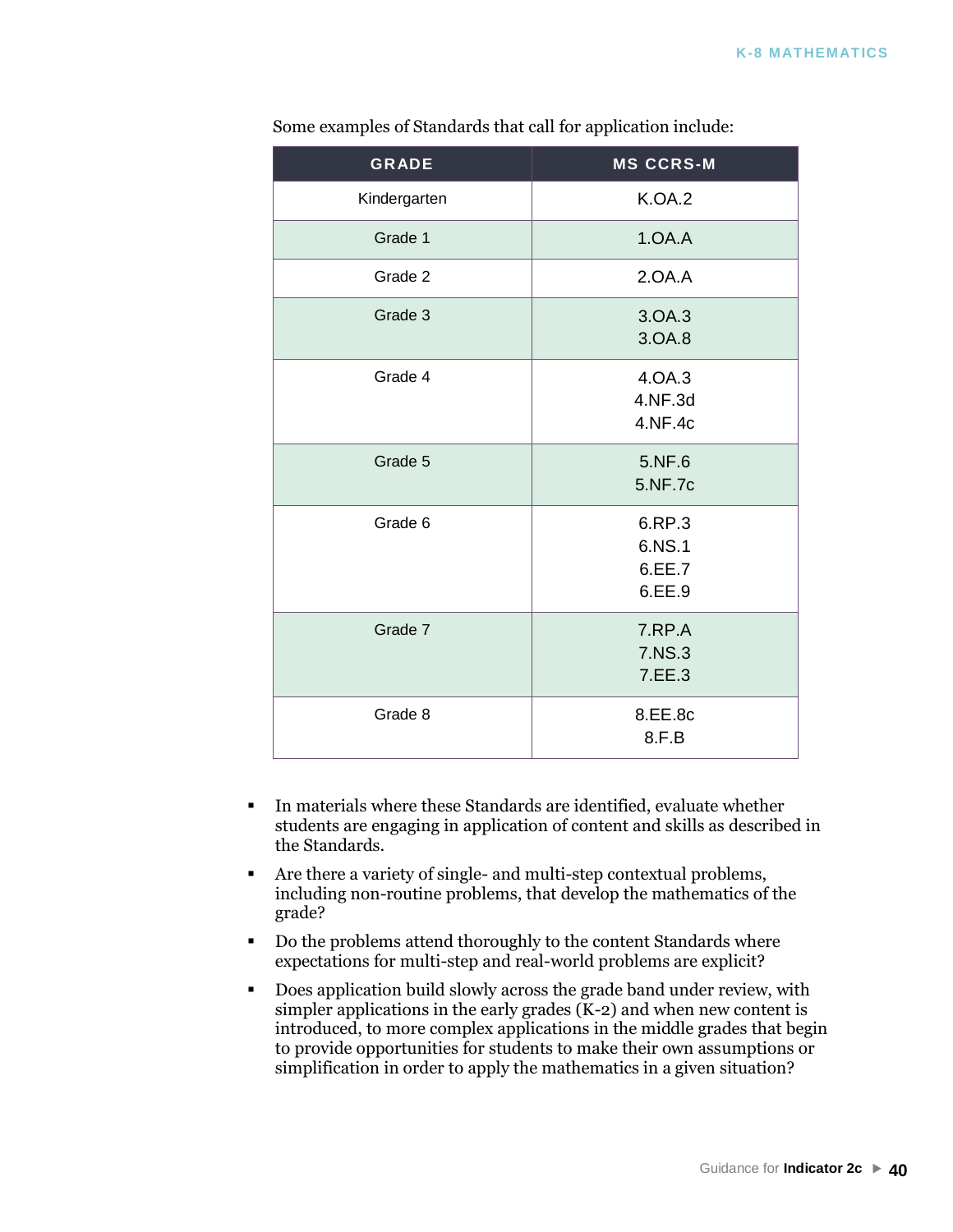Some examples of Standards that call for application include:

| GRADE | MS CCRS-M |
| --- | --- |
| Kindergarten | K.OA.2 |
| Grade 1 | 1.OA.A |
| Grade 2 | 2.OA.A |
| Grade 3 | 3.OA.3<br>3.OA.8 |
| Grade 4 | 4.OA.3<br>4.NF.3d<br>4.NF.4c |
| Grade 5 | 5.NF.6<br>5.NF.7c |
| Grade 6 | 6.RP.3<br>6.NS.1<br>6.EE.7<br>6.EE.9 |
| Grade 7 | 7.RP.A<br>7.NS.3<br>7.EE.3 |
| Grade 8 | 8.EE.8c<br>8.F.B |

- In materials where these Standards are identified, evaluate whether students are engaging in application of content and skills as described in the Standards.
- Are there a variety of single- and multi-step contextual problems, including non-routine problems, that develop the mathematics of the grade?
- Do the problems attend thoroughly to the content Standards where expectations for multi-step and real-world problems are explicit?
- Does application build slowly across the grade band under review, with simpler applications in the early grades (K-2) and when new content is introduced, to more complex applications in the middle grades that begin to provide opportunities for students to make their own assumptions or simplification in order to apply the mathematics in a given situation?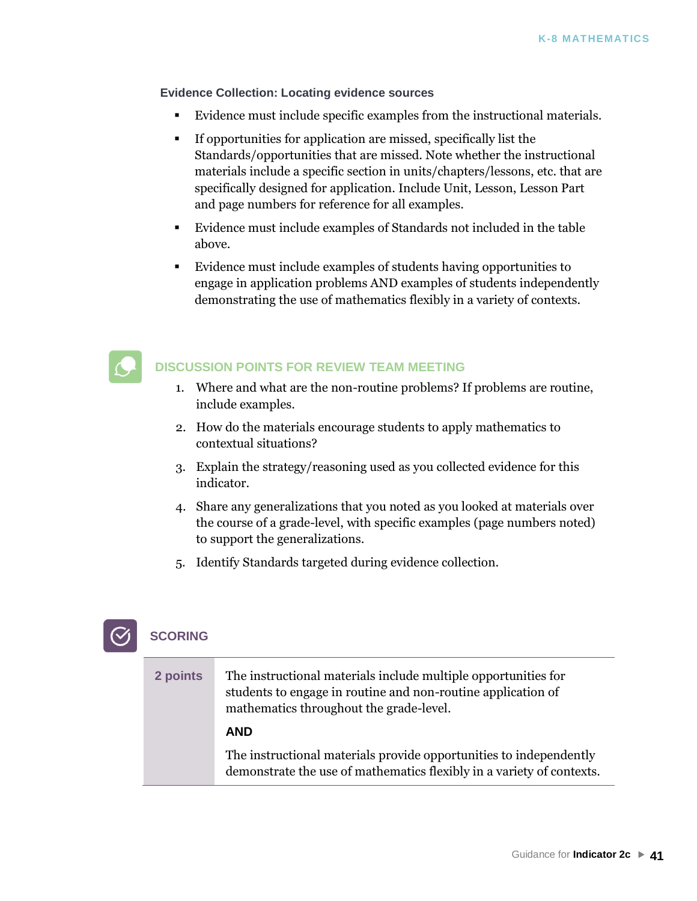### Evidence Collection: Locating evidence sources

- Evidence must include specific examples from the instructional materials.
- If opportunities for application are missed, specifically list the Standards/opportunities that are missed. Note whether the instructional materials include a specific section in units/chapters/lessons, etc. that are specifically designed for application. Include Unit, Lesson, Lesson Part and page numbers for reference for all examples.
- Evidence must include examples of Standards not included in the table above.
- Evidence must include examples of students having opportunities to engage in application problems AND examples of students independently demonstrating the use of mathematics flexibly in a variety of contexts.

## DISCUSSION POINTS FOR REVIEW TEAM MEETING

1. Where and what are the non-routine problems? If problems are routine, include examples.
2. How do the materials encourage students to apply mathematics to contextual situations?
3. Explain the strategy/reasoning used as you collected evidence for this indicator.
4. Share any generalizations that you noted as you looked at materials over the course of a grade-level, with specific examples (page numbers noted) to support the generalizations.
5. Identify Standards targeted during evidence collection.

## SCORING

| | |
|---|---|
| **2 points** | The instructional materials include multiple opportunities for students to engage in routine and non-routine application of mathematics throughout the grade-level.<br><br>**AND**<br><br>The instructional materials provide opportunities to independently demonstrate the use of mathematics flexibly in a variety of contexts. |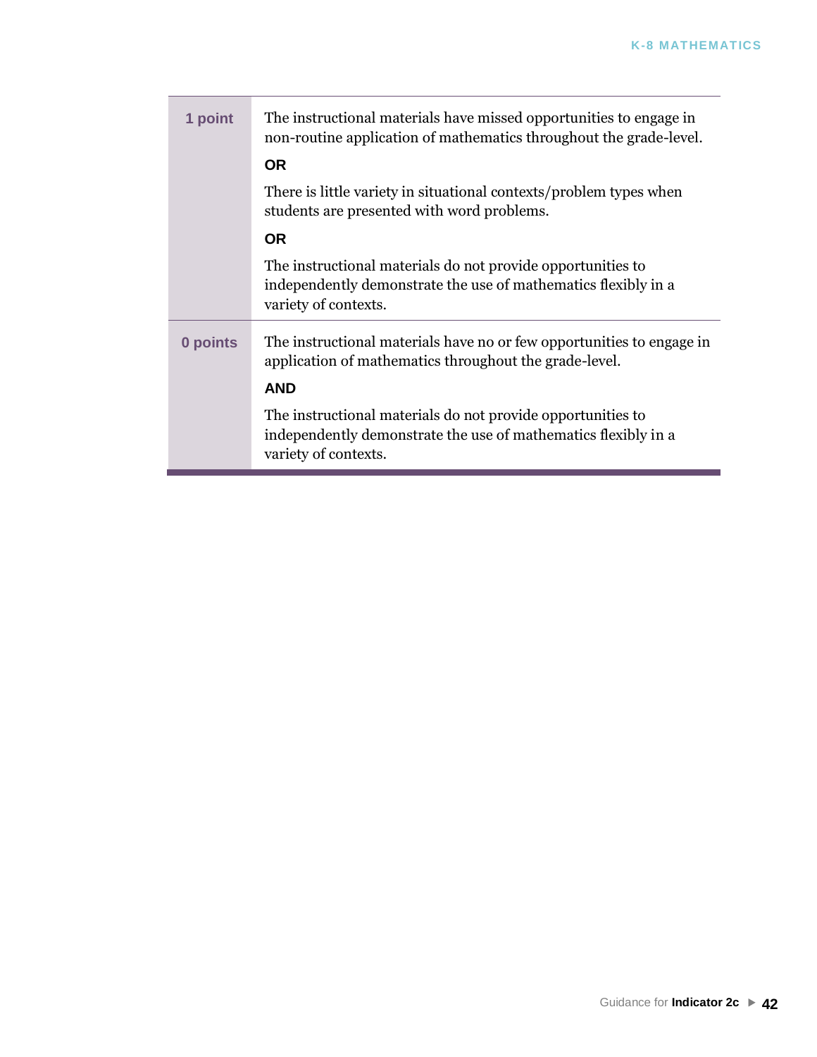| | |
|---|---|
| **1 point** | The instructional materials have missed opportunities to engage in non-routine application of mathematics throughout the grade-level.<br><br>**OR**<br><br>There is little variety in situational contexts/problem types when students are presented with word problems.<br><br>**OR**<br><br>The instructional materials do not provide opportunities to independently demonstrate the use of mathematics flexibly in a variety of contexts. |
| **0 points** | The instructional materials have no or few opportunities to engage in application of mathematics throughout the grade-level.<br><br>**AND**<br><br>The instructional materials do not provide opportunities to independently demonstrate the use of mathematics flexibly in a variety of contexts. |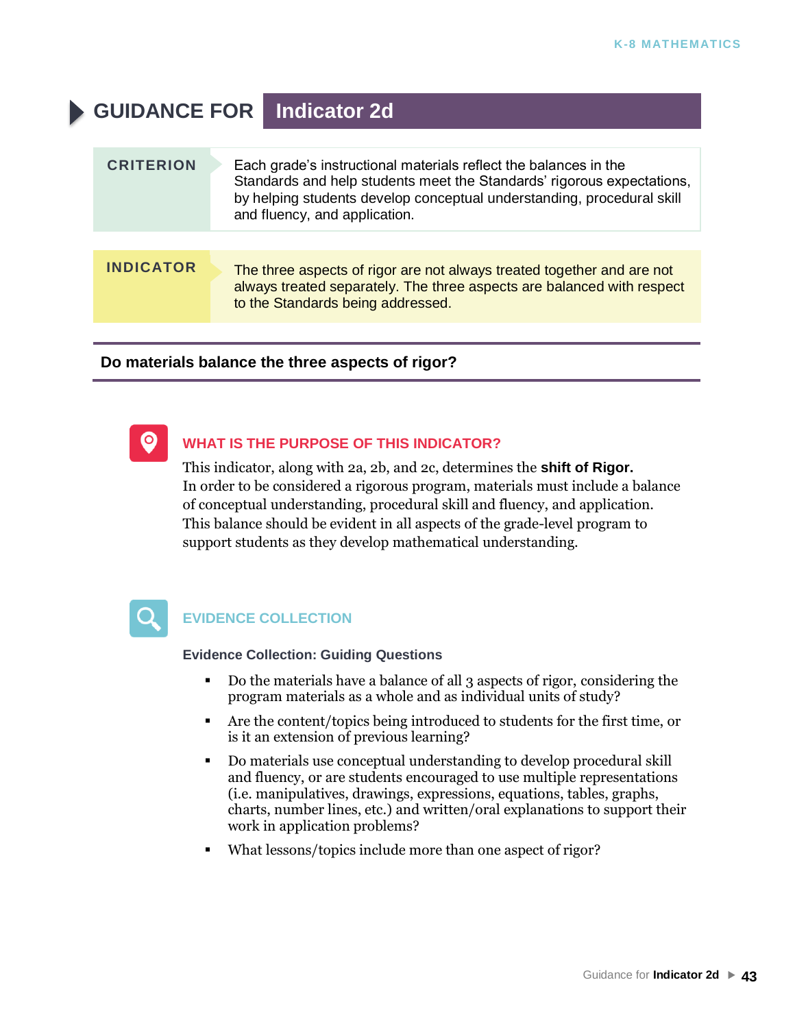# GUIDANCE FOR Indicator 2d

| CRITERION | Each grade's instructional materials reflect the balances in the Standards and help students meet the Standards' rigorous expectations, by helping students develop conceptual understanding, procedural skill and fluency, and application. |
|---|---|

| INDICATOR | The three aspects of rigor are not always treated together and are not always treated separately. The three aspects are balanced with respect to the Standards being addressed. |
|---|---|

**Do materials balance the three aspects of rigor?**

## WHAT IS THE PURPOSE OF THIS INDICATOR?

This indicator, along with 2a, 2b, and 2c, determines the **shift of Rigor.** In order to be considered a rigorous program, materials must include a balance of conceptual understanding, procedural skill and fluency, and application. This balance should be evident in all aspects of the grade-level program to support students as they develop mathematical understanding.

## EVIDENCE COLLECTION

**Evidence Collection: Guiding Questions**

- Do the materials have a balance of all 3 aspects of rigor, considering the program materials as a whole and as individual units of study?
- Are the content/topics being introduced to students for the first time, or is it an extension of previous learning?
- Do materials use conceptual understanding to develop procedural skill and fluency, or are students encouraged to use multiple representations (i.e. manipulatives, drawings, expressions, equations, tables, graphs, charts, number lines, etc.) and written/oral explanations to support their work in application problems?
- What lessons/topics include more than one aspect of rigor?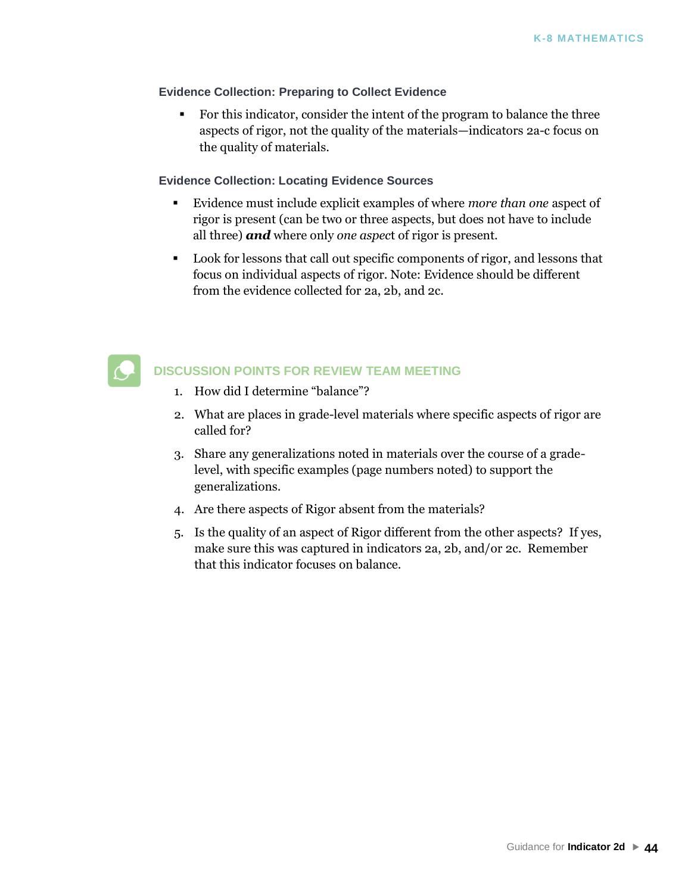### Evidence Collection: Preparing to Collect Evidence

- For this indicator, consider the intent of the program to balance the three aspects of rigor, not the quality of the materials—indicators 2a-c focus on the quality of materials.

### Evidence Collection: Locating Evidence Sources

- Evidence must include explicit examples of where *more than one* aspect of rigor is present (can be two or three aspects, but does not have to include all three) ***and*** where only *one aspect* of rigor is present.
- Look for lessons that call out specific components of rigor, and lessons that focus on individual aspects of rigor. Note: Evidence should be different from the evidence collected for 2a, 2b, and 2c.

### DISCUSSION POINTS FOR REVIEW TEAM MEETING

1. How did I determine "balance"?
2. What are places in grade-level materials where specific aspects of rigor are called for?
3. Share any generalizations noted in materials over the course of a grade-level, with specific examples (page numbers noted) to support the generalizations.
4. Are there aspects of Rigor absent from the materials?
5. Is the quality of an aspect of Rigor different from the other aspects? If yes, make sure this was captured in indicators 2a, 2b, and/or 2c. Remember that this indicator focuses on balance.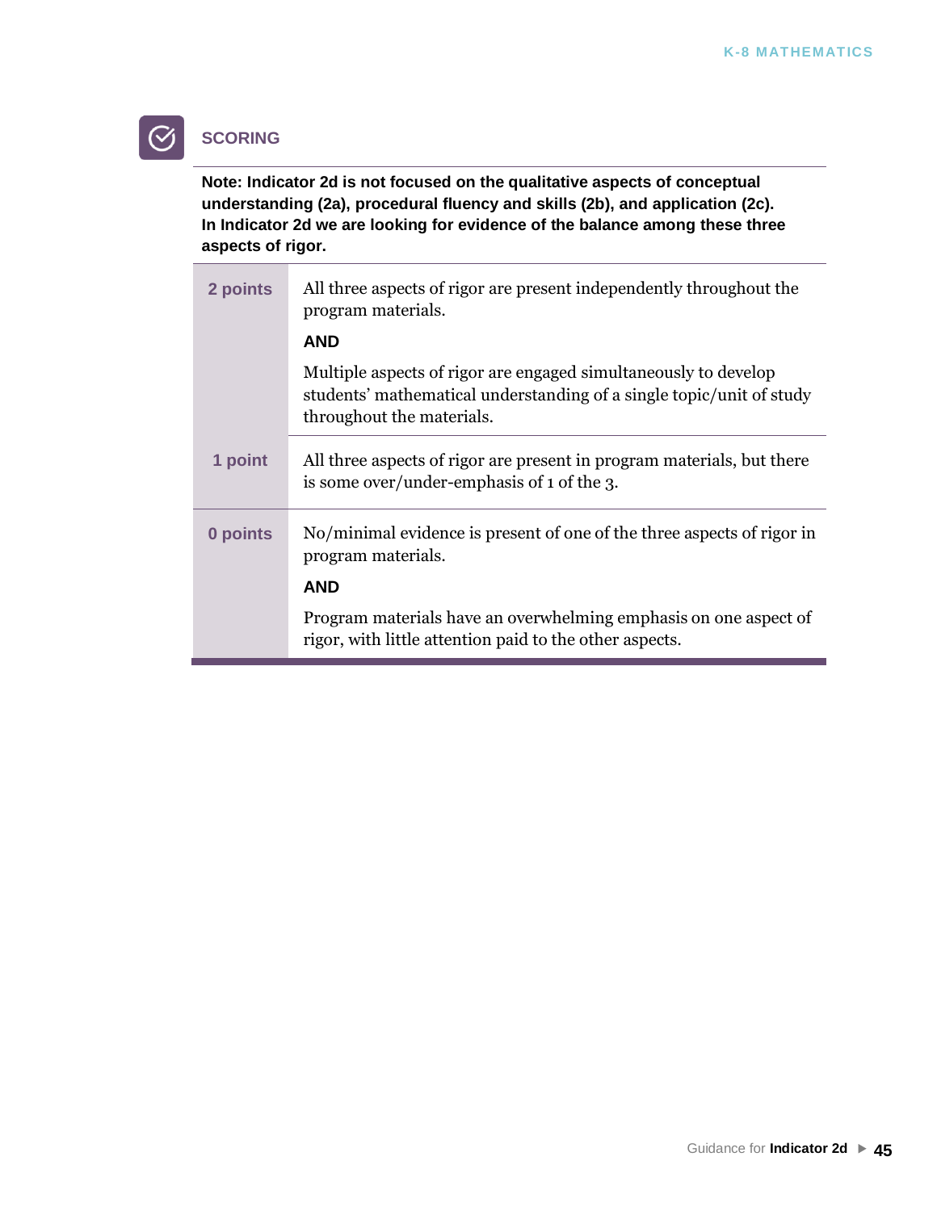## SCORING

**Note: Indicator 2d is not focused on the qualitative aspects of conceptual understanding (2a), procedural fluency and skills (2b), and application (2c). In Indicator 2d we are looking for evidence of the balance among these three aspects of rigor.**

| Points | Description |
|---|---|
| **2 points** | All three aspects of rigor are present independently throughout the program materials.<br>**AND**<br>Multiple aspects of rigor are engaged simultaneously to develop students' mathematical understanding of a single topic/unit of study throughout the materials. |
| **1 point** | All three aspects of rigor are present in program materials, but there is some over/under-emphasis of 1 of the 3. |
| **0 points** | No/minimal evidence is present of one of the three aspects of rigor in program materials.<br>**AND**<br>Program materials have an overwhelming emphasis on one aspect of rigor, with little attention paid to the other aspects. |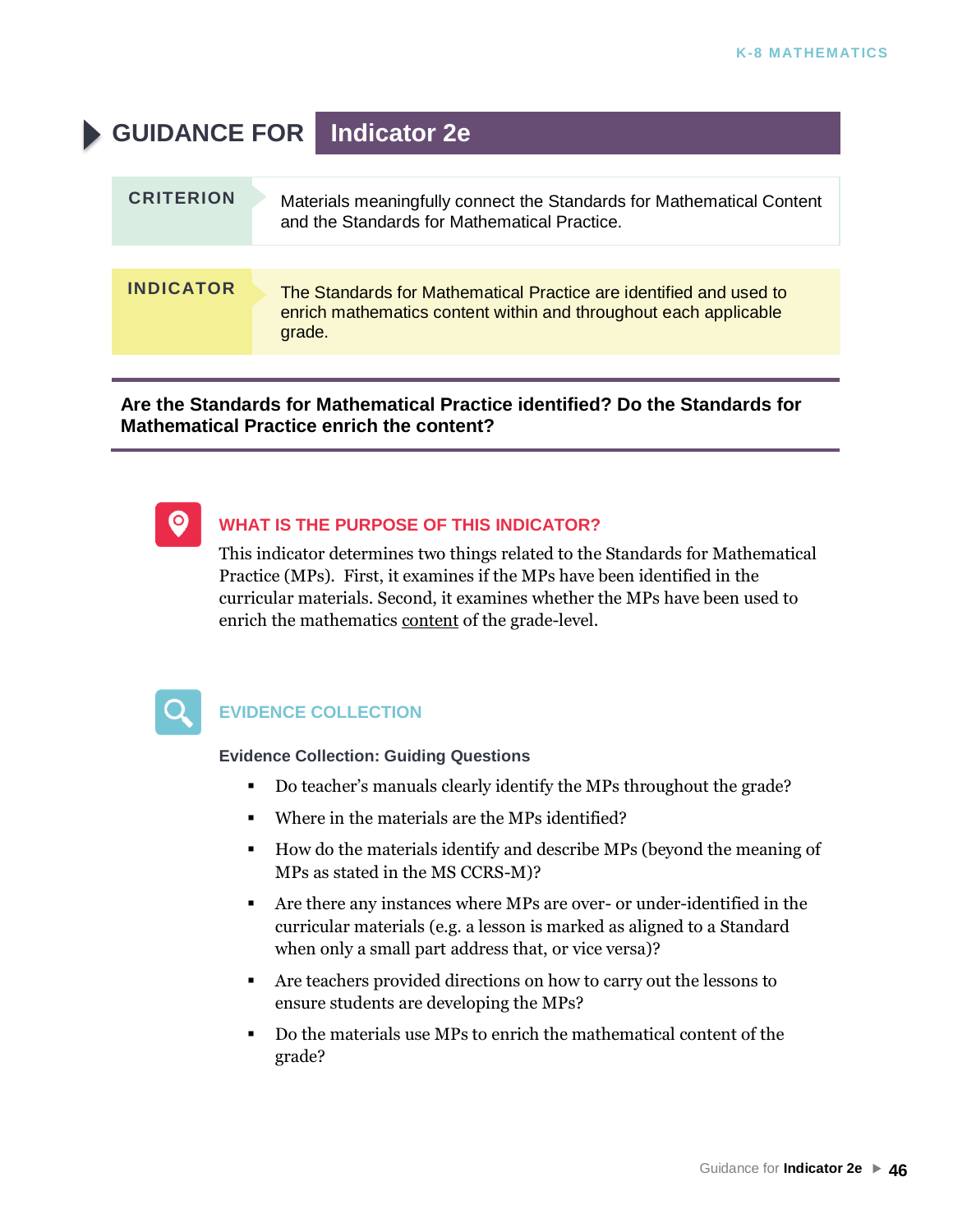# GUIDANCE FOR Indicator 2e

| CRITERION | Materials meaningfully connect the Standards for Mathematical Content and the Standards for Mathematical Practice. |
|---|---|
| **INDICATOR** | The Standards for Mathematical Practice are identified and used to enrich mathematics content within and throughout each applicable grade. |

**Are the Standards for Mathematical Practice identified? Do the Standards for Mathematical Practice enrich the content?**

## WHAT IS THE PURPOSE OF THIS INDICATOR?

This indicator determines two things related to the Standards for Mathematical Practice (MPs). First, it examines if the MPs have been identified in the curricular materials. Second, it examines whether the MPs have been used to enrich the mathematics content of the grade-level.

## EVIDENCE COLLECTION

**Evidence Collection: Guiding Questions**

- Do teacher's manuals clearly identify the MPs throughout the grade?
- Where in the materials are the MPs identified?
- How do the materials identify and describe MPs (beyond the meaning of MPs as stated in the MS CCRS-M)?
- Are there any instances where MPs are over- or under-identified in the curricular materials (e.g. a lesson is marked as aligned to a Standard when only a small part address that, or vice versa)?
- Are teachers provided directions on how to carry out the lessons to ensure students are developing the MPs?
- Do the materials use MPs to enrich the mathematical content of the grade?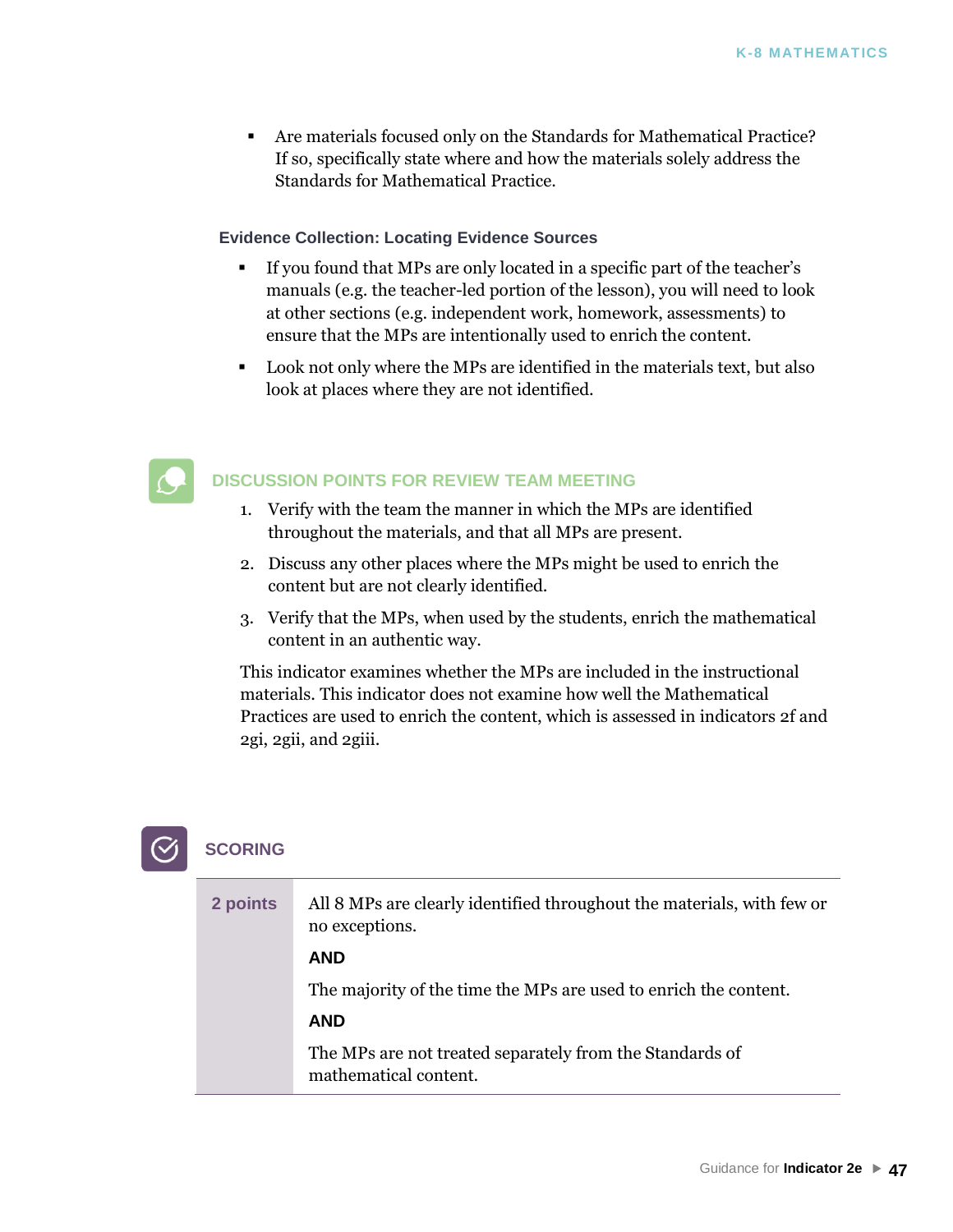- Are materials focused only on the Standards for Mathematical Practice? If so, specifically state where and how the materials solely address the Standards for Mathematical Practice.

**Evidence Collection: Locating Evidence Sources**

- If you found that MPs are only located in a specific part of the teacher's manuals (e.g. the teacher-led portion of the lesson), you will need to look at other sections (e.g. independent work, homework, assessments) to ensure that the MPs are intentionally used to enrich the content.
- Look not only where the MPs are identified in the materials text, but also look at places where they are not identified.

## DISCUSSION POINTS FOR REVIEW TEAM MEETING

1. Verify with the team the manner in which the MPs are identified throughout the materials, and that all MPs are present.
2. Discuss any other places where the MPs might be used to enrich the content but are not clearly identified.
3. Verify that the MPs, when used by the students, enrich the mathematical content in an authentic way.

This indicator examines whether the MPs are included in the instructional materials. This indicator does not examine how well the Mathematical Practices are used to enrich the content, which is assessed in indicators 2f and 2gi, 2gii, and 2giii.

## SCORING

| | |
|---|---|
| **2 points** | All 8 MPs are clearly identified throughout the materials, with few or no exceptions.<br><br>**AND**<br><br>The majority of the time the MPs are used to enrich the content.<br><br>**AND**<br><br>The MPs are not treated separately from the Standards of mathematical content. |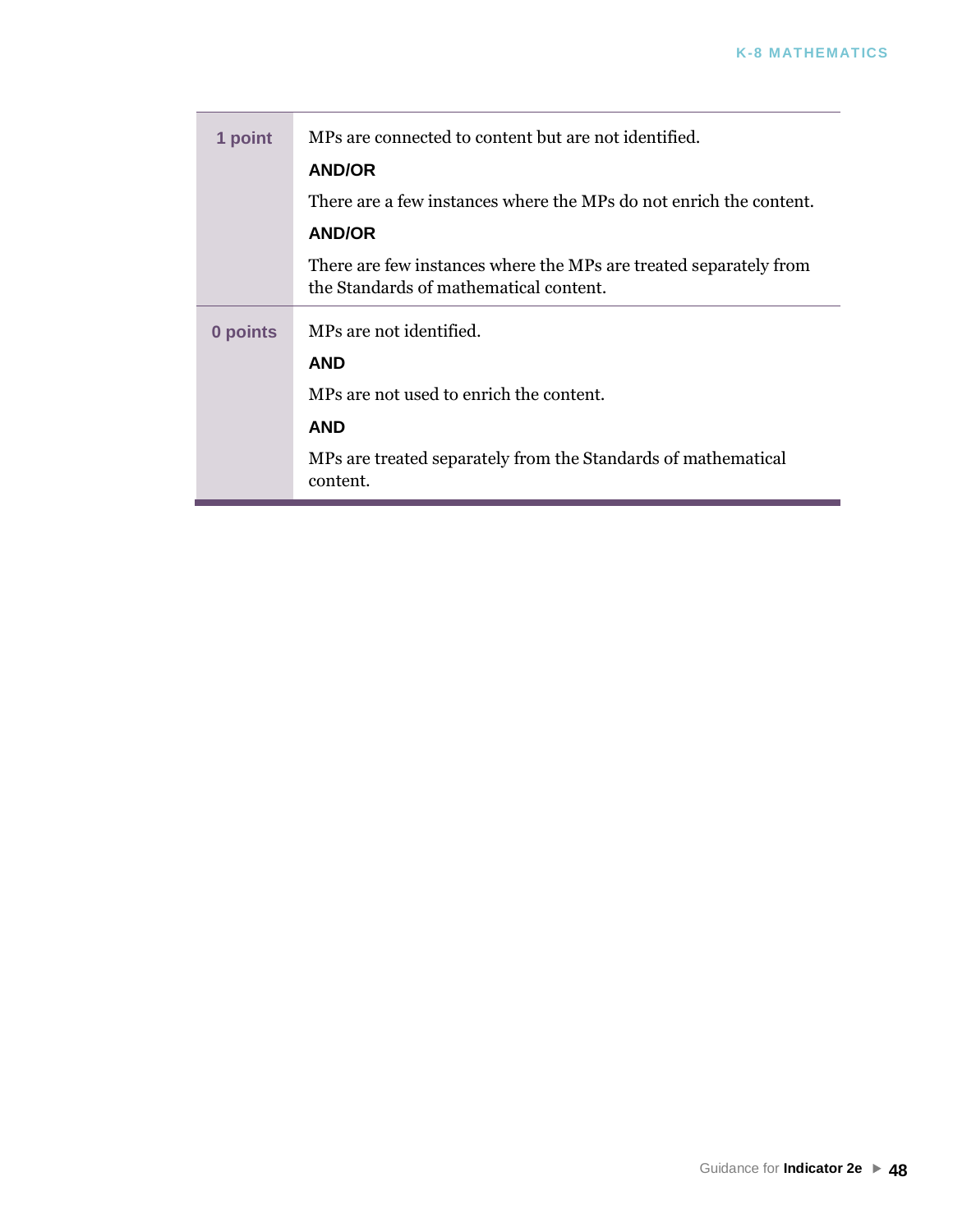| | |
|---|---|
| **1 point** | MPs are connected to content but are not identified.<br>**AND/OR**<br>There are a few instances where the MPs do not enrich the content.<br>**AND/OR**<br>There are few instances where the MPs are treated separately from the Standards of mathematical content. |
| **0 points** | MPs are not identified.<br>**AND**<br>MPs are not used to enrich the content.<br>**AND**<br>MPs are treated separately from the Standards of mathematical content. |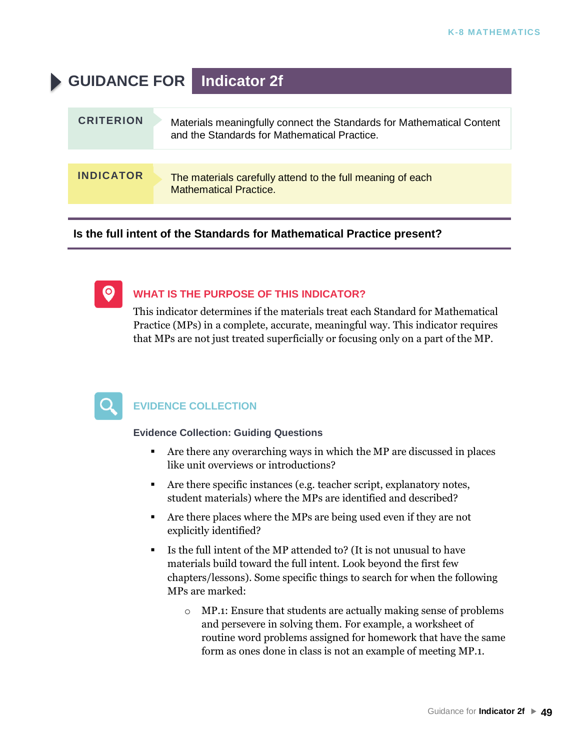# GUIDANCE FOR Indicator 2f

| CRITERION | Materials meaningfully connect the Standards for Mathematical Content and the Standards for Mathematical Practice. |
| --- | --- |
| **INDICATOR** | The materials carefully attend to the full meaning of each Mathematical Practice. |

**Is the full intent of the Standards for Mathematical Practice present?**

## WHAT IS THE PURPOSE OF THIS INDICATOR?

This indicator determines if the materials treat each Standard for Mathematical Practice (MPs) in a complete, accurate, meaningful way. This indicator requires that MPs are not just treated superficially or focusing only on a part of the MP.

## EVIDENCE COLLECTION

**Evidence Collection: Guiding Questions**

- Are there any overarching ways in which the MP are discussed in places like unit overviews or introductions?
- Are there specific instances (e.g. teacher script, explanatory notes, student materials) where the MPs are identified and described?
- Are there places where the MPs are being used even if they are not explicitly identified?
- Is the full intent of the MP attended to? (It is not unusual to have materials build toward the full intent. Look beyond the first few chapters/lessons). Some specific things to search for when the following MPs are marked:
  - MP.1: Ensure that students are actually making sense of problems and persevere in solving them. For example, a worksheet of routine word problems assigned for homework that have the same form as ones done in class is not an example of meeting MP.1.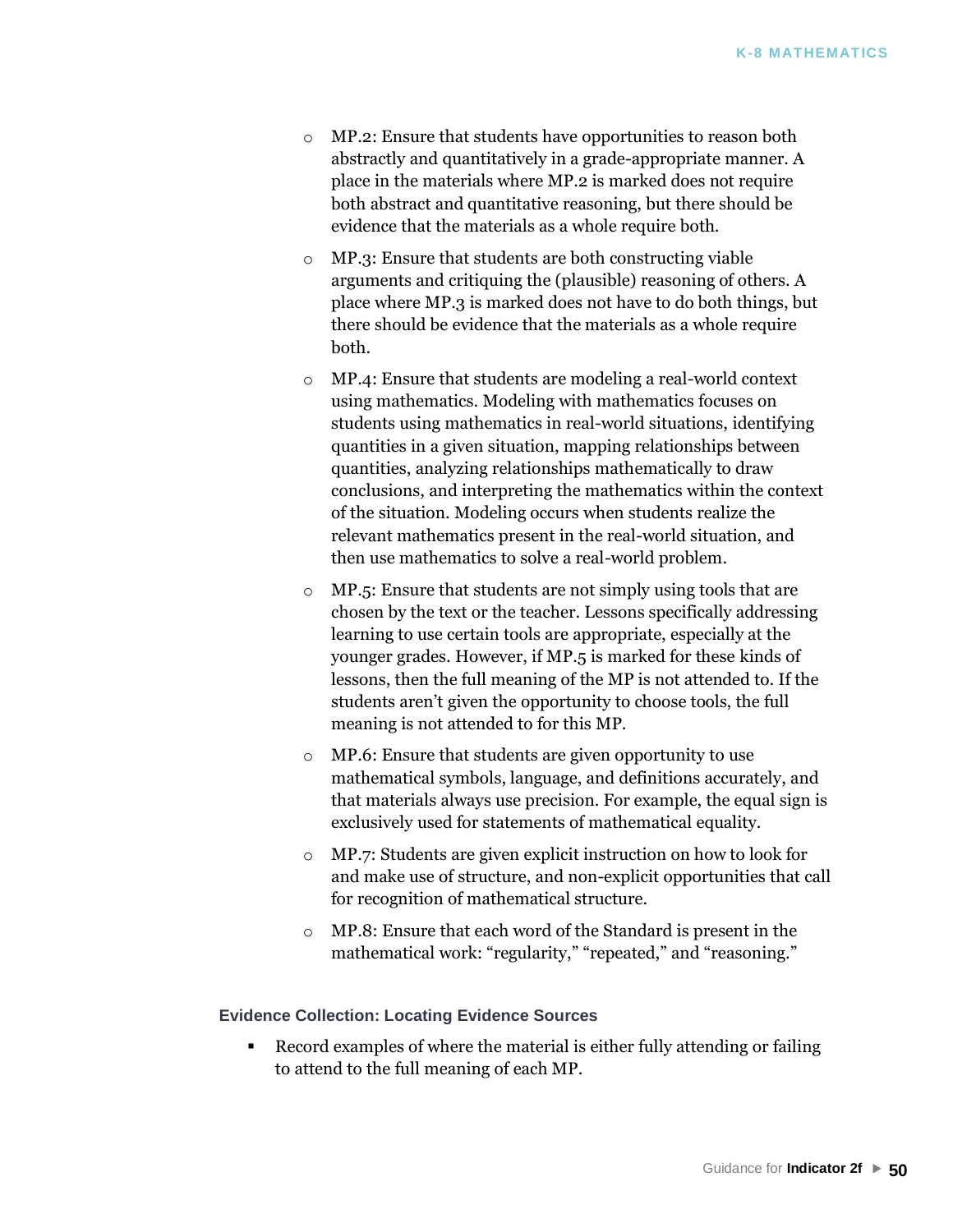- MP.2: Ensure that students have opportunities to reason both abstractly and quantitatively in a grade-appropriate manner. A place in the materials where MP.2 is marked does not require both abstract and quantitative reasoning, but there should be evidence that the materials as a whole require both.
- MP.3: Ensure that students are both constructing viable arguments and critiquing the (plausible) reasoning of others. A place where MP.3 is marked does not have to do both things, but there should be evidence that the materials as a whole require both.
- MP.4: Ensure that students are modeling a real-world context using mathematics. Modeling with mathematics focuses on students using mathematics in real-world situations, identifying quantities in a given situation, mapping relationships between quantities, analyzing relationships mathematically to draw conclusions, and interpreting the mathematics within the context of the situation. Modeling occurs when students realize the relevant mathematics present in the real-world situation, and then use mathematics to solve a real-world problem.
- MP.5: Ensure that students are not simply using tools that are chosen by the text or the teacher. Lessons specifically addressing learning to use certain tools are appropriate, especially at the younger grades. However, if MP.5 is marked for these kinds of lessons, then the full meaning of the MP is not attended to. If the students aren't given the opportunity to choose tools, the full meaning is not attended to for this MP.
- MP.6: Ensure that students are given opportunity to use mathematical symbols, language, and definitions accurately, and that materials always use precision. For example, the equal sign is exclusively used for statements of mathematical equality.
- MP.7: Students are given explicit instruction on how to look for and make use of structure, and non-explicit opportunities that call for recognition of mathematical structure.
- MP.8: Ensure that each word of the Standard is present in the mathematical work: "regularity," "repeated," and "reasoning."

#### Evidence Collection: Locating Evidence Sources

- Record examples of where the material is either fully attending or failing to attend to the full meaning of each MP.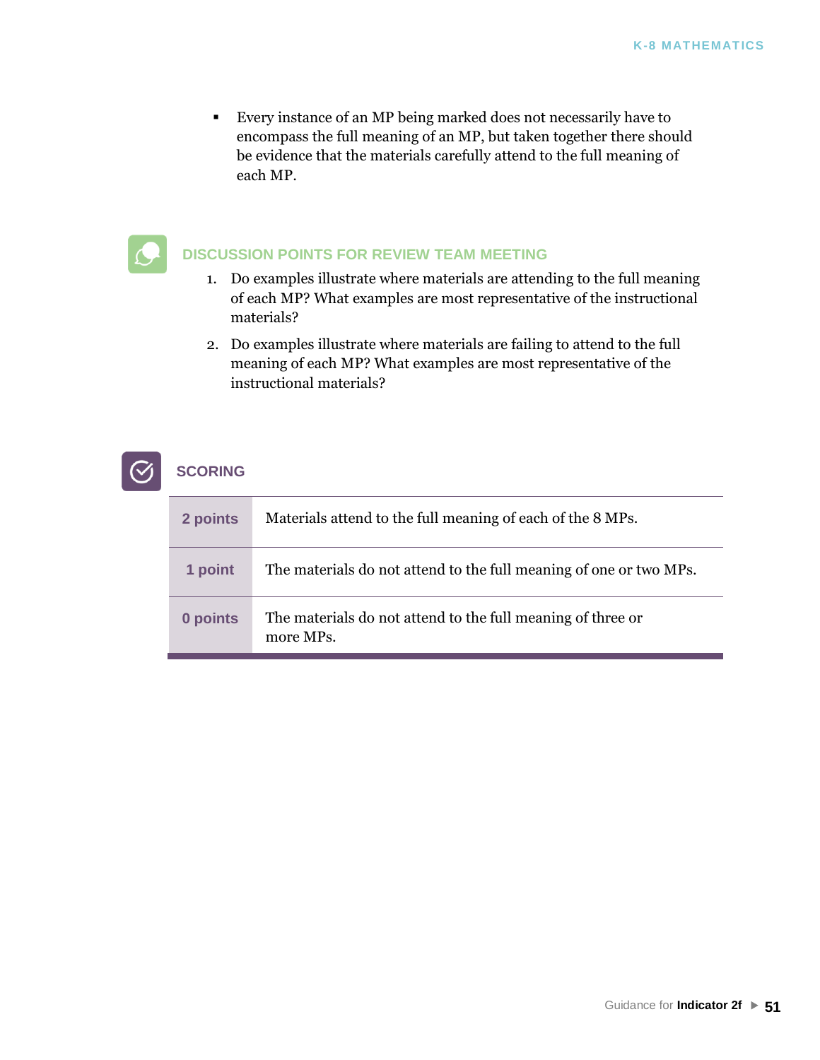- Every instance of an MP being marked does not necessarily have to encompass the full meaning of an MP, but taken together there should be evidence that the materials carefully attend to the full meaning of each MP.

## DISCUSSION POINTS FOR REVIEW TEAM MEETING

1. Do examples illustrate where materials are attending to the full meaning of each MP? What examples are most representative of the instructional materials?
2. Do examples illustrate where materials are failing to attend to the full meaning of each MP? What examples are most representative of the instructional materials?

## SCORING

| | |
|---|---|
| **2 points** | Materials attend to the full meaning of each of the 8 MPs. |
| **1 point** | The materials do not attend to the full meaning of one or two MPs. |
| **0 points** | The materials do not attend to the full meaning of three or more MPs. |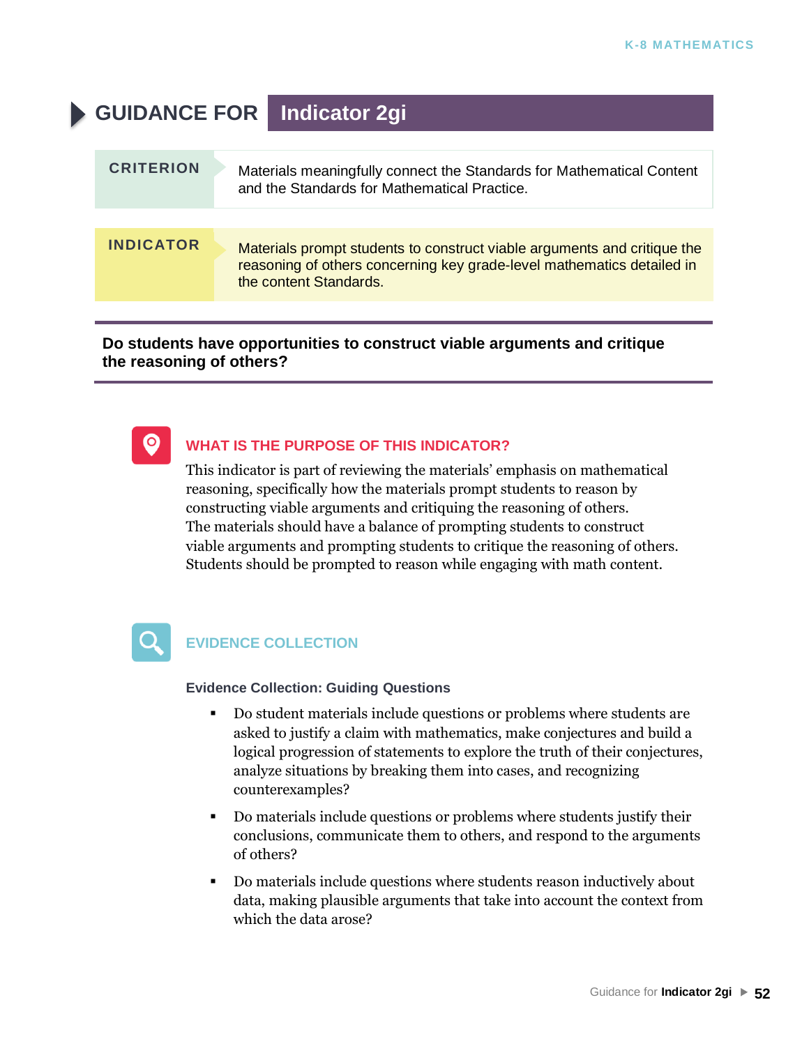# GUIDANCE FOR Indicator 2gi

| CRITERION | Materials meaningfully connect the Standards for Mathematical Content and the Standards for Mathematical Practice. |
| --- | --- |
| **INDICATOR** | Materials prompt students to construct viable arguments and critique the reasoning of others concerning key grade-level mathematics detailed in the content Standards. |

**Do students have opportunities to construct viable arguments and critique the reasoning of others?**

## WHAT IS THE PURPOSE OF THIS INDICATOR?

This indicator is part of reviewing the materials' emphasis on mathematical reasoning, specifically how the materials prompt students to reason by constructing viable arguments and critiquing the reasoning of others. The materials should have a balance of prompting students to construct viable arguments and prompting students to critique the reasoning of others. Students should be prompted to reason while engaging with math content.

## EVIDENCE COLLECTION

### Evidence Collection: Guiding Questions

- Do student materials include questions or problems where students are asked to justify a claim with mathematics, make conjectures and build a logical progression of statements to explore the truth of their conjectures, analyze situations by breaking them into cases, and recognizing counterexamples?
- Do materials include questions or problems where students justify their conclusions, communicate them to others, and respond to the arguments of others?
- Do materials include questions where students reason inductively about data, making plausible arguments that take into account the context from which the data arose?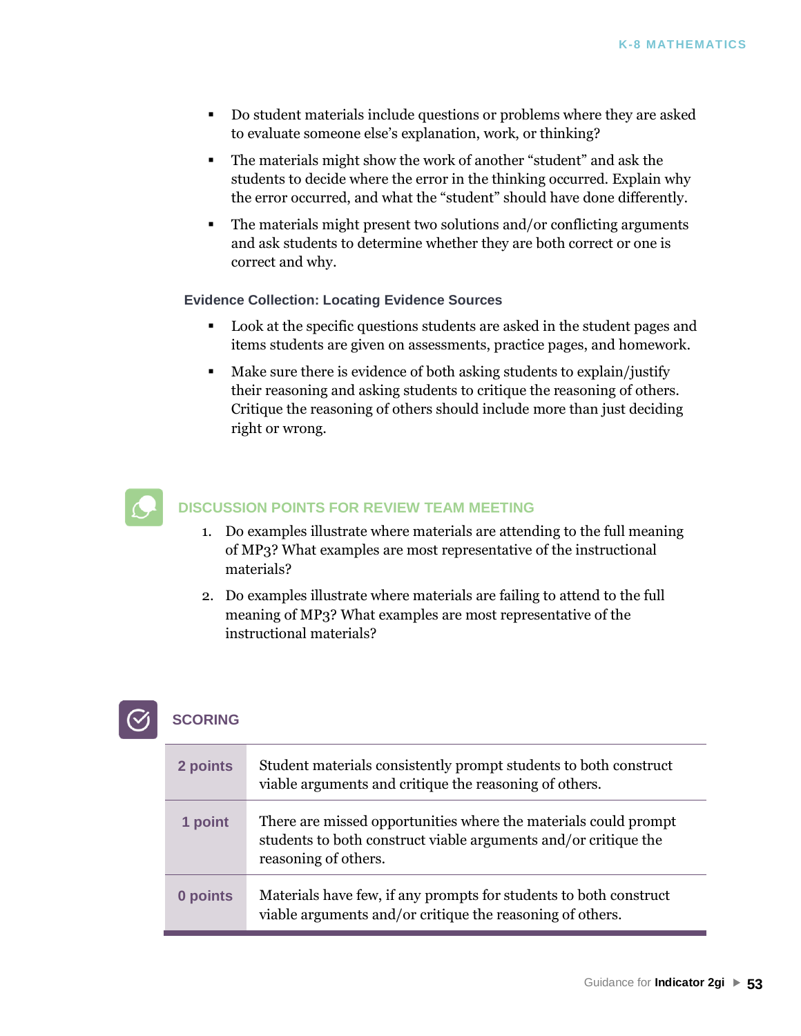- Do student materials include questions or problems where they are asked to evaluate someone else's explanation, work, or thinking?
- The materials might show the work of another "student" and ask the students to decide where the error in the thinking occurred. Explain why the error occurred, and what the "student" should have done differently.
- The materials might present two solutions and/or conflicting arguments and ask students to determine whether they are both correct or one is correct and why.

### Evidence Collection: Locating Evidence Sources

- Look at the specific questions students are asked in the student pages and items students are given on assessments, practice pages, and homework.
- Make sure there is evidence of both asking students to explain/justify their reasoning and asking students to critique the reasoning of others. Critique the reasoning of others should include more than just deciding right or wrong.

## DISCUSSION POINTS FOR REVIEW TEAM MEETING

1. Do examples illustrate where materials are attending to the full meaning of MP3? What examples are most representative of the instructional materials?
2. Do examples illustrate where materials are failing to attend to the full meaning of MP3? What examples are most representative of the instructional materials?

## SCORING

| | |
|---|---|
| **2 points** | Student materials consistently prompt students to both construct viable arguments and critique the reasoning of others. |
| **1 point** | There are missed opportunities where the materials could prompt students to both construct viable arguments and/or critique the reasoning of others. |
| **0 points** | Materials have few, if any prompts for students to both construct viable arguments and/or critique the reasoning of others. |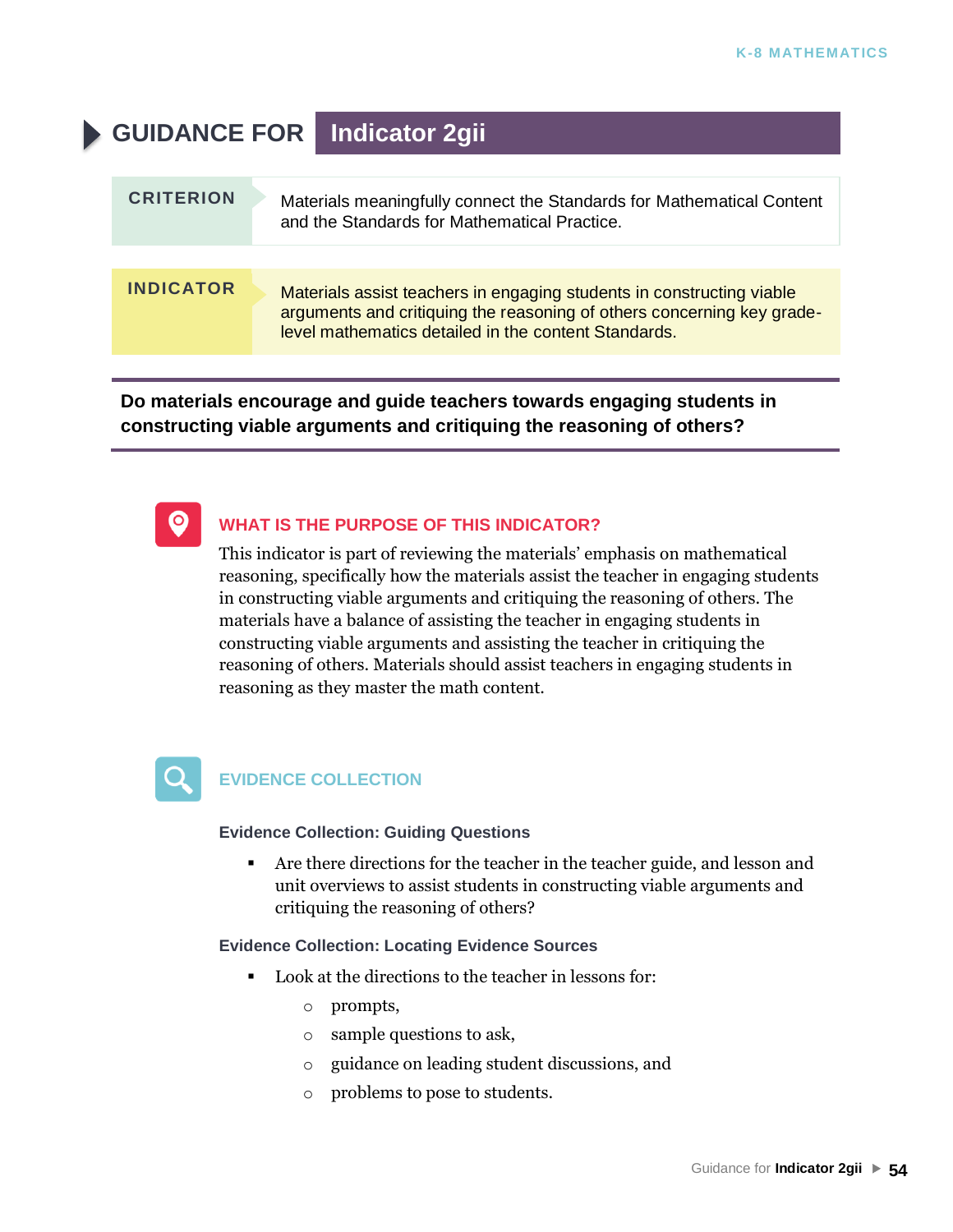# GUIDANCE FOR Indicator 2gii

| CRITERION | Materials meaningfully connect the Standards for Mathematical Content and the Standards for Mathematical Practice. |
|---|---|
| **INDICATOR** | Materials assist teachers in engaging students in constructing viable arguments and critiquing the reasoning of others concerning key grade-level mathematics detailed in the content Standards. |

**Do materials encourage and guide teachers towards engaging students in constructing viable arguments and critiquing the reasoning of others?**

## WHAT IS THE PURPOSE OF THIS INDICATOR?

This indicator is part of reviewing the materials' emphasis on mathematical reasoning, specifically how the materials assist the teacher in engaging students in constructing viable arguments and critiquing the reasoning of others. The materials have a balance of assisting the teacher in engaging students in constructing viable arguments and assisting the teacher in critiquing the reasoning of others. Materials should assist teachers in engaging students in reasoning as they master the math content.

## EVIDENCE COLLECTION

### Evidence Collection: Guiding Questions

- Are there directions for the teacher in the teacher guide, and lesson and unit overviews to assist students in constructing viable arguments and critiquing the reasoning of others?

### Evidence Collection: Locating Evidence Sources

- Look at the directions to the teacher in lessons for:
  - prompts,
  - sample questions to ask,
  - guidance on leading student discussions, and
  - problems to pose to students.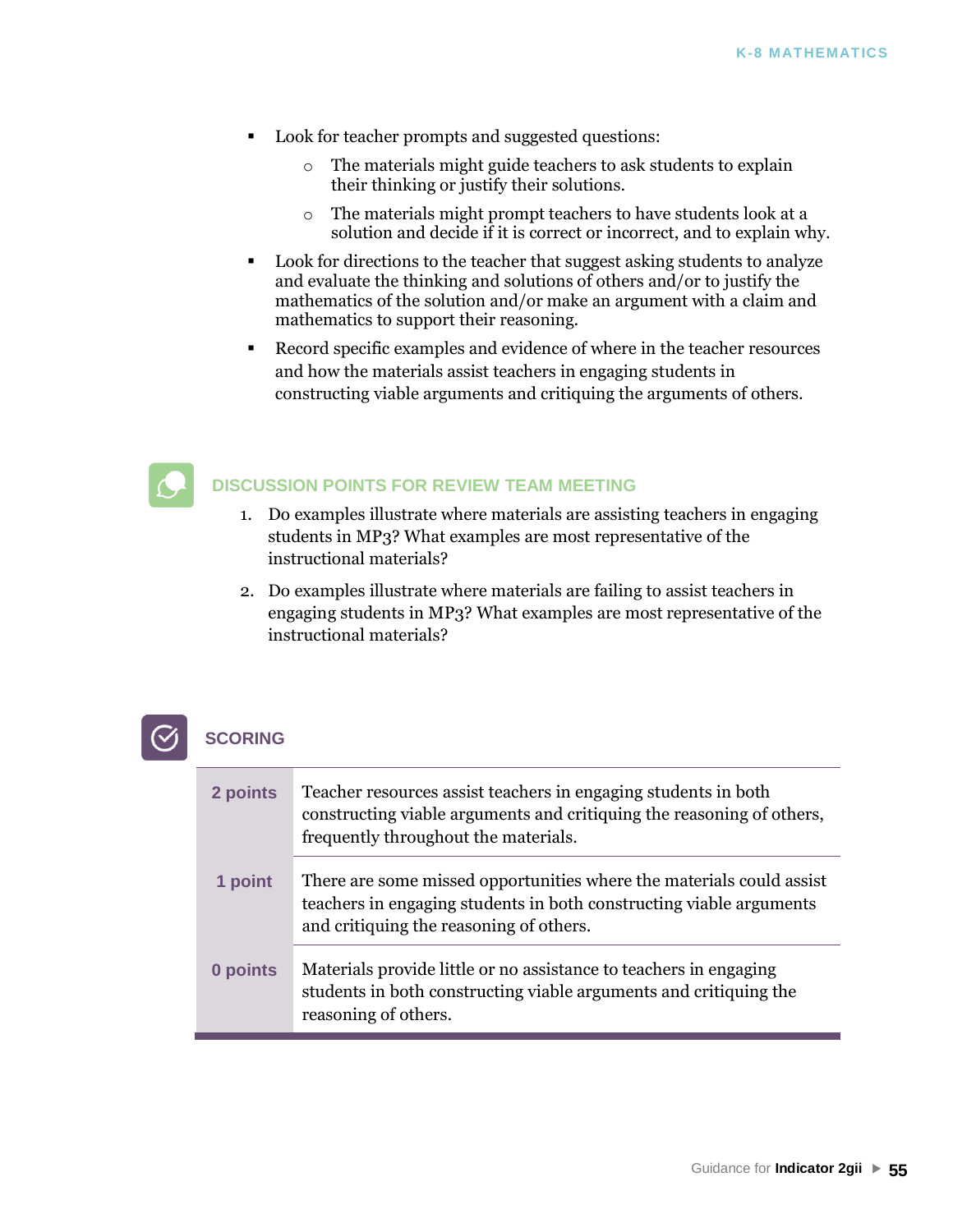- Look for teacher prompts and suggested questions:
    - The materials might guide teachers to ask students to explain their thinking or justify their solutions.
    - The materials might prompt teachers to have students look at a solution and decide if it is correct or incorrect, and to explain why.
- Look for directions to the teacher that suggest asking students to analyze and evaluate the thinking and solutions of others and/or to justify the mathematics of the solution and/or make an argument with a claim and mathematics to support their reasoning.
- Record specific examples and evidence of where in the teacher resources and how the materials assist teachers in engaging students in constructing viable arguments and critiquing the arguments of others.

## DISCUSSION POINTS FOR REVIEW TEAM MEETING

1. Do examples illustrate where materials are assisting teachers in engaging students in MP3? What examples are most representative of the instructional materials?
2. Do examples illustrate where materials are failing to assist teachers in engaging students in MP3? What examples are most representative of the instructional materials?

## SCORING

| Points | Description |
|---|---|
| **2 points** | Teacher resources assist teachers in engaging students in both constructing viable arguments and critiquing the reasoning of others, frequently throughout the materials. |
| **1 point** | There are some missed opportunities where the materials could assist teachers in engaging students in both constructing viable arguments and critiquing the reasoning of others. |
| **0 points** | Materials provide little or no assistance to teachers in engaging students in both constructing viable arguments and critiquing the reasoning of others. |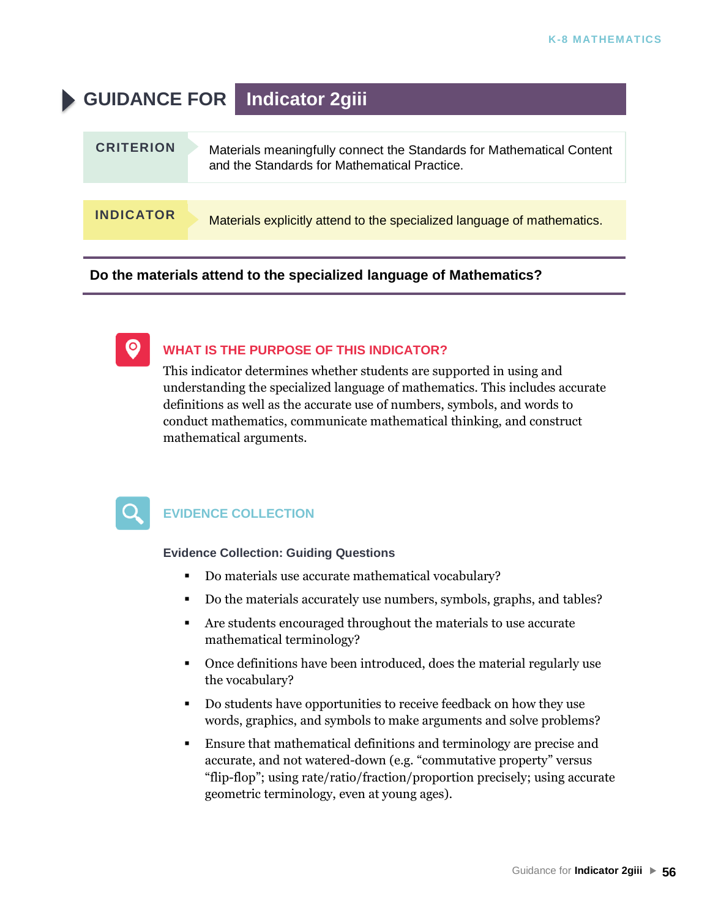# GUIDANCE FOR Indicator 2giii

| **CRITERION** | Materials meaningfully connect the Standards for Mathematical Content and the Standards for Mathematical Practice. |
|---|---|
| **INDICATOR** | Materials explicitly attend to the specialized language of mathematics. |

**Do the materials attend to the specialized language of Mathematics?**

## WHAT IS THE PURPOSE OF THIS INDICATOR?

This indicator determines whether students are supported in using and understanding the specialized language of mathematics. This includes accurate definitions as well as the accurate use of numbers, symbols, and words to conduct mathematics, communicate mathematical thinking, and construct mathematical arguments.

## EVIDENCE COLLECTION

**Evidence Collection: Guiding Questions**

- Do materials use accurate mathematical vocabulary?
- Do the materials accurately use numbers, symbols, graphs, and tables?
- Are students encouraged throughout the materials to use accurate mathematical terminology?
- Once definitions have been introduced, does the material regularly use the vocabulary?
- Do students have opportunities to receive feedback on how they use words, graphics, and symbols to make arguments and solve problems?
- Ensure that mathematical definitions and terminology are precise and accurate, and not watered-down (e.g. “commutative property” versus “flip-flop”; using rate/ratio/fraction/proportion precisely; using accurate geometric terminology, even at young ages).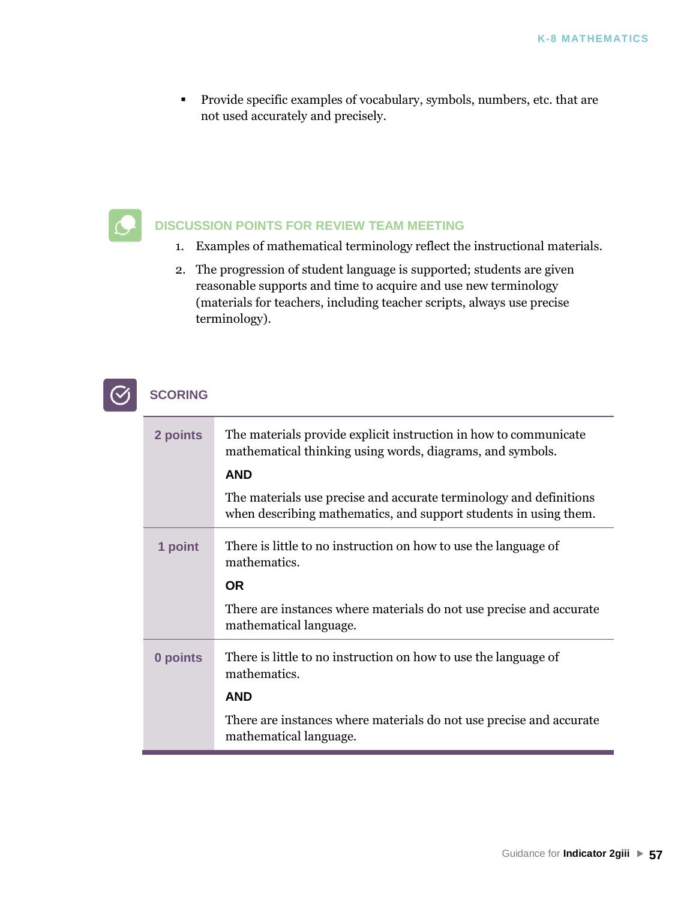- Provide specific examples of vocabulary, symbols, numbers, etc. that are not used accurately and precisely.

## DISCUSSION POINTS FOR REVIEW TEAM MEETING

1. Examples of mathematical terminology reflect the instructional materials.
2. The progression of student language is supported; students are given reasonable supports and time to acquire and use new terminology (materials for teachers, including teacher scripts, always use precise terminology).

## SCORING

| | |
|---|---|
| **2 points** | The materials provide explicit instruction in how to communicate mathematical thinking using words, diagrams, and symbols.<br>**AND**<br>The materials use precise and accurate terminology and definitions when describing mathematics, and support students in using them. |
| **1 point** | There is little to no instruction on how to use the language of mathematics.<br>**OR**<br>There are instances where materials do not use precise and accurate mathematical language. |
| **0 points** | There is little to no instruction on how to use the language of mathematics.<br>**AND**<br>There are instances where materials do not use precise and accurate mathematical language. |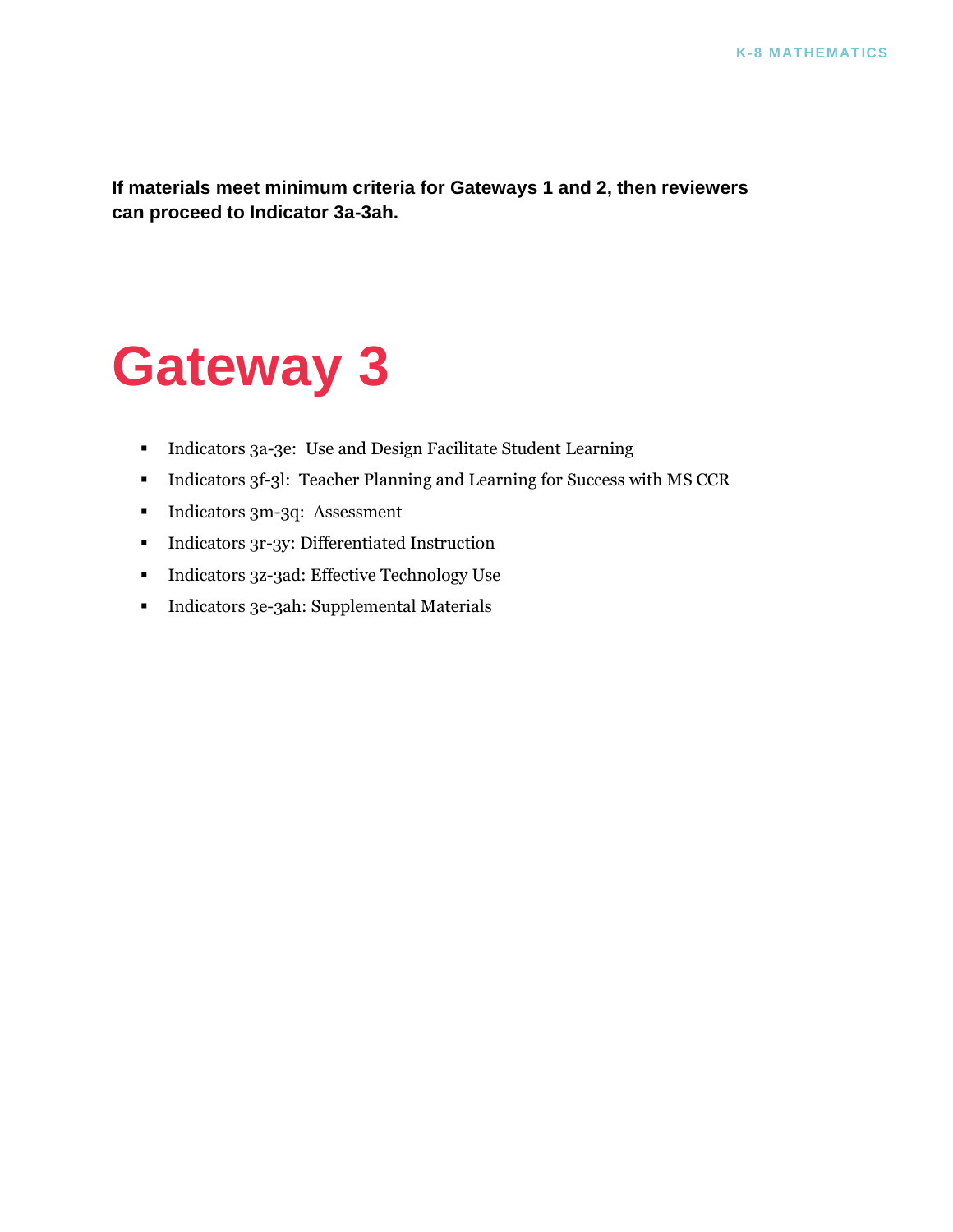**If materials meet minimum criteria for Gateways 1 and 2, then reviewers can proceed to Indicator 3a-3ah.**

# Gateway 3

- Indicators 3a-3e: Use and Design Facilitate Student Learning
- Indicators 3f-3l: Teacher Planning and Learning for Success with MS CCR
- Indicators 3m-3q: Assessment
- Indicators 3r-3y: Differentiated Instruction
- Indicators 3z-3ad: Effective Technology Use
- Indicators 3e-3ah: Supplemental Materials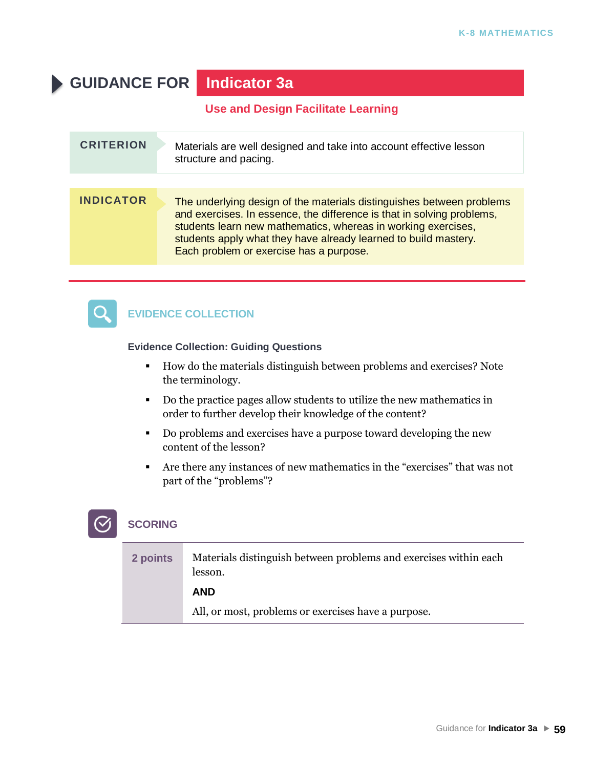# GUIDANCE FOR Indicator 3a

## Use and Design Facilitate Learning

| CRITERION | Materials are well designed and take into account effective lesson structure and pacing. |
|---|---|

| INDICATOR | The underlying design of the materials distinguishes between problems and exercises. In essence, the difference is that in solving problems, students learn new mathematics, whereas in working exercises, students apply what they have already learned to build mastery. Each problem or exercise has a purpose. |
|---|---|

## EVIDENCE COLLECTION

**Evidence Collection: Guiding Questions**

- How do the materials distinguish between problems and exercises? Note the terminology.
- Do the practice pages allow students to utilize the new mathematics in order to further develop their knowledge of the content?
- Do problems and exercises have a purpose toward developing the new content of the lesson?
- Are there any instances of new mathematics in the "exercises" that was not part of the "problems"?

## SCORING

| | |
|---|---|
| **2 points** | Materials distinguish between problems and exercises within each lesson.<br><br>**AND**<br><br>All, or most, problems or exercises have a purpose. |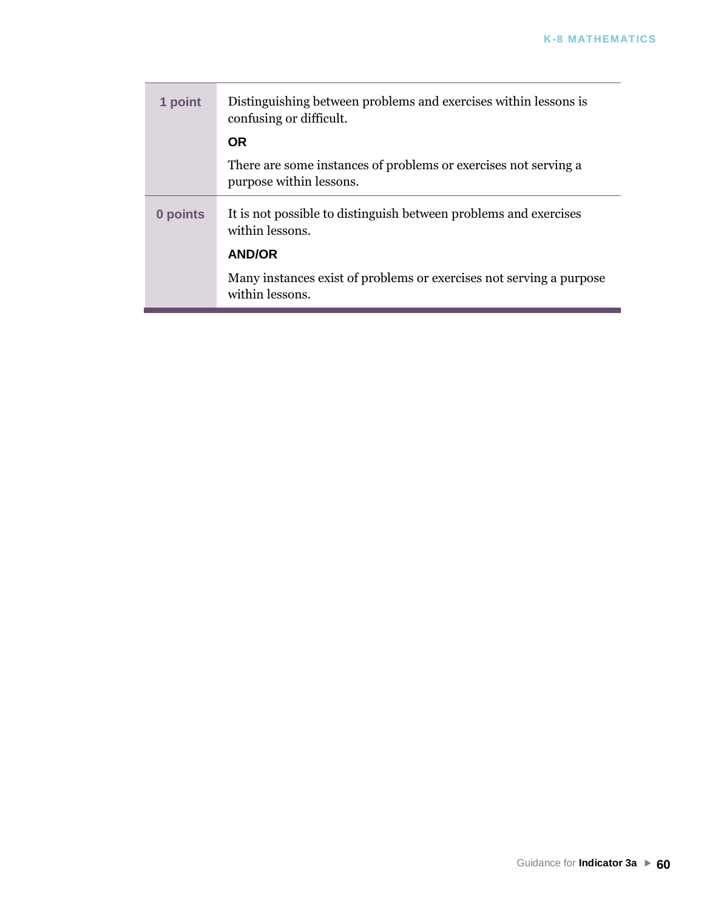| | |
|---|---|
| **1 point** | Distinguishing between problems and exercises within lessons is confusing or difficult.<br><br>**OR**<br><br>There are some instances of problems or exercises not serving a purpose within lessons. |
| **0 points** | It is not possible to distinguish between problems and exercises within lessons.<br><br>**AND/OR**<br><br>Many instances exist of problems or exercises not serving a purpose within lessons. |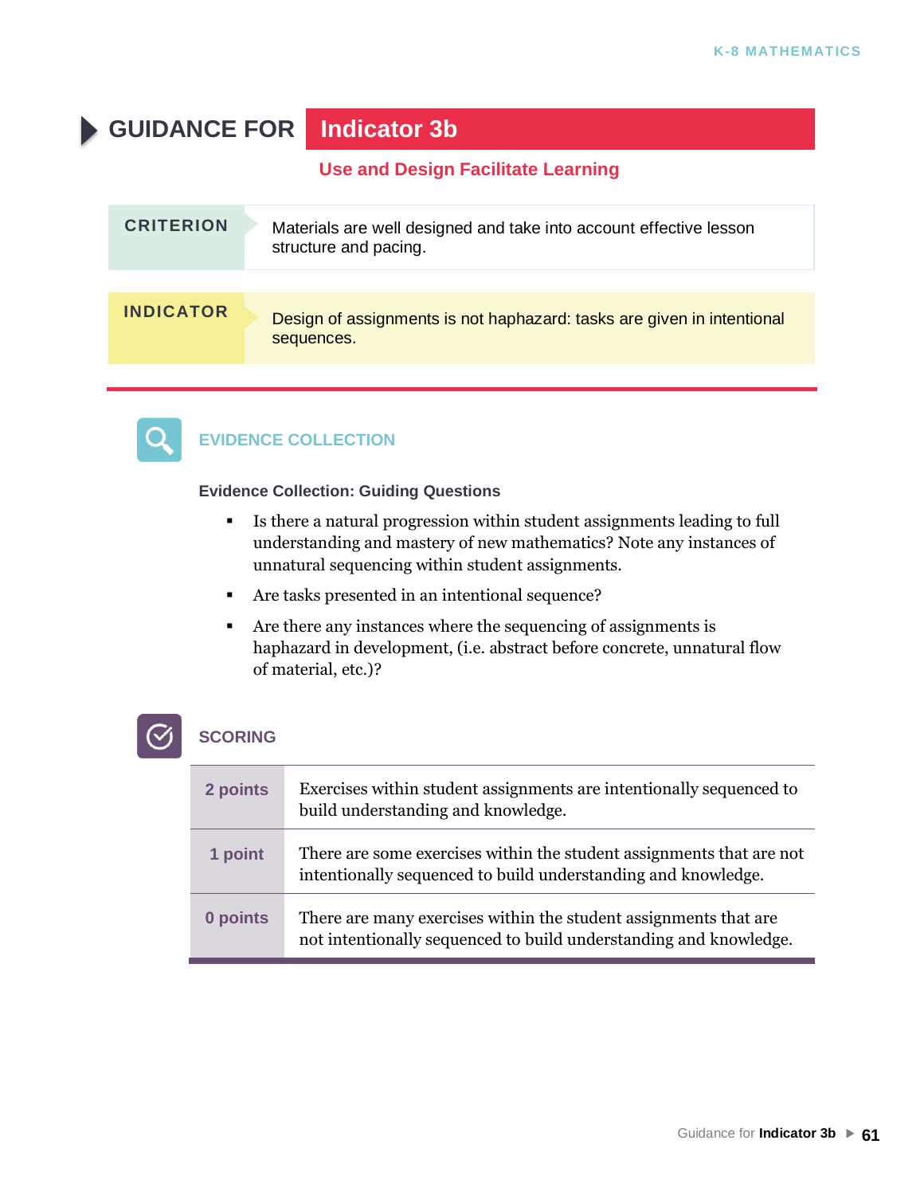# GUIDANCE FOR Indicator 3b

## Use and Design Facilitate Learning

| CRITERION | Materials are well designed and take into account effective lesson structure and pacing. |
|---|---|
| **INDICATOR** | Design of assignments is not haphazard: tasks are given in intentional sequences. |

### EVIDENCE COLLECTION

**Evidence Collection: Guiding Questions**

- Is there a natural progression within student assignments leading to full understanding and mastery of new mathematics? Note any instances of unnatural sequencing within student assignments.
- Are tasks presented in an intentional sequence?
- Are there any instances where the sequencing of assignments is haphazard in development, (i.e. abstract before concrete, unnatural flow of material, etc.)?

### SCORING

| Points | Description |
|---|---|
| **2 points** | Exercises within student assignments are intentionally sequenced to build understanding and knowledge. |
| **1 point** | There are some exercises within the student assignments that are not intentionally sequenced to build understanding and knowledge. |
| **0 points** | There are many exercises within the student assignments that are not intentionally sequenced to build understanding and knowledge. |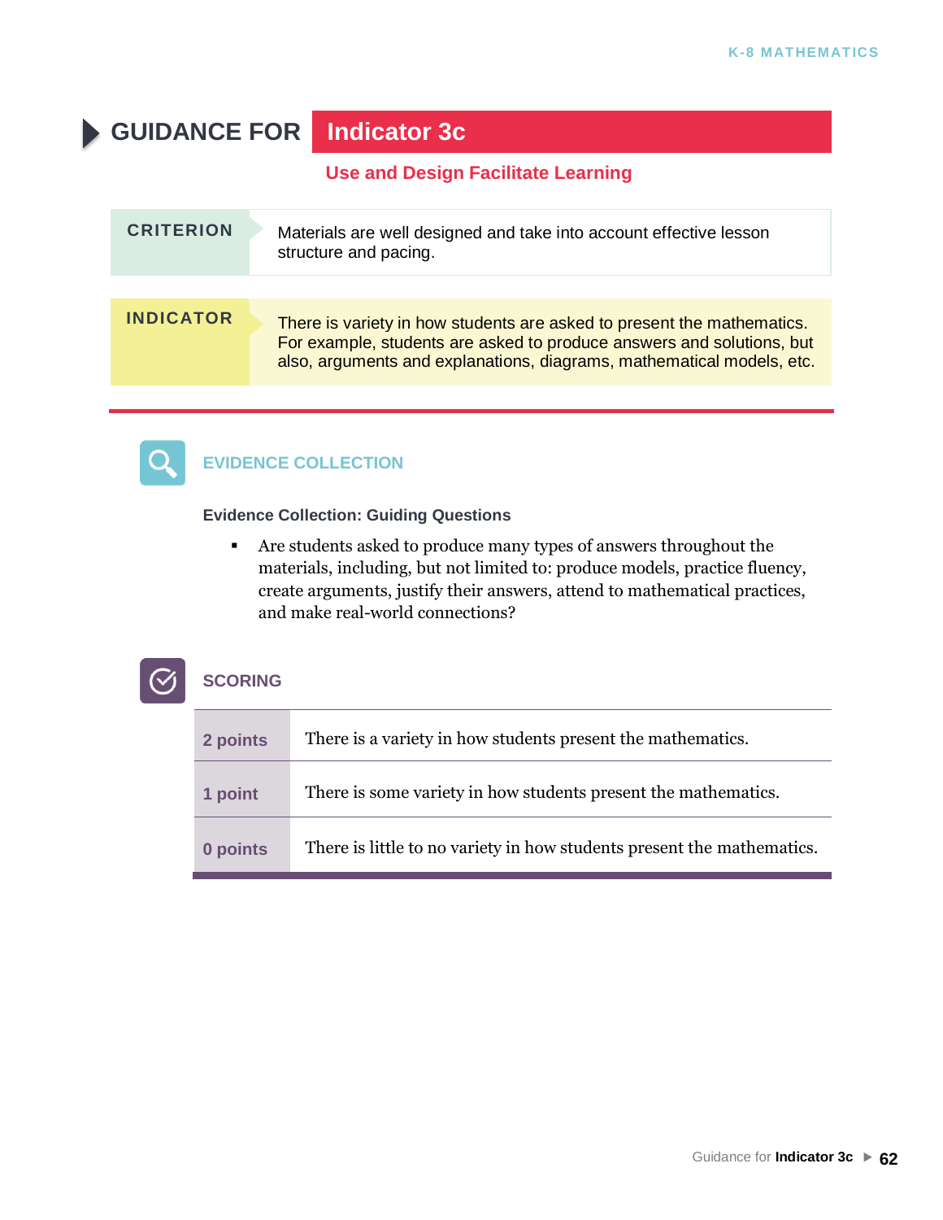# GUIDANCE FOR Indicator 3c

## Use and Design Facilitate Learning

| CRITERION | Materials are well designed and take into account effective lesson structure and pacing. |
|---|---|
| **INDICATOR** | There is variety in how students are asked to present the mathematics. For example, students are asked to produce answers and solutions, but also, arguments and explanations, diagrams, mathematical models, etc. |

### EVIDENCE COLLECTION

**Evidence Collection: Guiding Questions**

- Are students asked to produce many types of answers throughout the materials, including, but not limited to: produce models, practice fluency, create arguments, justify their answers, attend to mathematical practices, and make real-world connections?

### SCORING

| | |
|---|---|
| **2 points** | There is a variety in how students present the mathematics. |
| **1 point** | There is some variety in how students present the mathematics. |
| **0 points** | There is little to no variety in how students present the mathematics. |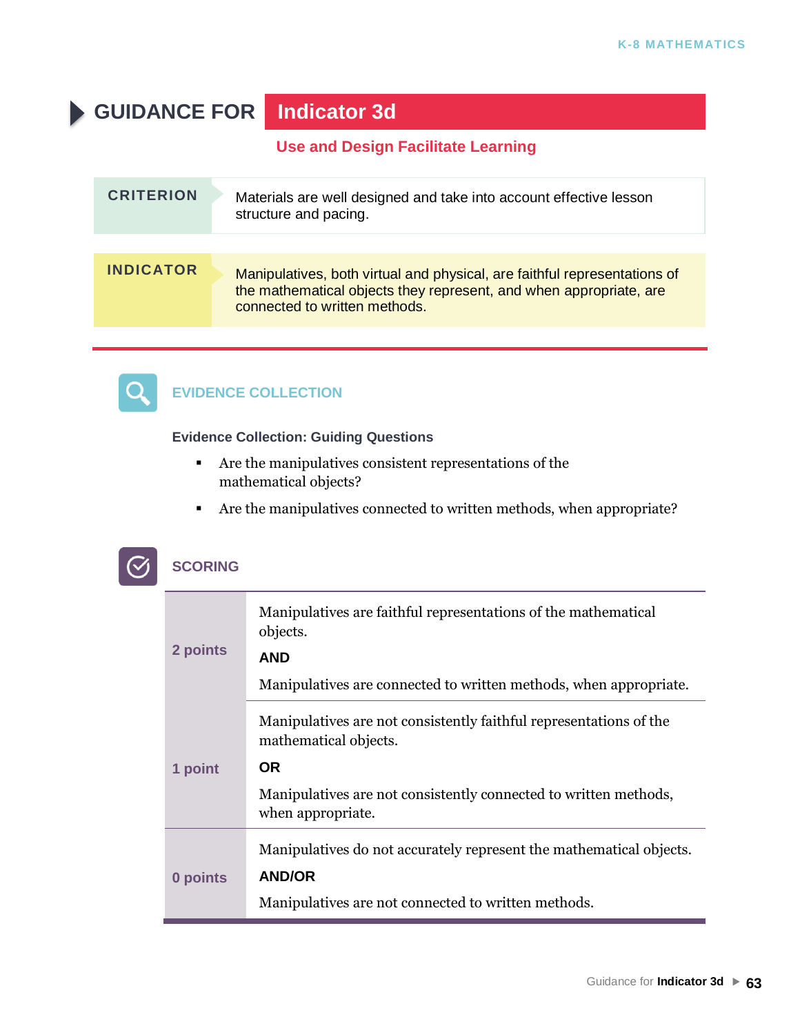# GUIDANCE FOR Indicator 3d

## Use and Design Facilitate Learning

| CRITERION | Materials are well designed and take into account effective lesson structure and pacing. |
|---|---|
| **INDICATOR** | Manipulatives, both virtual and physical, are faithful representations of the mathematical objects they represent, and when appropriate, are connected to written methods. |

## EVIDENCE COLLECTION

**Evidence Collection: Guiding Questions**

- Are the manipulatives consistent representations of the mathematical objects?
- Are the manipulatives connected to written methods, when appropriate?

## SCORING

| Points | Description |
|---|---|
| **2 points** | Manipulatives are faithful representations of the mathematical objects. **AND** Manipulatives are connected to written methods, when appropriate. |
| **1 point** | Manipulatives are not consistently faithful representations of the mathematical objects. **OR** Manipulatives are not consistently connected to written methods, when appropriate. |
| **0 points** | Manipulatives do not accurately represent the mathematical objects. **AND/OR** Manipulatives are not connected to written methods. |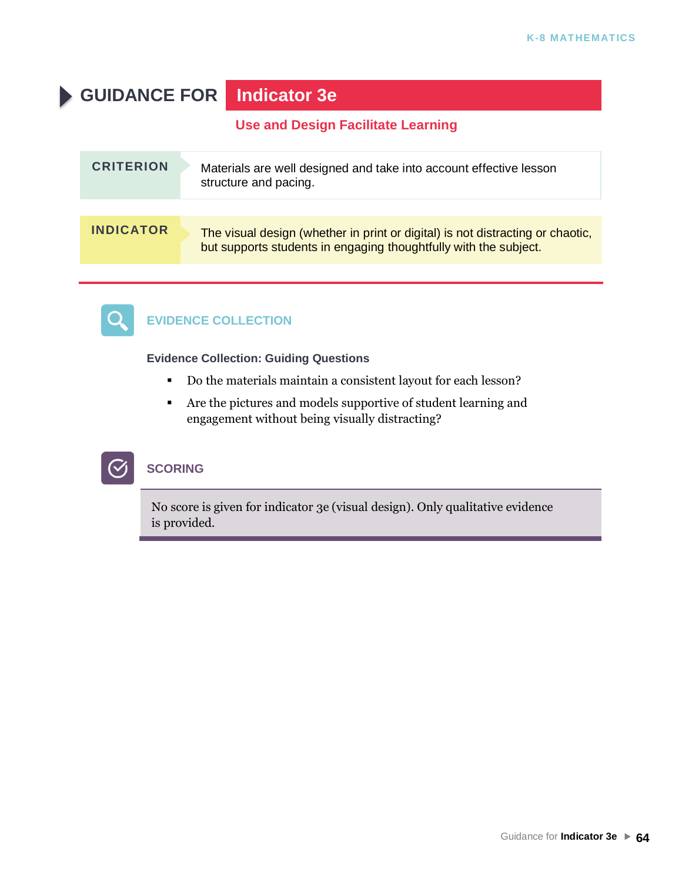# GUIDANCE FOR Indicator 3e

## Use and Design Facilitate Learning

**CRITERION**

Materials are well designed and take into account effective lesson structure and pacing.

**INDICATOR**

The visual design (whether in print or digital) is not distracting or chaotic, but supports students in engaging thoughtfully with the subject.

## EVIDENCE COLLECTION

**Evidence Collection: Guiding Questions**

- Do the materials maintain a consistent layout for each lesson?
- Are the pictures and models supportive of student learning and engagement without being visually distracting?

## SCORING

No score is given for indicator 3e (visual design). Only qualitative evidence is provided.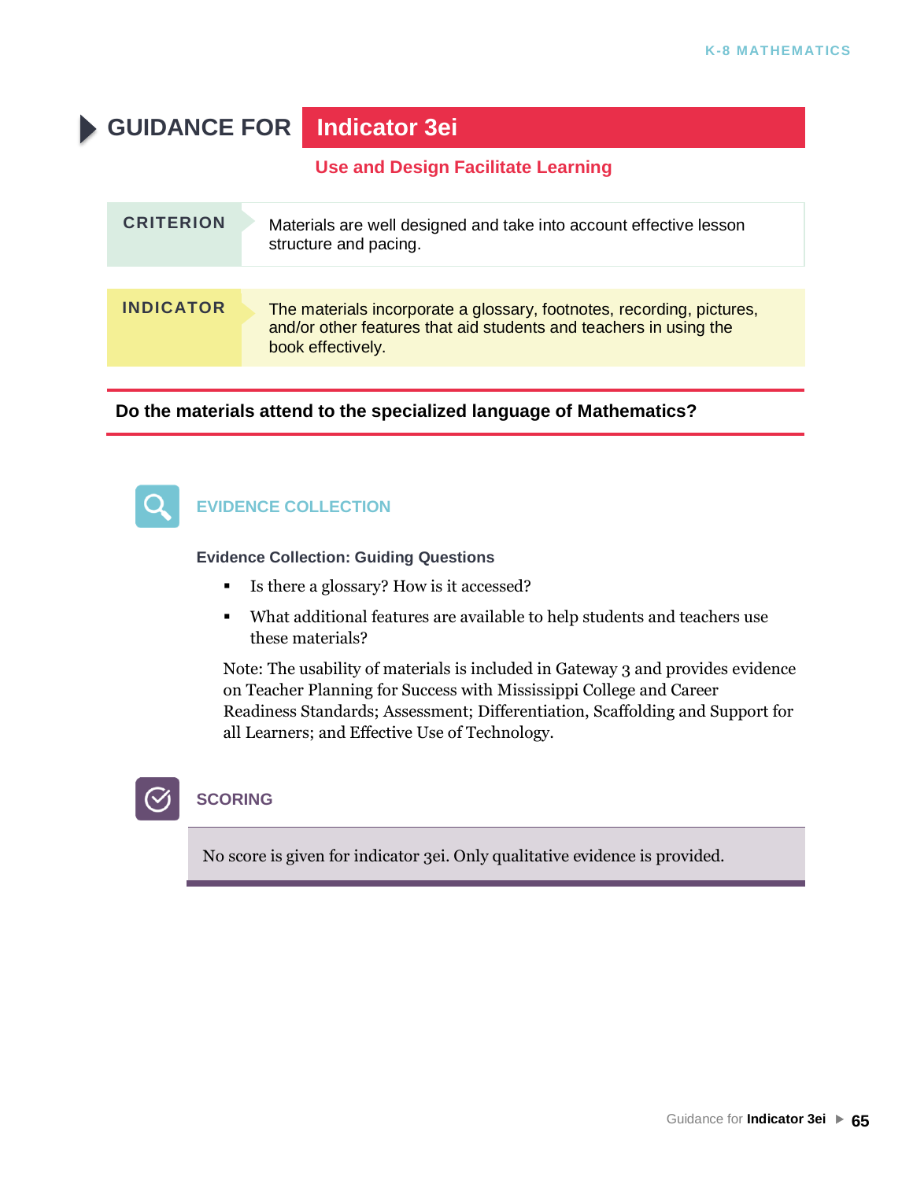# GUIDANCE FOR Indicator 3ei

## Use and Design Facilitate Learning

**CRITERION**

Materials are well designed and take into account effective lesson structure and pacing.

**INDICATOR**

The materials incorporate a glossary, footnotes, recording, pictures, and/or other features that aid students and teachers in using the book effectively.

**Do the materials attend to the specialized language of Mathematics?**

### EVIDENCE COLLECTION

**Evidence Collection: Guiding Questions**

- Is there a glossary? How is it accessed?
- What additional features are available to help students and teachers use these materials?

Note: The usability of materials is included in Gateway 3 and provides evidence on Teacher Planning for Success with Mississippi College and Career Readiness Standards; Assessment; Differentiation, Scaffolding and Support for all Learners; and Effective Use of Technology.

### SCORING

No score is given for indicator 3ei. Only qualitative evidence is provided.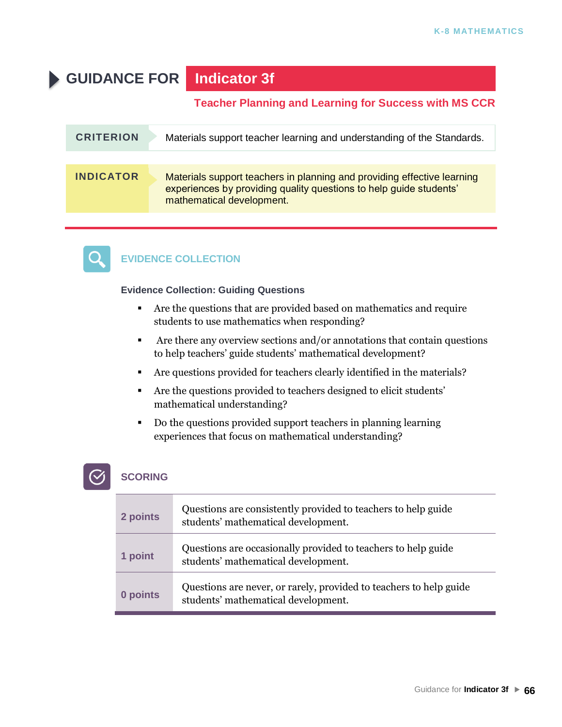# GUIDANCE FOR Indicator 3f

## Teacher Planning and Learning for Success with MS CCR

| | |
|---|---|
| **CRITERION** | Materials support teacher learning and understanding of the Standards. |
| **INDICATOR** | Materials support teachers in planning and providing effective learning experiences by providing quality questions to help guide students' mathematical development. |

## EVIDENCE COLLECTION

**Evidence Collection: Guiding Questions**

- Are the questions that are provided based on mathematics and require students to use mathematics when responding?
- Are there any overview sections and/or annotations that contain questions to help teachers' guide students' mathematical development?
- Are questions provided for teachers clearly identified in the materials?
- Are the questions provided to teachers designed to elicit students' mathematical understanding?
- Do the questions provided support teachers in planning learning experiences that focus on mathematical understanding?

## SCORING

| | |
|---|---|
| **2 points** | Questions are consistently provided to teachers to help guide students' mathematical development. |
| **1 point** | Questions are occasionally provided to teachers to help guide students' mathematical development. |
| **0 points** | Questions are never, or rarely, provided to teachers to help guide students' mathematical development. |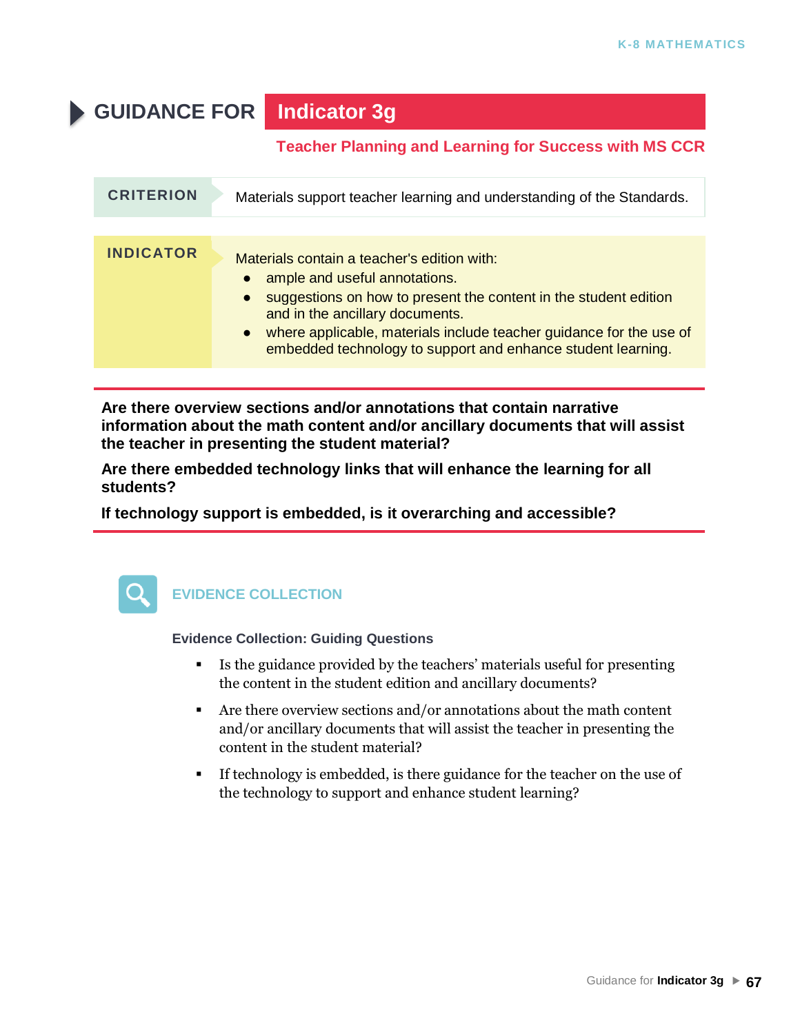# GUIDANCE FOR Indicator 3g

## Teacher Planning and Learning for Success with MS CCR

| CRITERION | Materials support teacher learning and understanding of the Standards. |
|---|---|

**INDICATOR**

Materials contain a teacher's edition with:

- ample and useful annotations.
- suggestions on how to present the content in the student edition and in the ancillary documents.
- where applicable, materials include teacher guidance for the use of embedded technology to support and enhance student learning.

---

**Are there overview sections and/or annotations that contain narrative information about the math content and/or ancillary documents that will assist the teacher in presenting the student material?**

**Are there embedded technology links that will enhance the learning for all students?**

**If technology support is embedded, is it overarching and accessible?**

---

### EVIDENCE COLLECTION

**Evidence Collection: Guiding Questions**

- Is the guidance provided by the teachers' materials useful for presenting the content in the student edition and ancillary documents?
- Are there overview sections and/or annotations about the math content and/or ancillary documents that will assist the teacher in presenting the content in the student material?
- If technology is embedded, is there guidance for the teacher on the use of the technology to support and enhance student learning?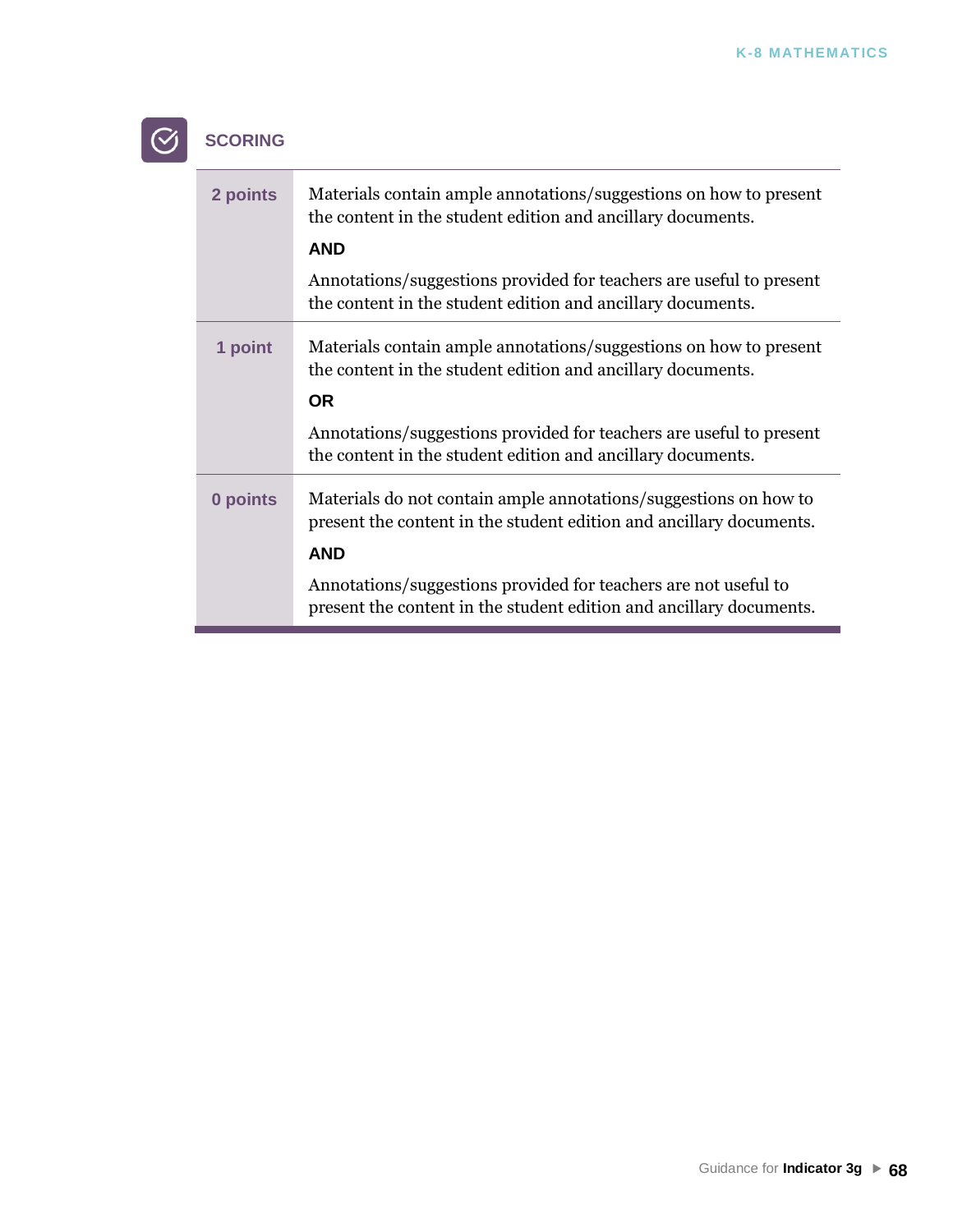## SCORING

| | |
|---|---|
| **2 points** | Materials contain ample annotations/suggestions on how to present the content in the student edition and ancillary documents. **AND** Annotations/suggestions provided for teachers are useful to present the content in the student edition and ancillary documents. |
| **1 point** | Materials contain ample annotations/suggestions on how to present the content in the student edition and ancillary documents. **OR** Annotations/suggestions provided for teachers are useful to present the content in the student edition and ancillary documents. |
| **0 points** | Materials do not contain ample annotations/suggestions on how to present the content in the student edition and ancillary documents. **AND** Annotations/suggestions provided for teachers are not useful to present the content in the student edition and ancillary documents. |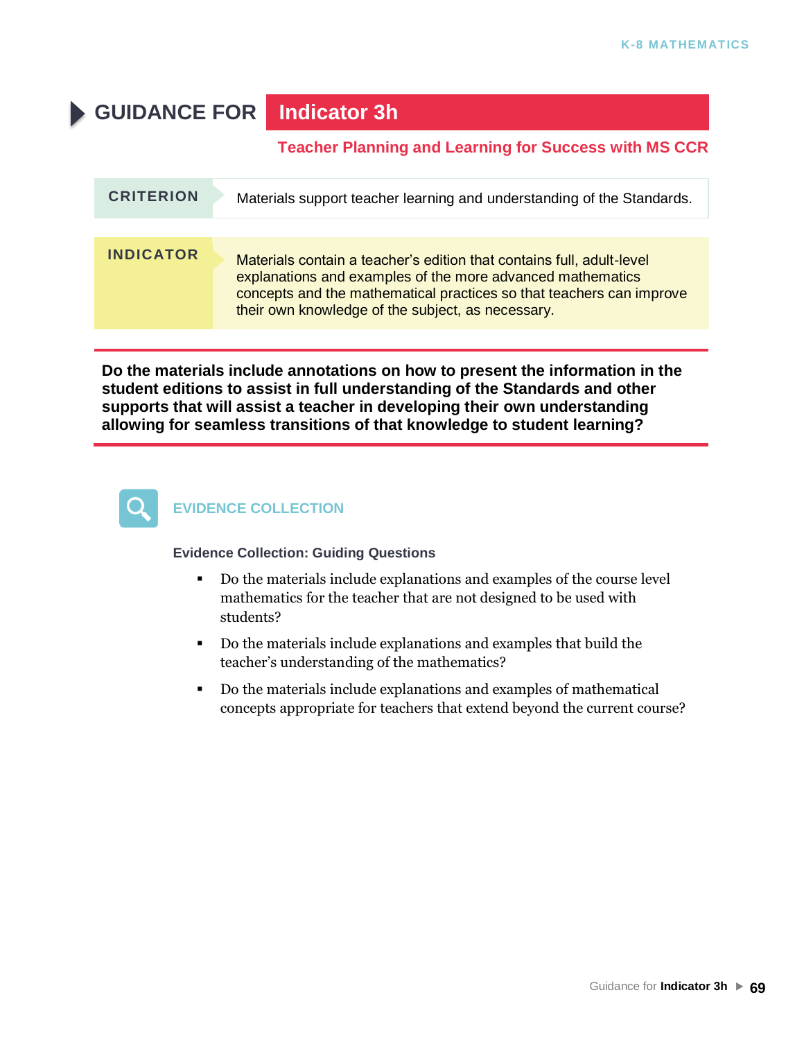# GUIDANCE FOR Indicator 3h

## Teacher Planning and Learning for Success with MS CCR

**CRITERION**

Materials support teacher learning and understanding of the Standards.

**INDICATOR**

Materials contain a teacher's edition that contains full, adult-level explanations and examples of the more advanced mathematics concepts and the mathematical practices so that teachers can improve their own knowledge of the subject, as necessary.

**Do the materials include annotations on how to present the information in the student editions to assist in full understanding of the Standards and other supports that will assist a teacher in developing their own understanding allowing for seamless transitions of that knowledge to student learning?**

## EVIDENCE COLLECTION

**Evidence Collection: Guiding Questions**

- Do the materials include explanations and examples of the course level mathematics for the teacher that are not designed to be used with students?
- Do the materials include explanations and examples that build the teacher's understanding of the mathematics?
- Do the materials include explanations and examples of mathematical concepts appropriate for teachers that extend beyond the current course?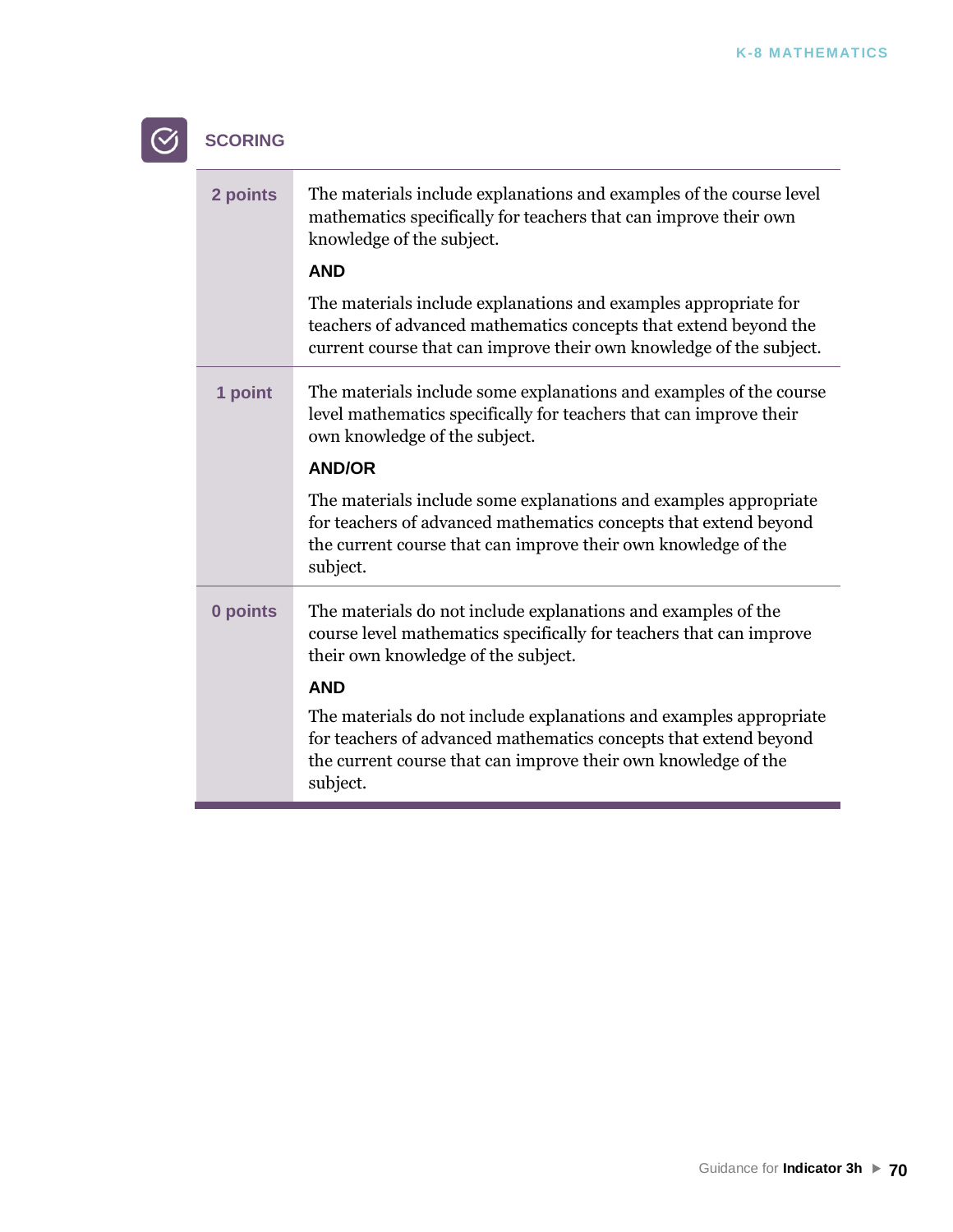## SCORING

| | |
|---|---|
| **2 points** | The materials include explanations and examples of the course level mathematics specifically for teachers that can improve their own knowledge of the subject.<br><br>**AND**<br><br>The materials include explanations and examples appropriate for teachers of advanced mathematics concepts that extend beyond the current course that can improve their own knowledge of the subject. |
| **1 point** | The materials include some explanations and examples of the course level mathematics specifically for teachers that can improve their own knowledge of the subject.<br><br>**AND/OR**<br><br>The materials include some explanations and examples appropriate for teachers of advanced mathematics concepts that extend beyond the current course that can improve their own knowledge of the subject. |
| **0 points** | The materials do not include explanations and examples of the course level mathematics specifically for teachers that can improve their own knowledge of the subject.<br><br>**AND**<br><br>The materials do not include explanations and examples appropriate for teachers of advanced mathematics concepts that extend beyond the current course that can improve their own knowledge of the subject. |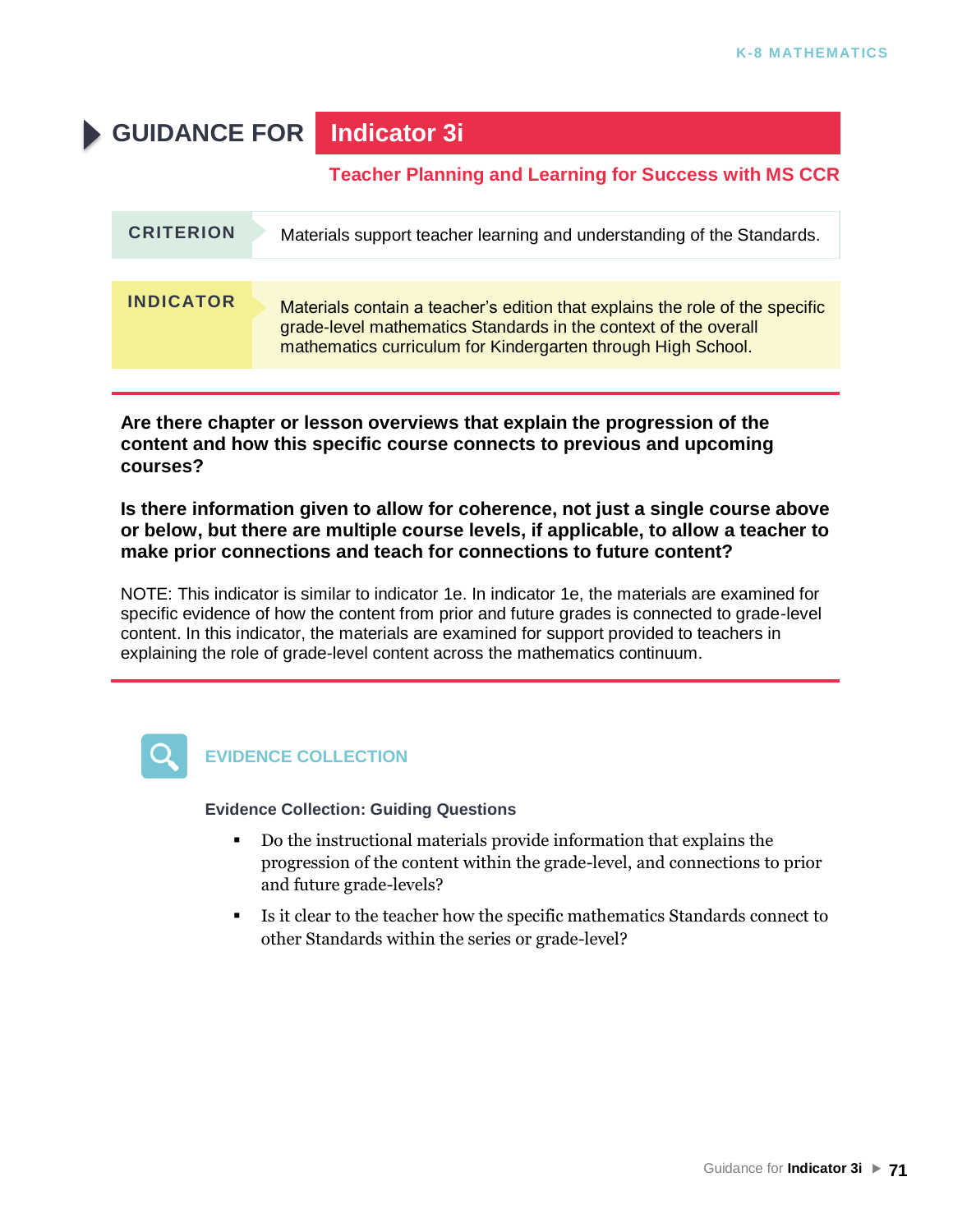# GUIDANCE FOR Indicator 3i

## Teacher Planning and Learning for Success with MS CCR

| CRITERION | Materials support teacher learning and understanding of the Standards. |
| --- | --- |
| **INDICATOR** | Materials contain a teacher's edition that explains the role of the specific grade-level mathematics Standards in the context of the overall mathematics curriculum for Kindergarten through High School. |

**Are there chapter or lesson overviews that explain the progression of the content and how this specific course connects to previous and upcoming courses?**

**Is there information given to allow for coherence, not just a single course above or below, but there are multiple course levels, if applicable, to allow a teacher to make prior connections and teach for connections to future content?**

NOTE: This indicator is similar to indicator 1e. In indicator 1e, the materials are examined for specific evidence of how the content from prior and future grades is connected to grade-level content. In this indicator, the materials are examined for support provided to teachers in explaining the role of grade-level content across the mathematics continuum.

### EVIDENCE COLLECTION

**Evidence Collection: Guiding Questions**

- Do the instructional materials provide information that explains the progression of the content within the grade-level, and connections to prior and future grade-levels?
- Is it clear to the teacher how the specific mathematics Standards connect to other Standards within the series or grade-level?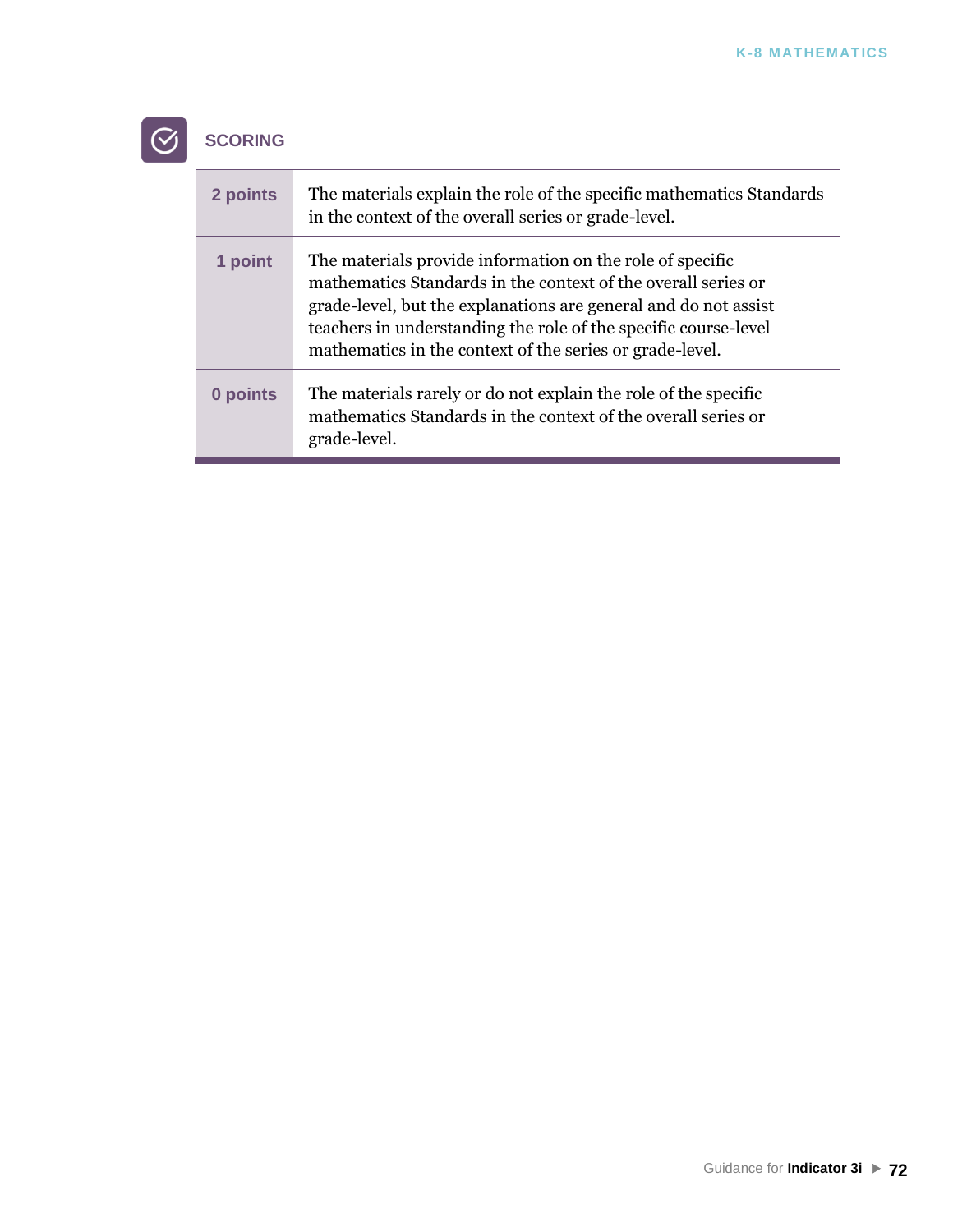## SCORING

| | |
|---|---|
| **2 points** | The materials explain the role of the specific mathematics Standards in the context of the overall series or grade-level. |
| **1 point** | The materials provide information on the role of specific mathematics Standards in the context of the overall series or grade-level, but the explanations are general and do not assist teachers in understanding the role of the specific course-level mathematics in the context of the series or grade-level. |
| **0 points** | The materials rarely or do not explain the role of the specific mathematics Standards in the context of the overall series or grade-level. |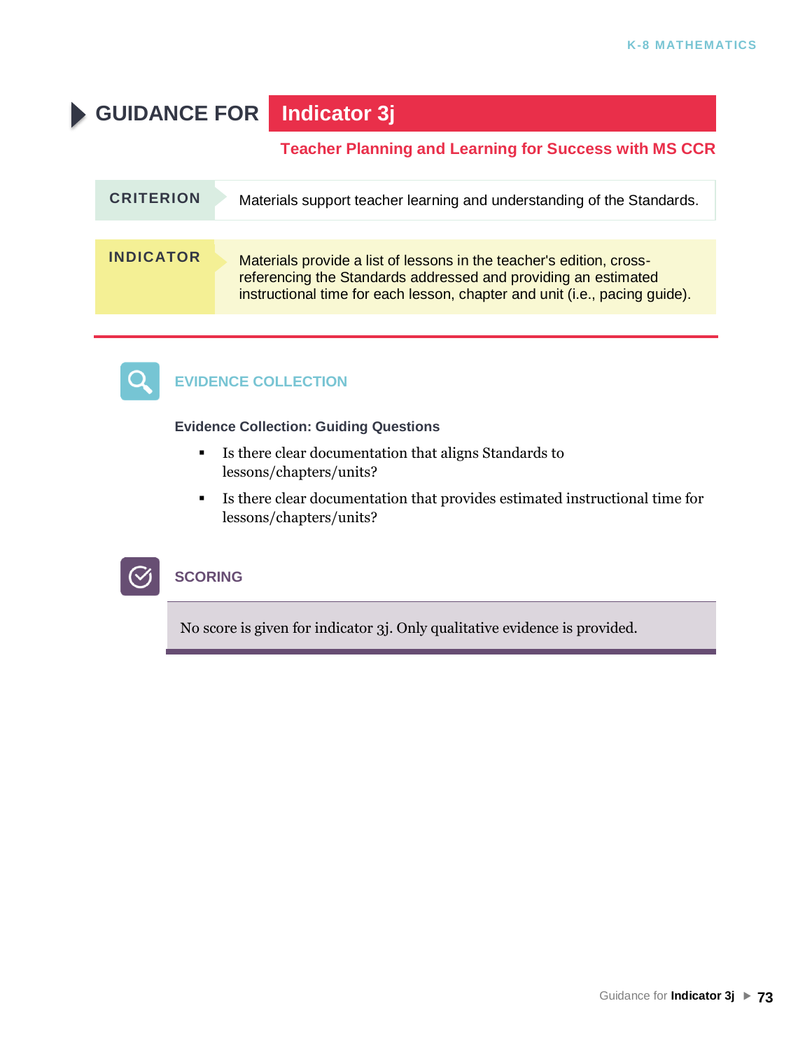# GUIDANCE FOR Indicator 3j

**Teacher Planning and Learning for Success with MS CCR**

| | |
|---|---|
| **CRITERION** | Materials support teacher learning and understanding of the Standards. |
| **INDICATOR** | Materials provide a list of lessons in the teacher's edition, cross-referencing the Standards addressed and providing an estimated instructional time for each lesson, chapter and unit (i.e., pacing guide). |

## EVIDENCE COLLECTION

**Evidence Collection: Guiding Questions**

- Is there clear documentation that aligns Standards to lessons/chapters/units?
- Is there clear documentation that provides estimated instructional time for lessons/chapters/units?

## SCORING

No score is given for indicator 3j. Only qualitative evidence is provided.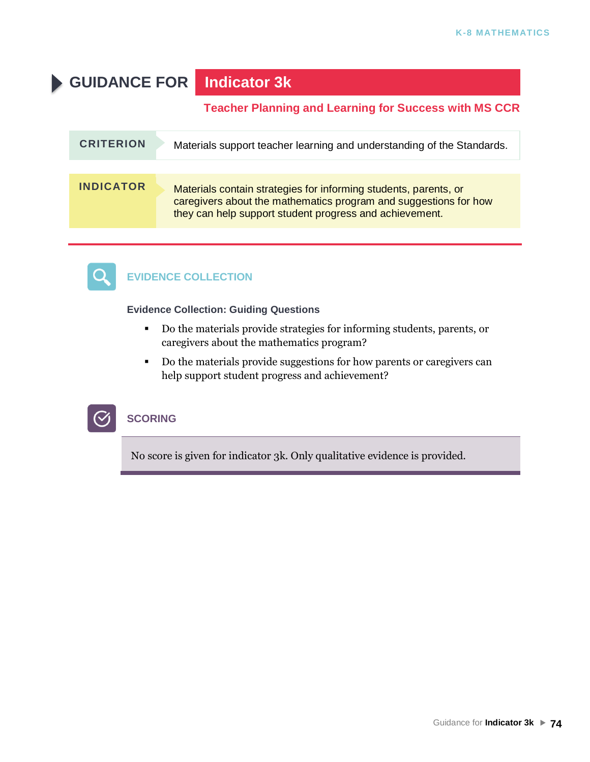# GUIDANCE FOR Indicator 3k

## Teacher Planning and Learning for Success with MS CCR

**CRITERION**

Materials support teacher learning and understanding of the Standards.

**INDICATOR**

Materials contain strategies for informing students, parents, or caregivers about the mathematics program and suggestions for how they can help support student progress and achievement.

## EVIDENCE COLLECTION

**Evidence Collection: Guiding Questions**

- Do the materials provide strategies for informing students, parents, or caregivers about the mathematics program?
- Do the materials provide suggestions for how parents or caregivers can help support student progress and achievement?

## SCORING

No score is given for indicator 3k. Only qualitative evidence is provided.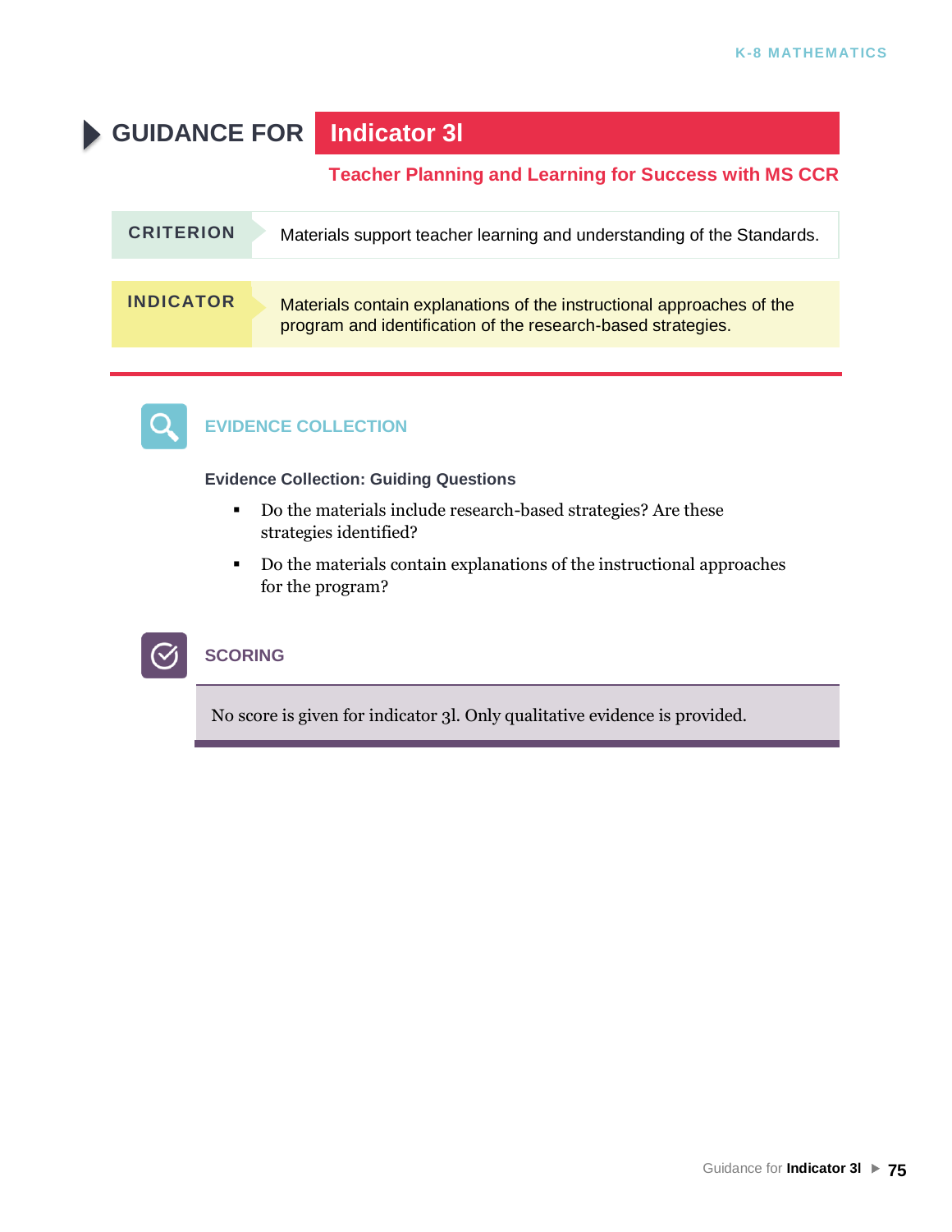# GUIDANCE FOR Indicator 3l

## Teacher Planning and Learning for Success with MS CCR

**CRITERION** Materials support teacher learning and understanding of the Standards.

**INDICATOR** Materials contain explanations of the instructional approaches of the program and identification of the research-based strategies.

### EVIDENCE COLLECTION

**Evidence Collection: Guiding Questions**

- Do the materials include research-based strategies? Are these strategies identified?
- Do the materials contain explanations of the instructional approaches for the program?

### SCORING

No score is given for indicator 3l. Only qualitative evidence is provided.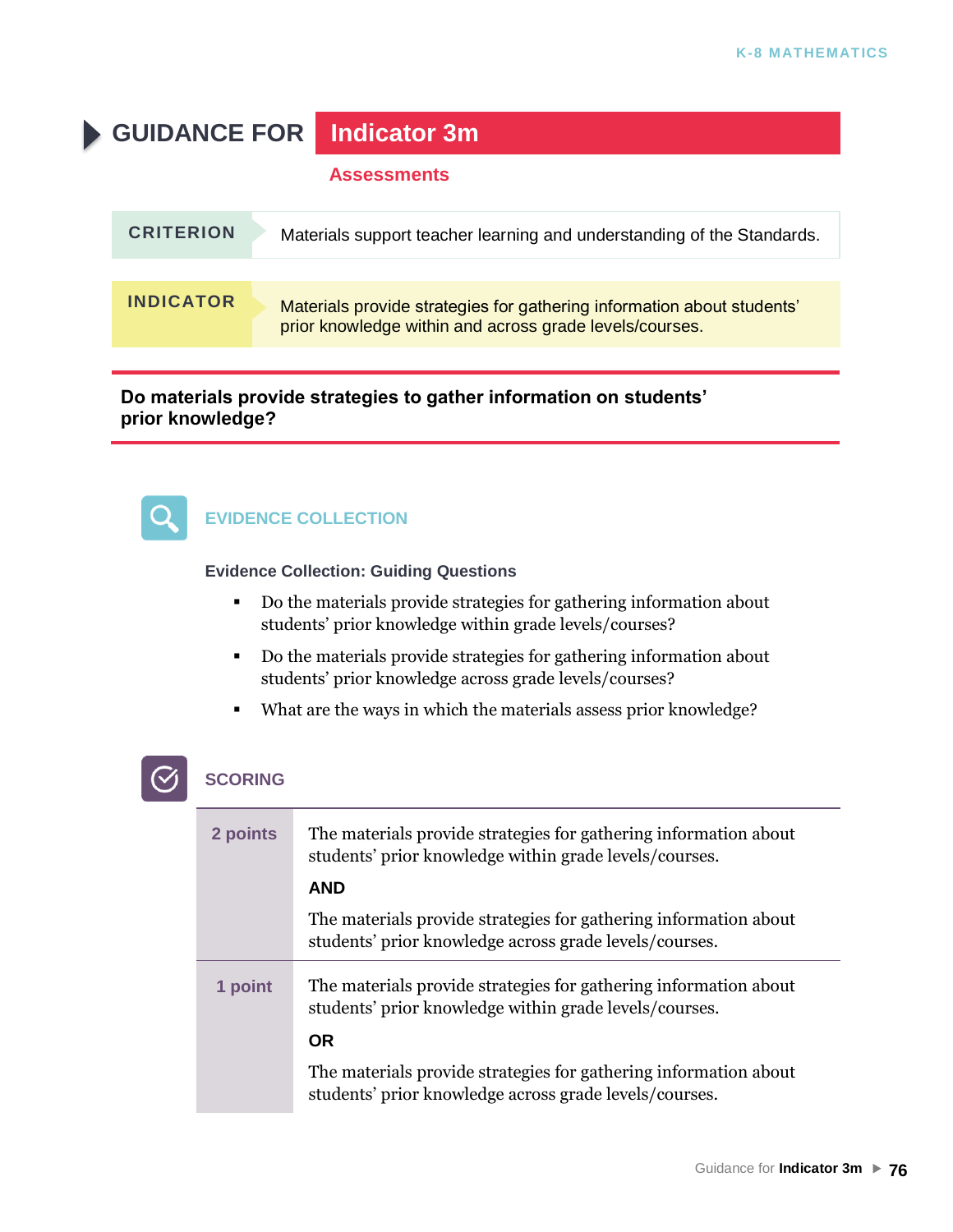# GUIDANCE FOR Indicator 3m

## Assessments

| CRITERION | Materials support teacher learning and understanding of the Standards. |
|---|---|
| **INDICATOR** | Materials provide strategies for gathering information about students' prior knowledge within and across grade levels/courses. |

**Do materials provide strategies to gather information on students' prior knowledge?**

## EVIDENCE COLLECTION

**Evidence Collection: Guiding Questions**

- Do the materials provide strategies for gathering information about students' prior knowledge within grade levels/courses?
- Do the materials provide strategies for gathering information about students' prior knowledge across grade levels/courses?
- What are the ways in which the materials assess prior knowledge?

## SCORING

| | |
|---|---|
| **2 points** | The materials provide strategies for gathering information about students' prior knowledge within grade levels/courses.<br>**AND**<br>The materials provide strategies for gathering information about students' prior knowledge across grade levels/courses. |
| **1 point** | The materials provide strategies for gathering information about students' prior knowledge within grade levels/courses.<br>**OR**<br>The materials provide strategies for gathering information about students' prior knowledge across grade levels/courses. |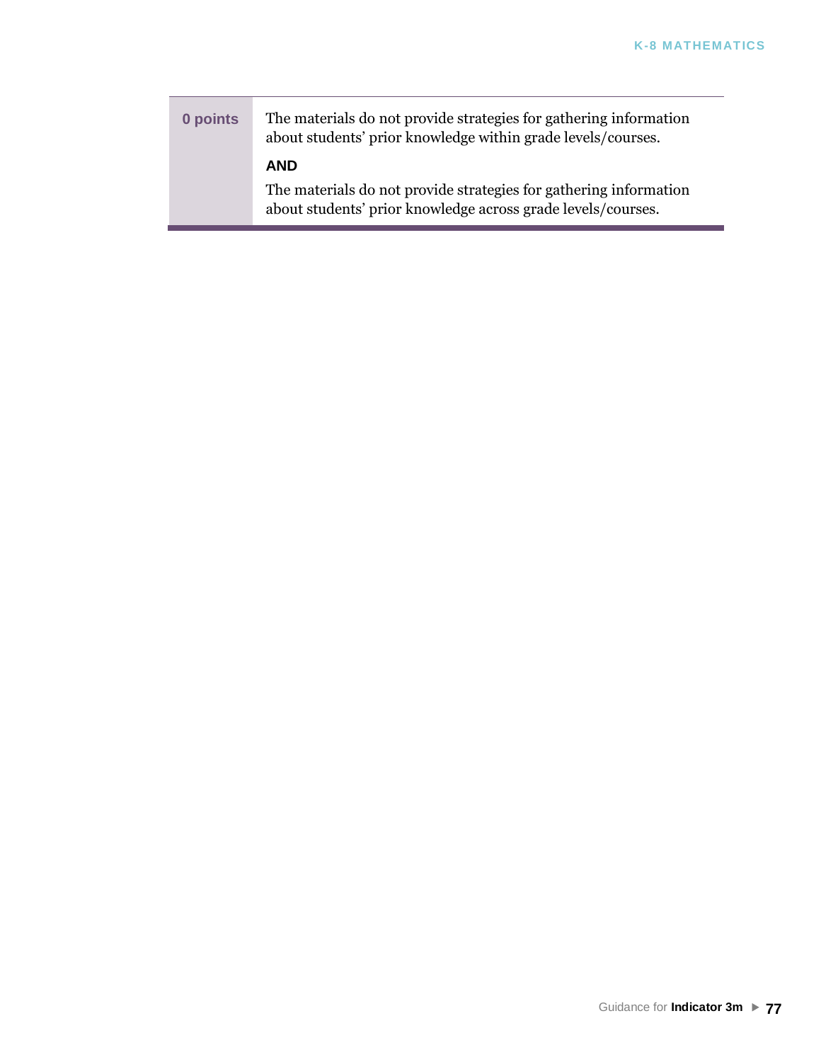| | |
|---|---|
| **0 points** | The materials do not provide strategies for gathering information about students' prior knowledge within grade levels/courses.<br><br>**AND**<br><br>The materials do not provide strategies for gathering information about students' prior knowledge across grade levels/courses. |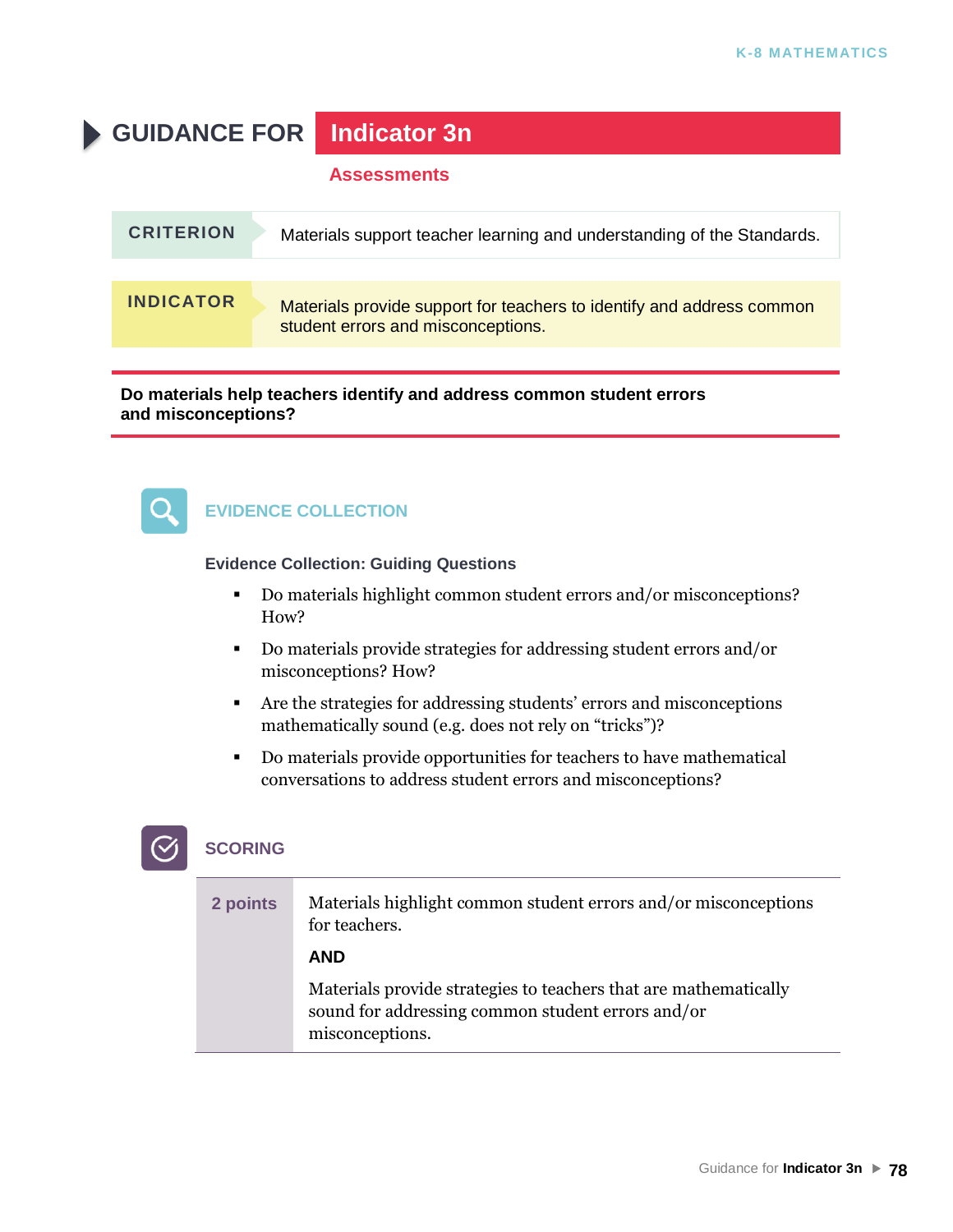# GUIDANCE FOR Indicator 3n

## Assessments

| CRITERION | Materials support teacher learning and understanding of the Standards. |
|---|---|
| INDICATOR | Materials provide support for teachers to identify and address common student errors and misconceptions. |

**Do materials help teachers identify and address common student errors and misconceptions?**

## EVIDENCE COLLECTION

**Evidence Collection: Guiding Questions**

- Do materials highlight common student errors and/or misconceptions? How?
- Do materials provide strategies for addressing student errors and/or misconceptions? How?
- Are the strategies for addressing students' errors and misconceptions mathematically sound (e.g. does not rely on "tricks")?
- Do materials provide opportunities for teachers to have mathematical conversations to address student errors and misconceptions?

## SCORING

| Points | Description |
|---|---|
| **2 points** | Materials highlight common student errors and/or misconceptions for teachers. **AND** Materials provide strategies to teachers that are mathematically sound for addressing common student errors and/or misconceptions. |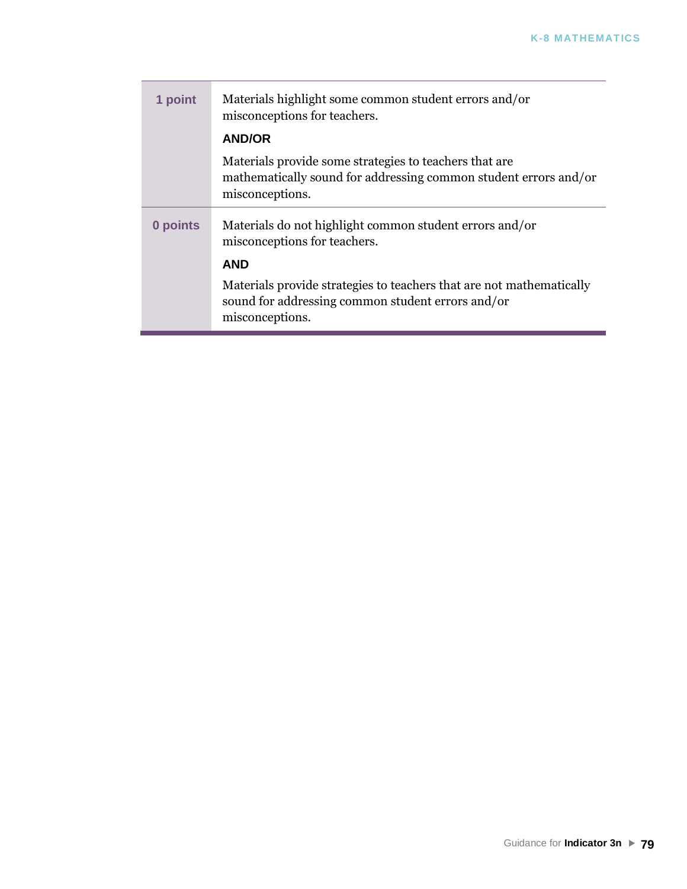| | |
|---|---|
| **1 point** | Materials highlight some common student errors and/or misconceptions for teachers.<br><br>**AND/OR**<br><br>Materials provide some strategies to teachers that are mathematically sound for addressing common student errors and/or misconceptions. |
| **0 points** | Materials do not highlight common student errors and/or misconceptions for teachers.<br><br>**AND**<br><br>Materials provide strategies to teachers that are not mathematically sound for addressing common student errors and/or misconceptions. |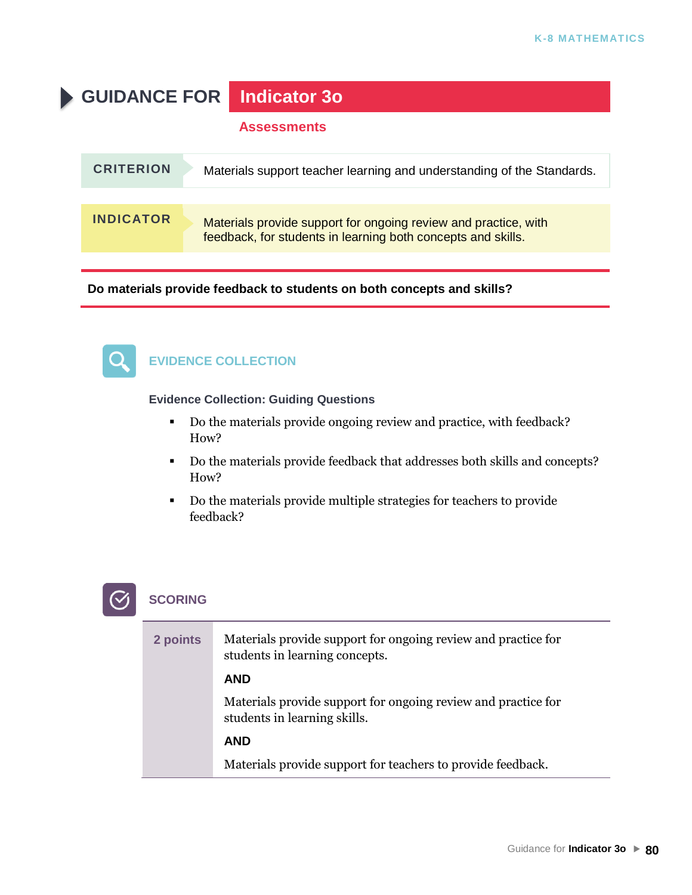# GUIDANCE FOR Indicator 3o

## Assessments

| | |
|---|---|
| **CRITERION** | Materials support teacher learning and understanding of the Standards. |
| **INDICATOR** | Materials provide support for ongoing review and practice, with feedback, for students in learning both concepts and skills. |

**Do materials provide feedback to students on both concepts and skills?**

### EVIDENCE COLLECTION

**Evidence Collection: Guiding Questions**

- Do the materials provide ongoing review and practice, with feedback? How?
- Do the materials provide feedback that addresses both skills and concepts? How?
- Do the materials provide multiple strategies for teachers to provide feedback?

### SCORING

| | |
|---|---|
| **2 points** | Materials provide support for ongoing review and practice for students in learning concepts.<br><br>**AND**<br><br>Materials provide support for ongoing review and practice for students in learning skills.<br><br>**AND**<br><br>Materials provide support for teachers to provide feedback. |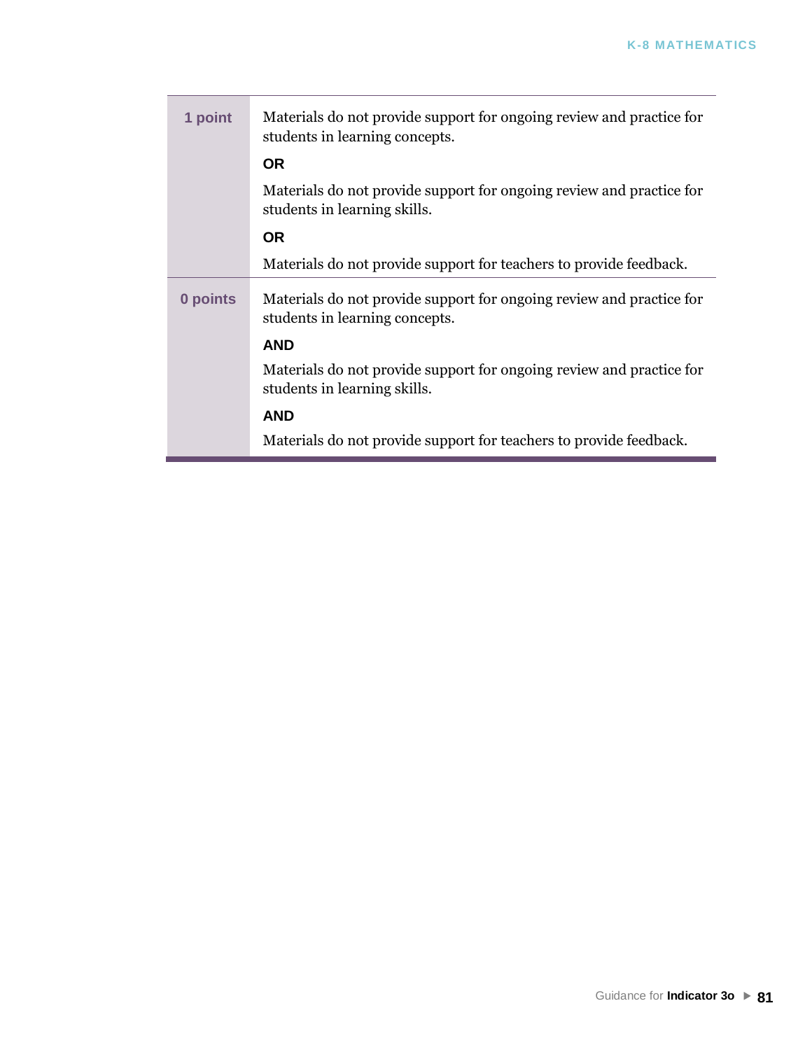| | |
|---|---|
| **1 point** | Materials do not provide support for ongoing review and practice for students in learning concepts.<br>**OR**<br>Materials do not provide support for ongoing review and practice for students in learning skills.<br>**OR**<br>Materials do not provide support for teachers to provide feedback. |
| **0 points** | Materials do not provide support for ongoing review and practice for students in learning concepts.<br>**AND**<br>Materials do not provide support for ongoing review and practice for students in learning skills.<br>**AND**<br>Materials do not provide support for teachers to provide feedback. |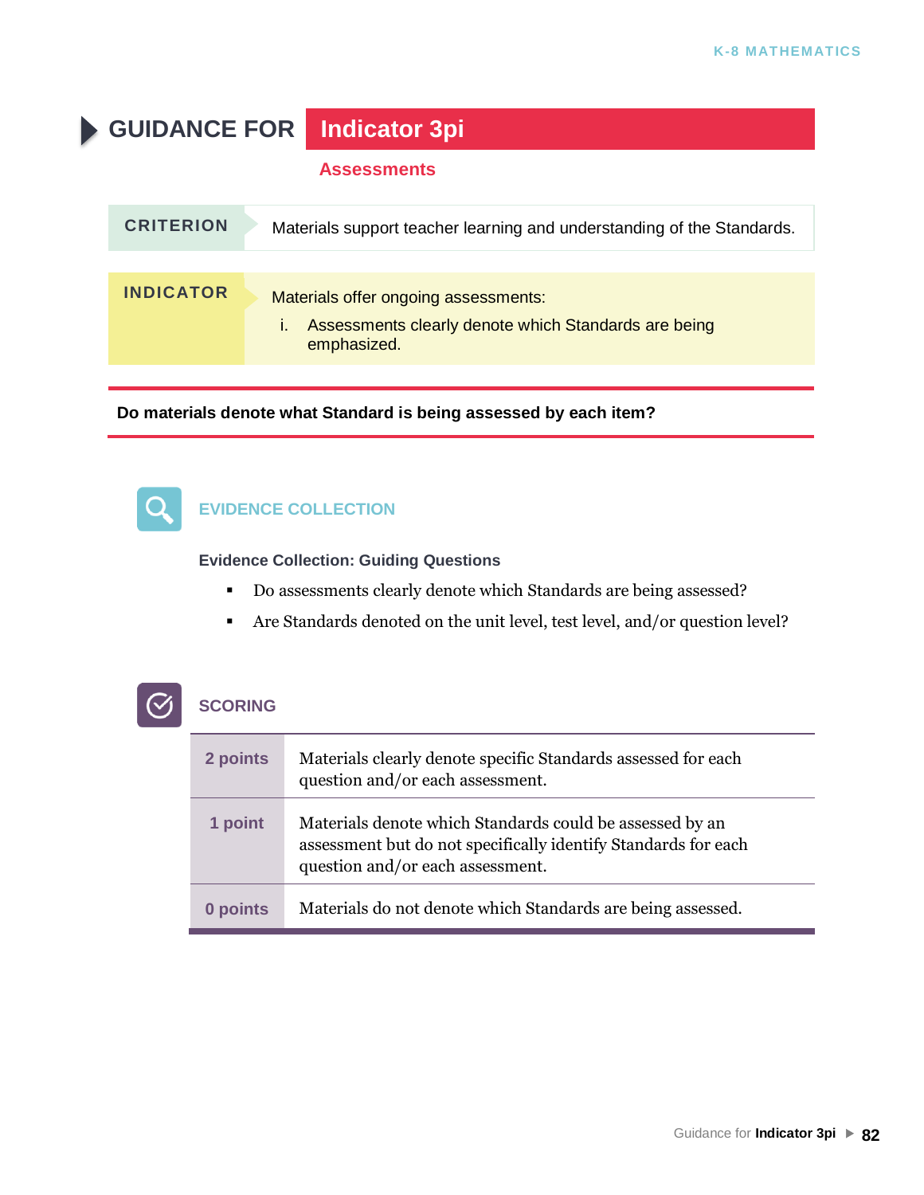# GUIDANCE FOR Indicator 3pi

## Assessments

| CRITERION | Materials support teacher learning and understanding of the Standards. |
|---|---|

**INDICATOR**

Materials offer ongoing assessments:

i. Assessments clearly denote which Standards are being emphasized.

**Do materials denote what Standard is being assessed by each item?**

### EVIDENCE COLLECTION

**Evidence Collection: Guiding Questions**

- Do assessments clearly denote which Standards are being assessed?
- Are Standards denoted on the unit level, test level, and/or question level?

### SCORING

| Points | Description |
|---|---|
| **2 points** | Materials clearly denote specific Standards assessed for each question and/or each assessment. |
| **1 point** | Materials denote which Standards could be assessed by an assessment but do not specifically identify Standards for each question and/or each assessment. |
| **0 points** | Materials do not denote which Standards are being assessed. |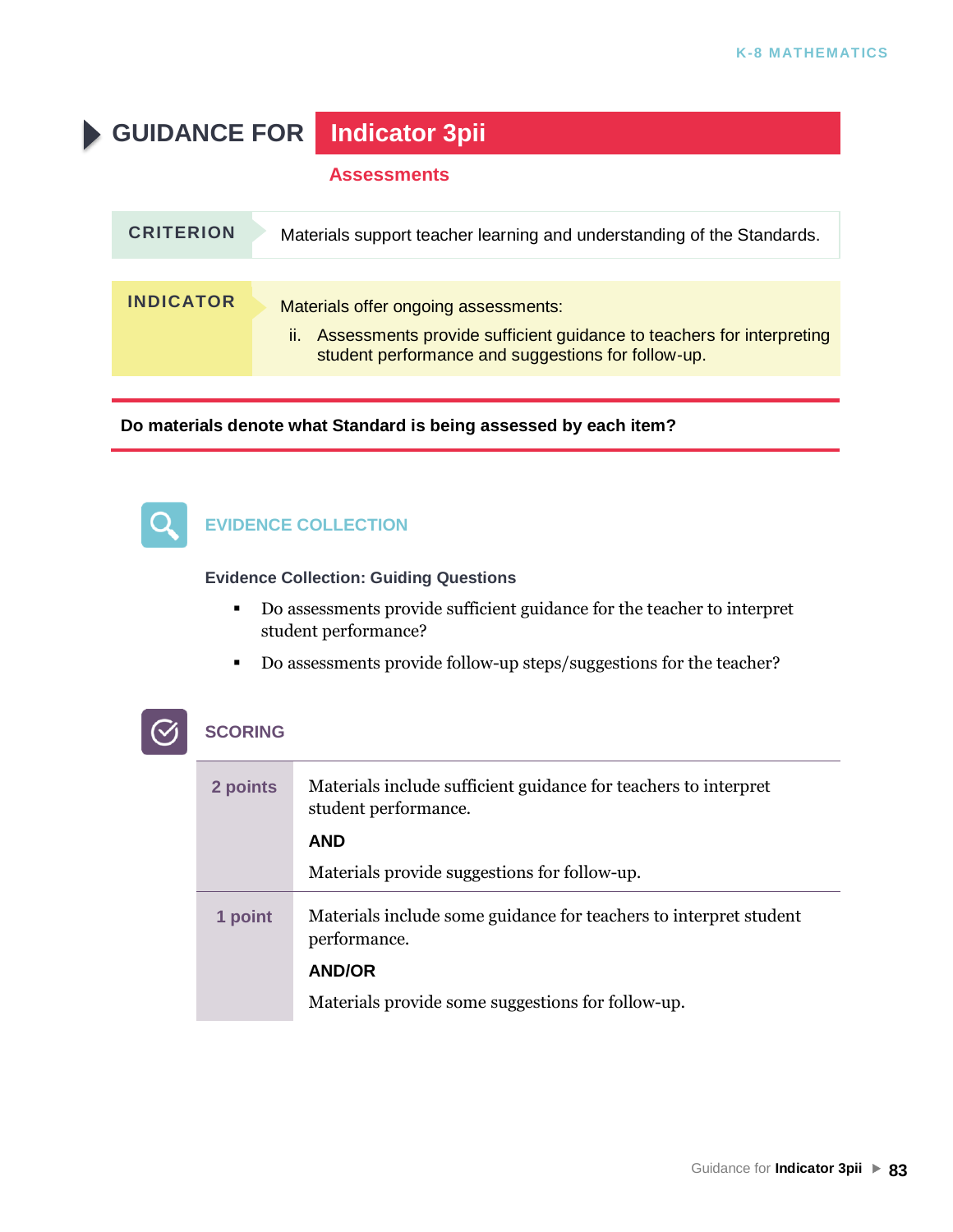# GUIDANCE FOR Indicator 3pii

## Assessments

| CRITERION | Materials support teacher learning and understanding of the Standards. |
|---|---|

| INDICATOR | Materials offer ongoing assessments: |
|---|---|
| | ii. Assessments provide sufficient guidance to teachers for interpreting student performance and suggestions for follow-up. |

**Do materials denote what Standard is being assessed by each item?**

## EVIDENCE COLLECTION

**Evidence Collection: Guiding Questions**

- Do assessments provide sufficient guidance for the teacher to interpret student performance?
- Do assessments provide follow-up steps/suggestions for the teacher?

## SCORING

| | |
|---|---|
| **2 points** | Materials include sufficient guidance for teachers to interpret student performance.<br>**AND**<br>Materials provide suggestions for follow-up. |
| **1 point** | Materials include some guidance for teachers to interpret student performance.<br>**AND/OR**<br>Materials provide some suggestions for follow-up. |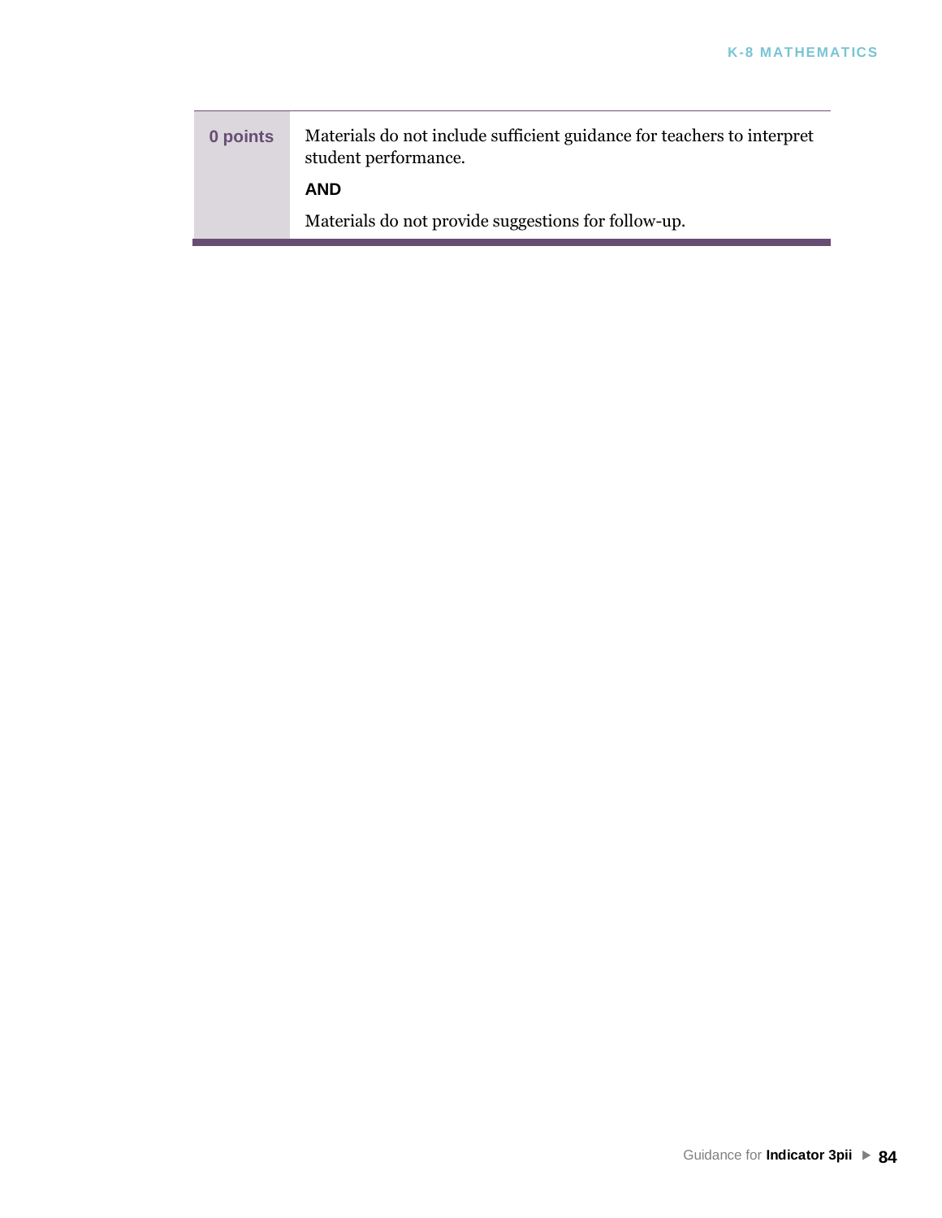| 0 points | Materials do not include sufficient guidance for teachers to interpret student performance.<br><br>**AND**<br><br>Materials do not provide suggestions for follow-up. |
|---|---|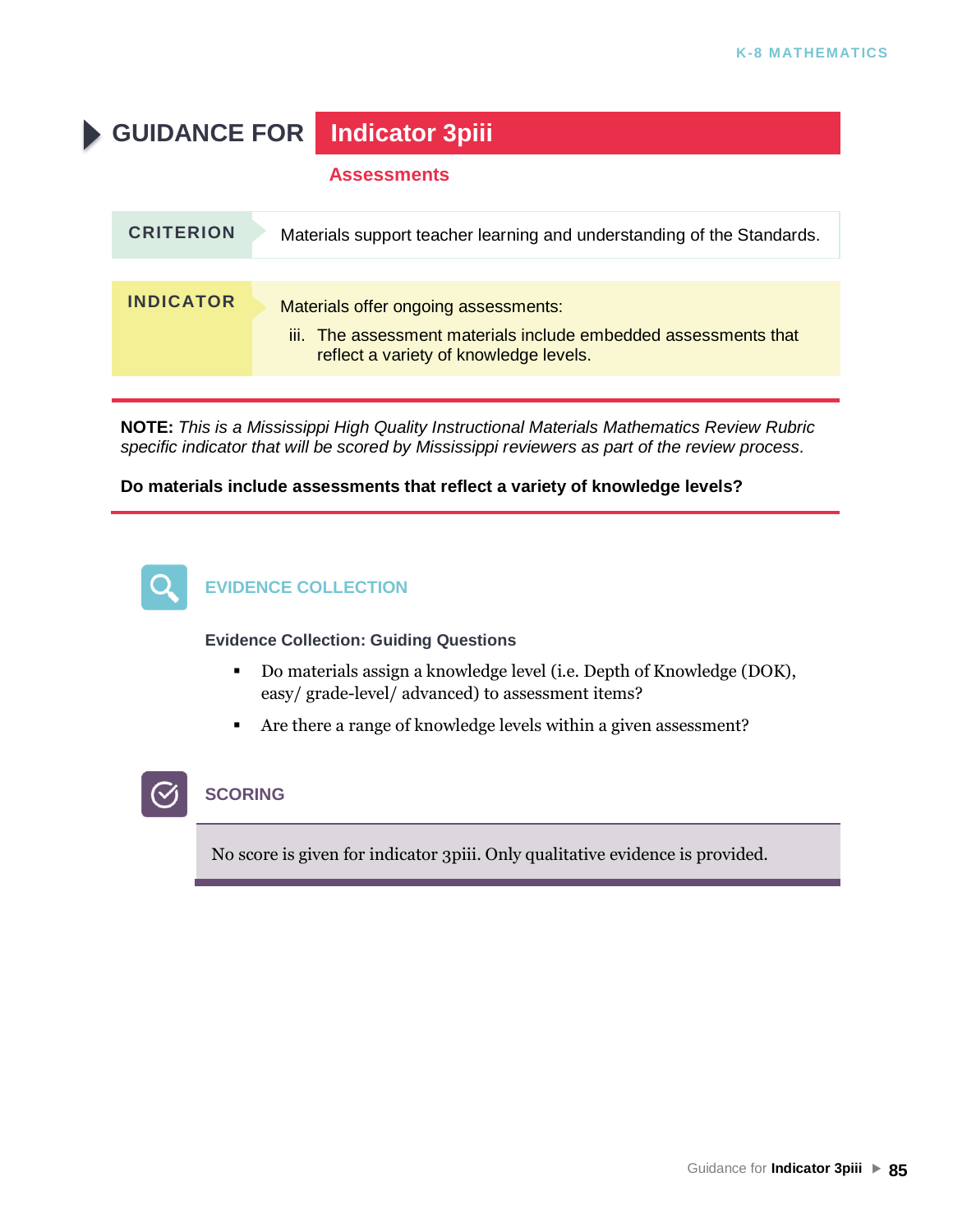# GUIDANCE FOR Indicator 3piii

## Assessments

| CRITERION | Materials support teacher learning and understanding of the Standards. |
|---|---|

| INDICATOR | Materials offer ongoing assessments:<br>iii. The assessment materials include embedded assessments that reflect a variety of knowledge levels. |
|---|---|

**NOTE:** *This is a Mississippi High Quality Instructional Materials Mathematics Review Rubric specific indicator that will be scored by Mississippi reviewers as part of the review process.*

**Do materials include assessments that reflect a variety of knowledge levels?**

## EVIDENCE COLLECTION

**Evidence Collection: Guiding Questions**

- Do materials assign a knowledge level (i.e. Depth of Knowledge (DOK), easy/ grade-level/ advanced) to assessment items?
- Are there a range of knowledge levels within a given assessment?

## SCORING

No score is given for indicator 3piii. Only qualitative evidence is provided.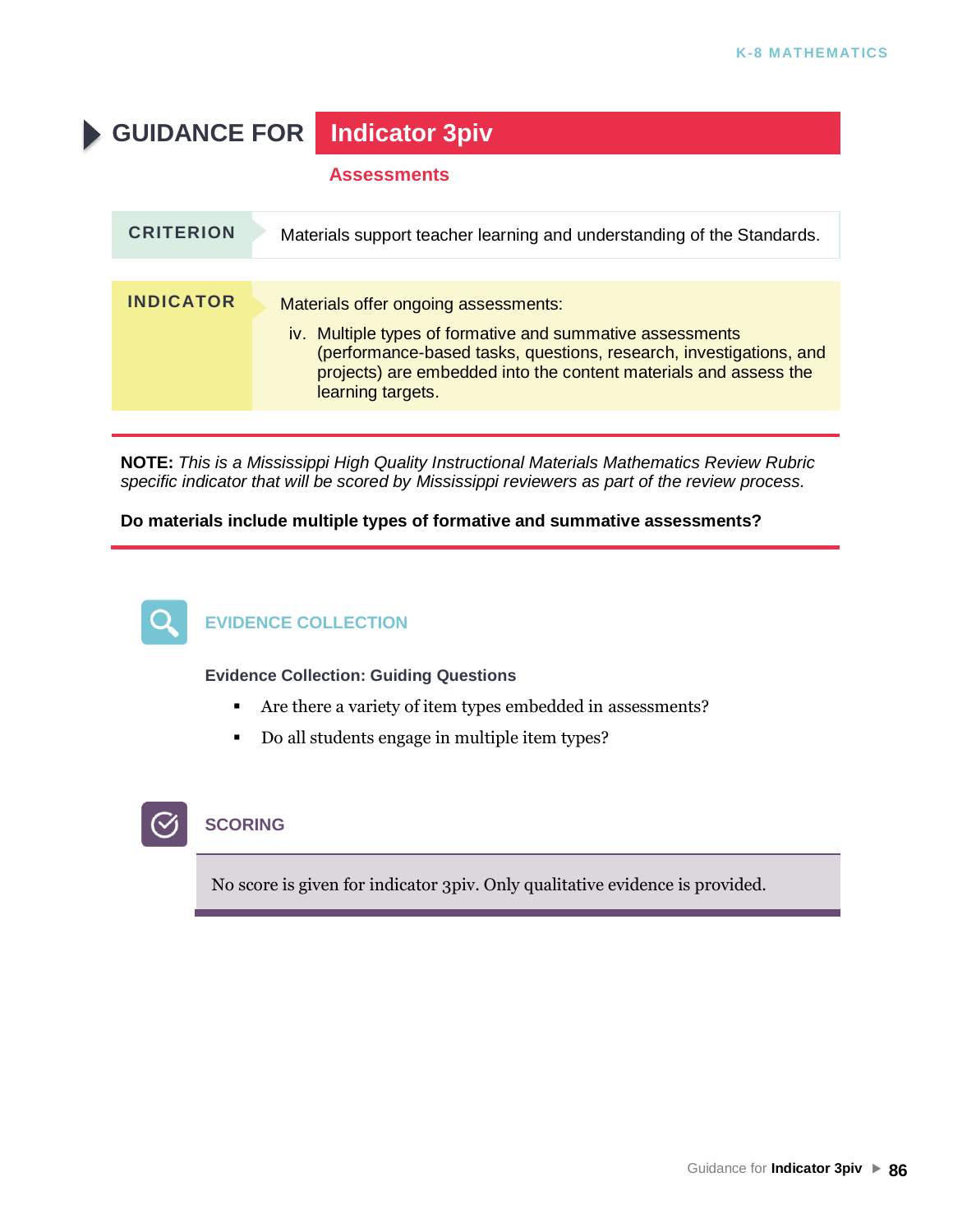# GUIDANCE FOR Indicator 3piv

## Assessments

| CRITERION | Materials support teacher learning and understanding of the Standards. |
|---|---|

**INDICATOR**

Materials offer ongoing assessments:

iv. Multiple types of formative and summative assessments (performance-based tasks, questions, research, investigations, and projects) are embedded into the content materials and assess the learning targets.

**NOTE:** *This is a Mississippi High Quality Instructional Materials Mathematics Review Rubric specific indicator that will be scored by Mississippi reviewers as part of the review process.*

**Do materials include multiple types of formative and summative assessments?**

### EVIDENCE COLLECTION

**Evidence Collection: Guiding Questions**

- Are there a variety of item types embedded in assessments?
- Do all students engage in multiple item types?

### SCORING

No score is given for indicator 3piv. Only qualitative evidence is provided.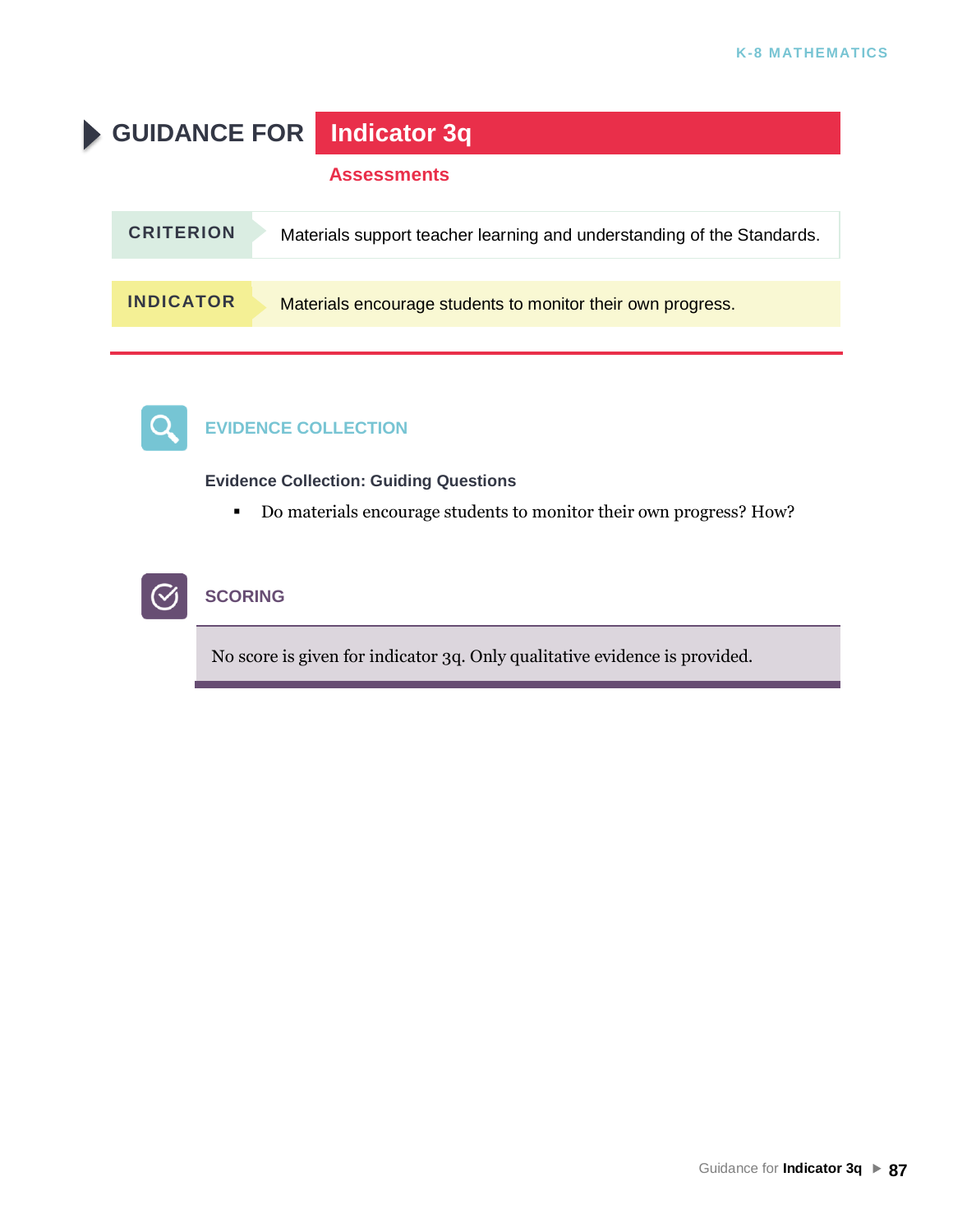# GUIDANCE FOR Indicator 3q

## Assessments

| CRITERION | Materials support teacher learning and understanding of the Standards. |
|---|---|
| **INDICATOR** | Materials encourage students to monitor their own progress. |

## EVIDENCE COLLECTION

**Evidence Collection: Guiding Questions**

- Do materials encourage students to monitor their own progress? How?

## SCORING

No score is given for indicator 3q. Only qualitative evidence is provided.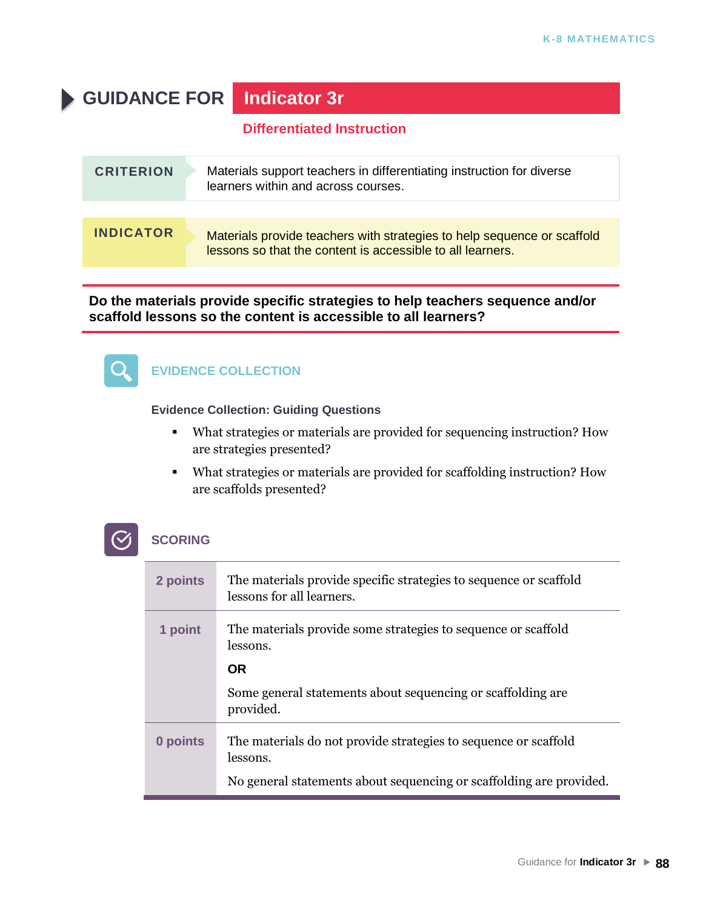# GUIDANCE FOR Indicator 3r

## Differentiated Instruction

| CRITERION | Materials support teachers in differentiating instruction for diverse learners within and across courses. |
|---|---|

| INDICATOR | Materials provide teachers with strategies to help sequence or scaffold lessons so that the content is accessible to all learners. |
|---|---|

**Do the materials provide specific strategies to help teachers sequence and/or scaffold lessons so the content is accessible to all learners?**

### EVIDENCE COLLECTION

**Evidence Collection: Guiding Questions**

- What strategies or materials are provided for sequencing instruction? How are strategies presented?
- What strategies or materials are provided for scaffolding instruction? How are scaffolds presented?

### SCORING

| Points | Description |
|---|---|
| **2 points** | The materials provide specific strategies to sequence or scaffold lessons for all learners. |
| **1 point** | The materials provide some strategies to sequence or scaffold lessons.<br><br>**OR**<br><br>Some general statements about sequencing or scaffolding are provided. |
| **0 points** | The materials do not provide strategies to sequence or scaffold lessons.<br><br>No general statements about sequencing or scaffolding are provided. |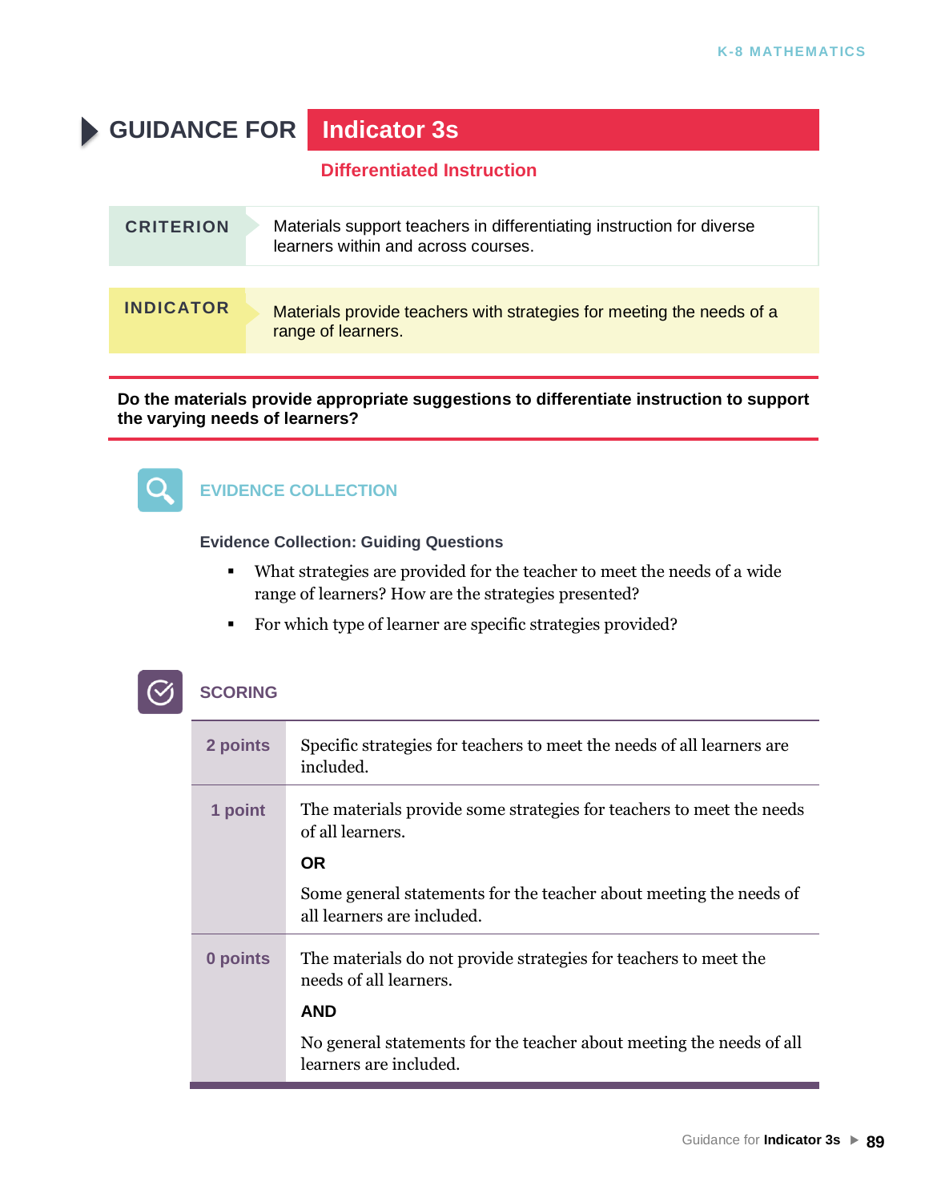# GUIDANCE FOR Indicator 3s

## Differentiated Instruction

**CRITERION**

Materials support teachers in differentiating instruction for diverse learners within and across courses.

**INDICATOR**

Materials provide teachers with strategies for meeting the needs of a range of learners.

**Do the materials provide appropriate suggestions to differentiate instruction to support the varying needs of learners?**

### EVIDENCE COLLECTION

**Evidence Collection: Guiding Questions**

- What strategies are provided for the teacher to meet the needs of a wide range of learners? How are the strategies presented?
- For which type of learner are specific strategies provided?

### SCORING

| | |
|---|---|
| **2 points** | Specific strategies for teachers to meet the needs of all learners are included. |
| **1 point** | The materials provide some strategies for teachers to meet the needs of all learners.<br><br>**OR**<br><br>Some general statements for the teacher about meeting the needs of all learners are included. |
| **0 points** | The materials do not provide strategies for teachers to meet the needs of all learners.<br><br>**AND**<br><br>No general statements for the teacher about meeting the needs of all learners are included. |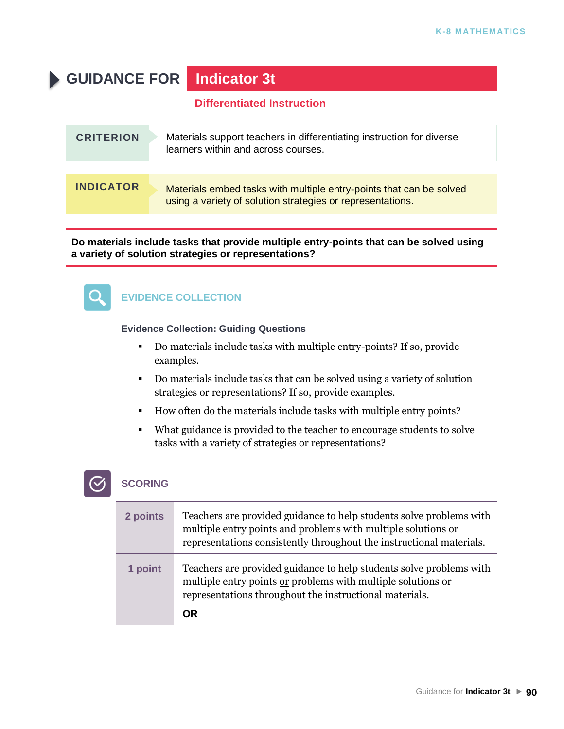## GUIDANCE FOR Indicator 3t

### Differentiated Instruction

| CRITERION | Materials support teachers in differentiating instruction for diverse learners within and across courses. |
|---|---|
| **INDICATOR** | Materials embed tasks with multiple entry-points that can be solved using a variety of solution strategies or representations. |

**Do materials include tasks that provide multiple entry-points that can be solved using a variety of solution strategies or representations?**

### EVIDENCE COLLECTION

**Evidence Collection: Guiding Questions**

- Do materials include tasks with multiple entry-points? If so, provide examples.
- Do materials include tasks that can be solved using a variety of solution strategies or representations? If so, provide examples.
- How often do the materials include tasks with multiple entry points?
- What guidance is provided to the teacher to encourage students to solve tasks with a variety of strategies or representations?

### SCORING

| | |
|---|---|
| **2 points** | Teachers are provided guidance to help students solve problems with multiple entry points and problems with multiple solutions or representations consistently throughout the instructional materials. |
| **1 point** | Teachers are provided guidance to help students solve problems with multiple entry points <u>or</u> problems with multiple solutions or representations throughout the instructional materials.<br><br>**OR** |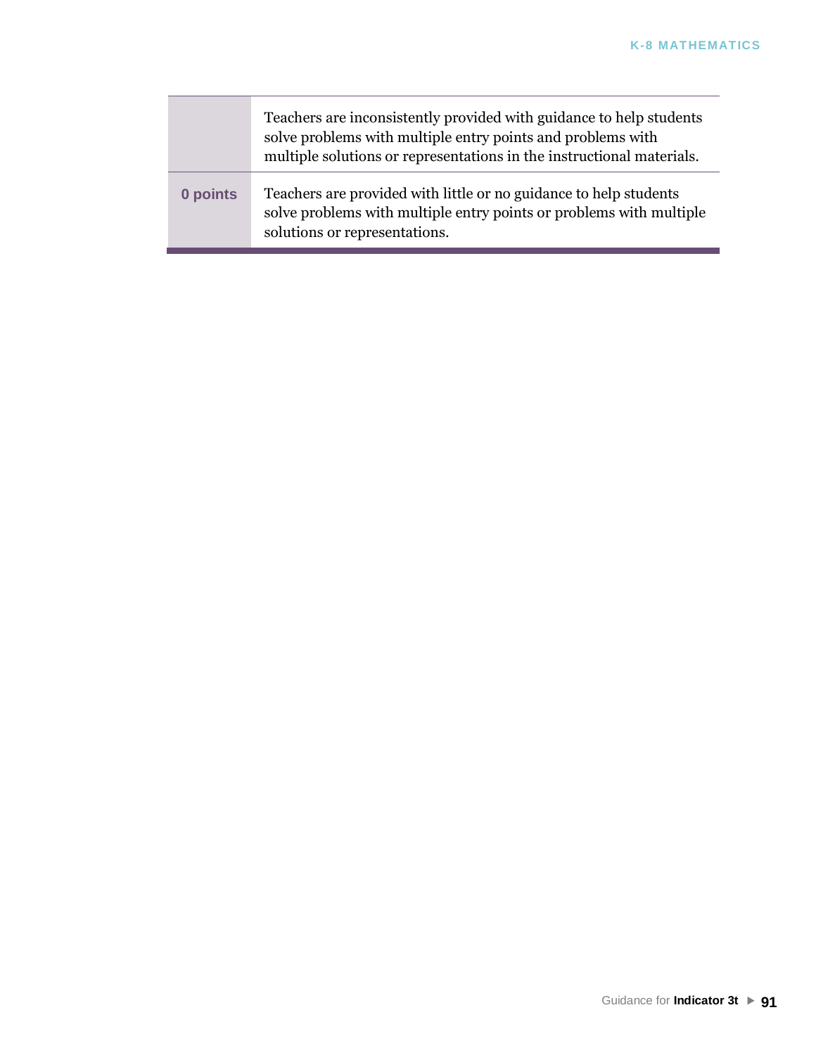| | |
|---|---|
| | Teachers are inconsistently provided with guidance to help students solve problems with multiple entry points and problems with multiple solutions or representations in the instructional materials. |
| **0 points** | Teachers are provided with little or no guidance to help students solve problems with multiple entry points or problems with multiple solutions or representations. |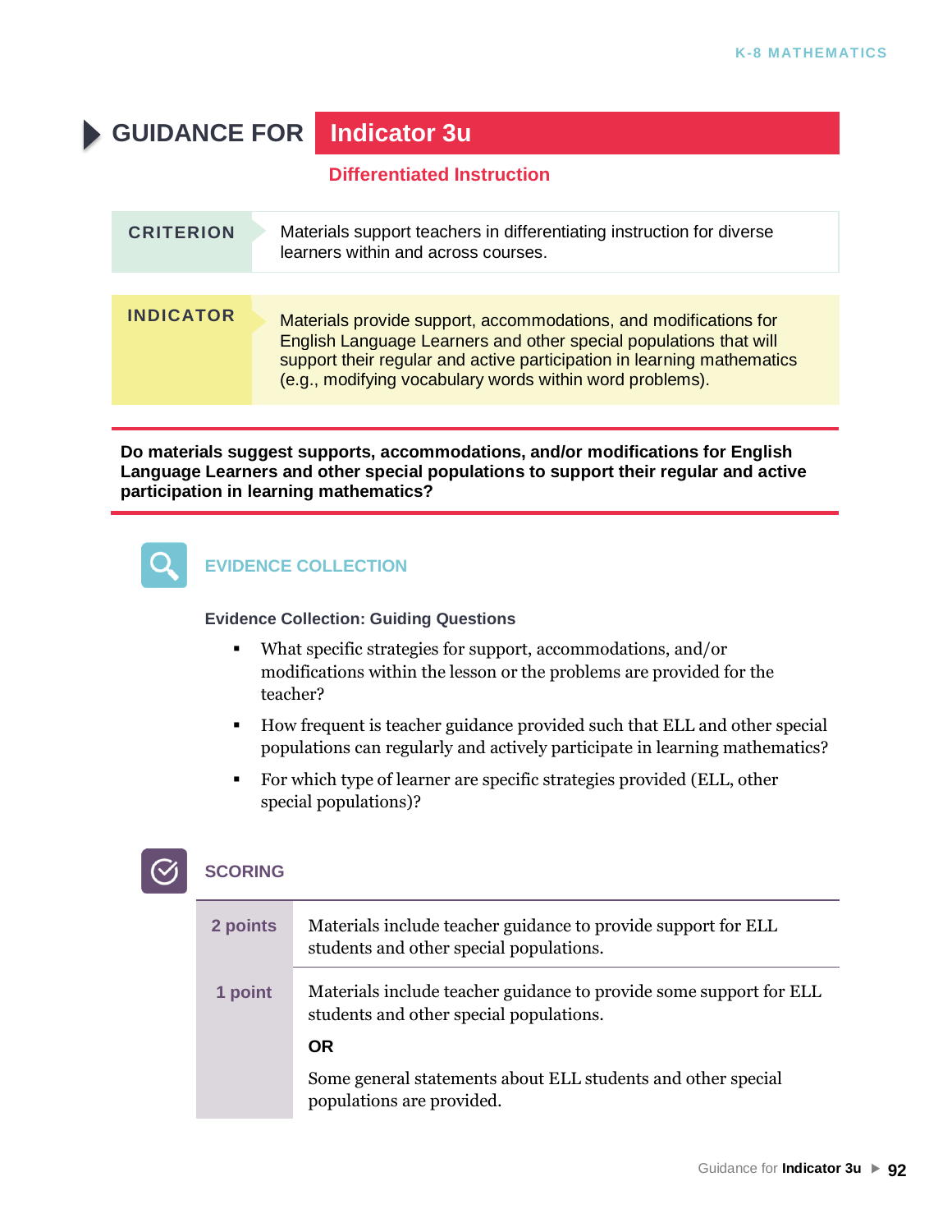# GUIDANCE FOR Indicator 3u

## Differentiated Instruction

| CRITERION | Materials support teachers in differentiating instruction for diverse learners within and across courses. |
| --- | --- |
| **INDICATOR** | Materials provide support, accommodations, and modifications for English Language Learners and other special populations that will support their regular and active participation in learning mathematics (e.g., modifying vocabulary words within word problems). |

**Do materials suggest supports, accommodations, and/or modifications for English Language Learners and other special populations to support their regular and active participation in learning mathematics?**

### EVIDENCE COLLECTION

**Evidence Collection: Guiding Questions**

- What specific strategies for support, accommodations, and/or modifications within the lesson or the problems are provided for the teacher?
- How frequent is teacher guidance provided such that ELL and other special populations can regularly and actively participate in learning mathematics?
- For which type of learner are specific strategies provided (ELL, other special populations)?

### SCORING

| Points | Description |
| --- | --- |
| **2 points** | Materials include teacher guidance to provide support for ELL students and other special populations. |
| **1 point** | Materials include teacher guidance to provide some support for ELL students and other special populations.<br><br>**OR**<br><br>Some general statements about ELL students and other special populations are provided. |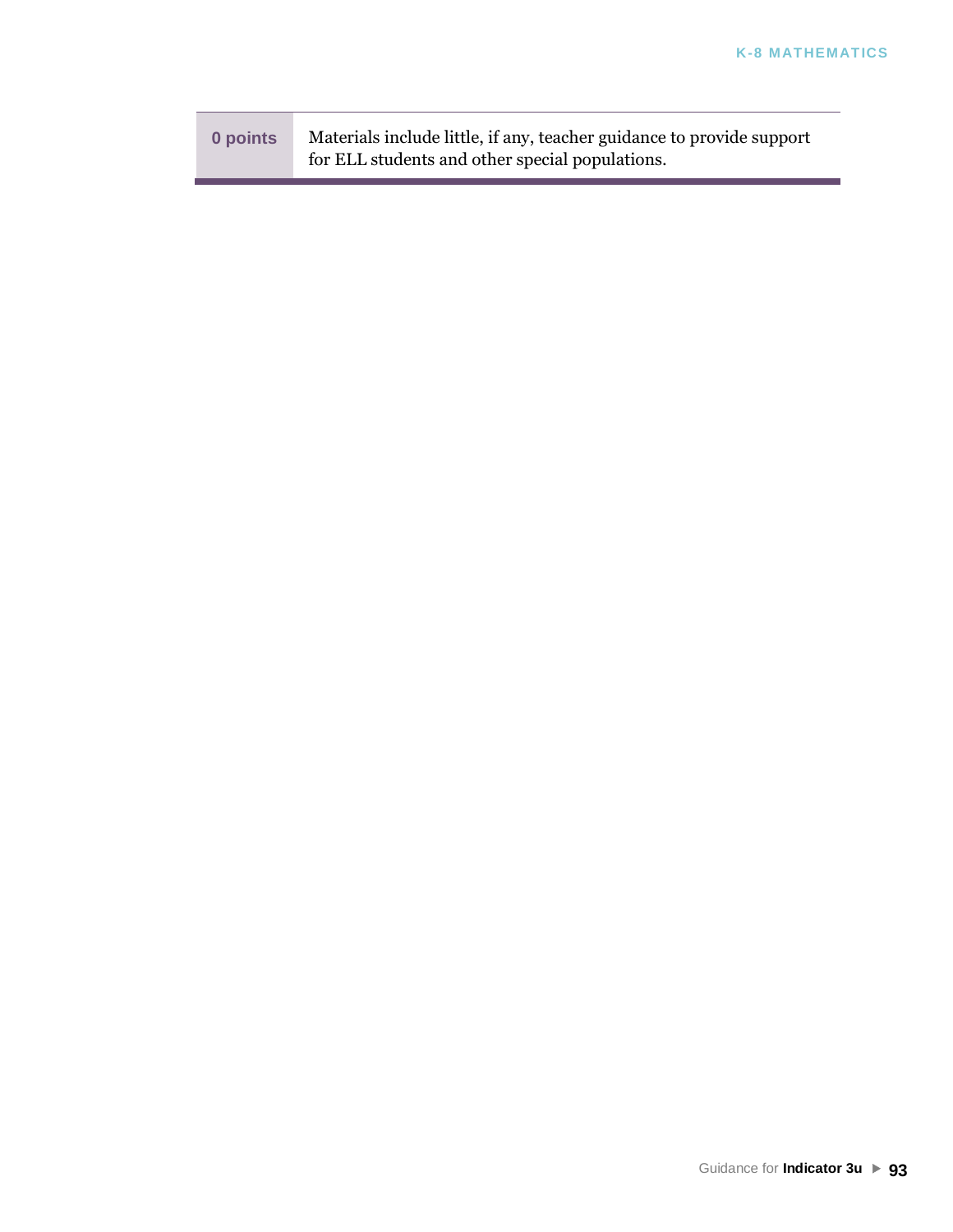| | |
|---|---|
| **0 points** | Materials include little, if any, teacher guidance to provide support for ELL students and other special populations. |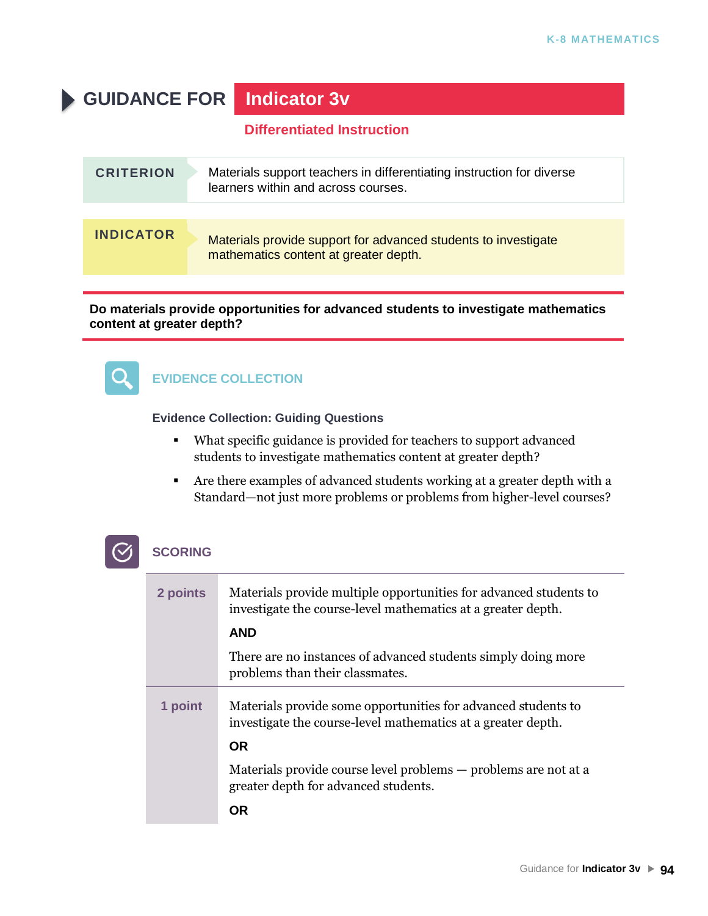# GUIDANCE FOR Indicator 3v

## Differentiated Instruction

| CRITERION | Materials support teachers in differentiating instruction for diverse learners within and across courses. |
|---|---|
| **INDICATOR** | Materials provide support for advanced students to investigate mathematics content at greater depth. |

**Do materials provide opportunities for advanced students to investigate mathematics content at greater depth?**

## EVIDENCE COLLECTION

**Evidence Collection: Guiding Questions**

- What specific guidance is provided for teachers to support advanced students to investigate mathematics content at greater depth?
- Are there examples of advanced students working at a greater depth with a Standard—not just more problems or problems from higher-level courses?

## SCORING

| | |
|---|---|
| **2 points** | Materials provide multiple opportunities for advanced students to investigate the course-level mathematics at a greater depth.<br><br>**AND**<br><br>There are no instances of advanced students simply doing more problems than their classmates. |
| **1 point** | Materials provide some opportunities for advanced students to investigate the course-level mathematics at a greater depth.<br><br>**OR**<br><br>Materials provide course level problems — problems are not at a greater depth for advanced students.<br><br>**OR** |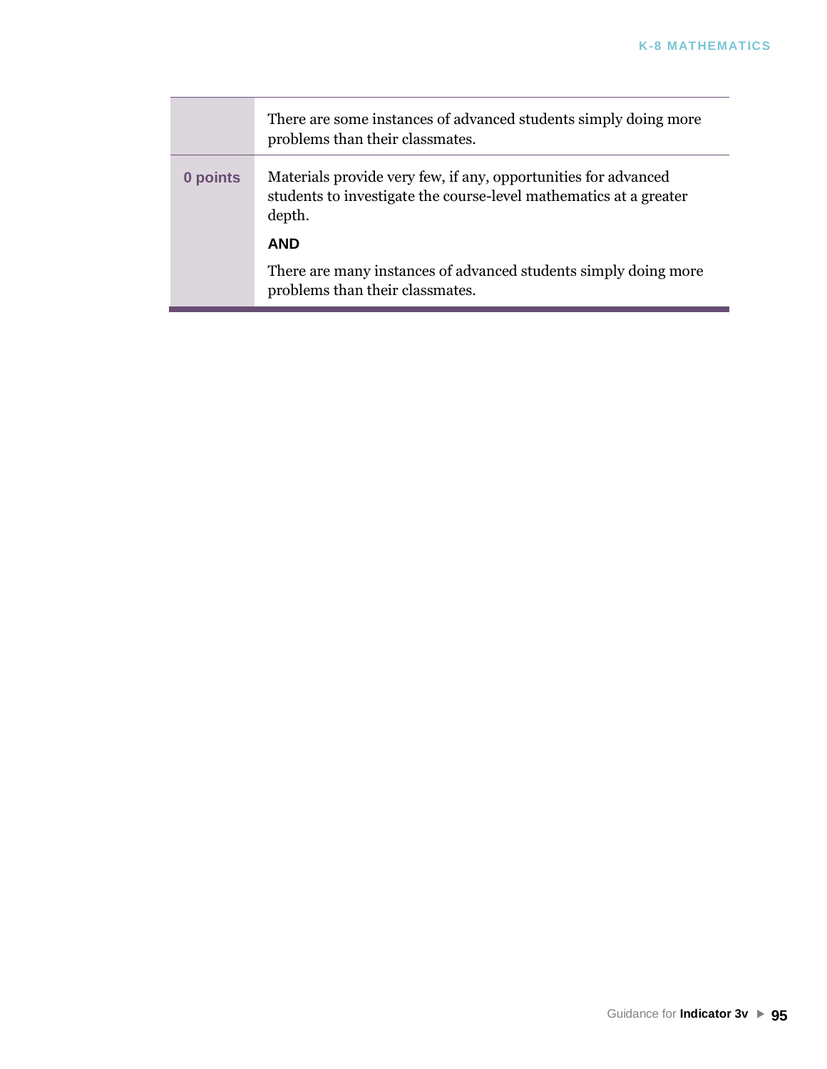| | |
|---|---|
| | There are some instances of advanced students simply doing more problems than their classmates. |
| **0 points** | Materials provide very few, if any, opportunities for advanced students to investigate the course-level mathematics at a greater depth.<br><br>**AND**<br><br>There are many instances of advanced students simply doing more problems than their classmates. |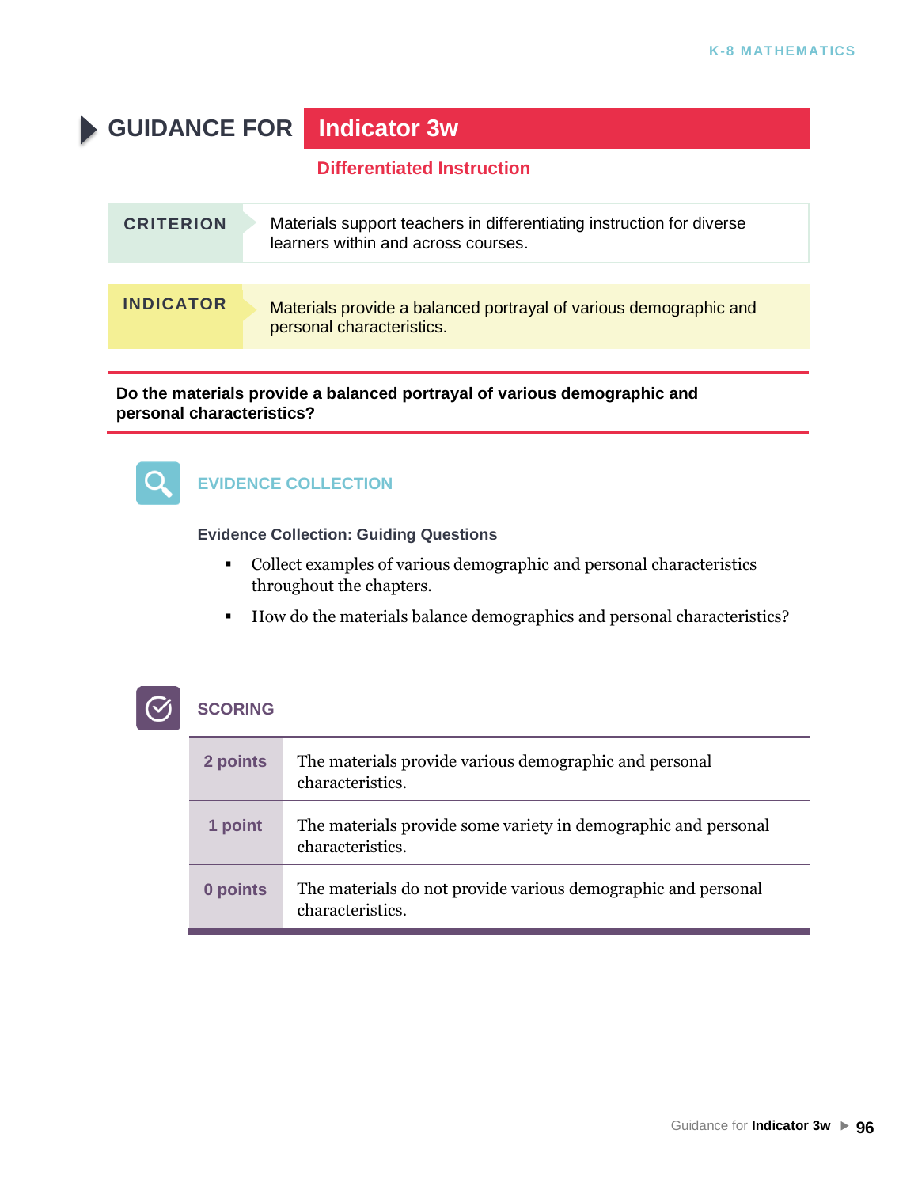# GUIDANCE FOR Indicator 3w

## Differentiated Instruction

| CRITERION | Materials support teachers in differentiating instruction for diverse learners within and across courses. |
| --- | --- |
| **INDICATOR** | Materials provide a balanced portrayal of various demographic and personal characteristics. |

**Do the materials provide a balanced portrayal of various demographic and personal characteristics?**

### EVIDENCE COLLECTION

**Evidence Collection: Guiding Questions**

- Collect examples of various demographic and personal characteristics throughout the chapters.
- How do the materials balance demographics and personal characteristics?

### SCORING

| Points | Description |
| --- | --- |
| **2 points** | The materials provide various demographic and personal characteristics. |
| **1 point** | The materials provide some variety in demographic and personal characteristics. |
| **0 points** | The materials do not provide various demographic and personal characteristics. |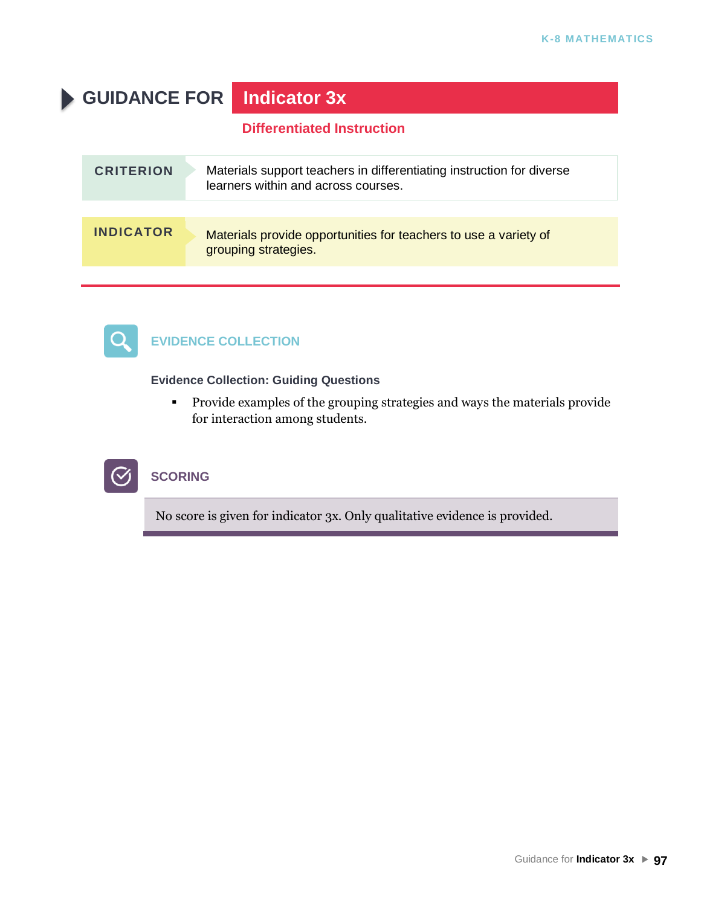# GUIDANCE FOR Indicator 3x

## Differentiated Instruction

| CRITERION | Materials support teachers in differentiating instruction for diverse learners within and across courses. |
|---|---|
| **INDICATOR** | Materials provide opportunities for teachers to use a variety of grouping strategies. |

## EVIDENCE COLLECTION

**Evidence Collection: Guiding Questions**

- Provide examples of the grouping strategies and ways the materials provide for interaction among students.

## SCORING

No score is given for indicator 3x. Only qualitative evidence is provided.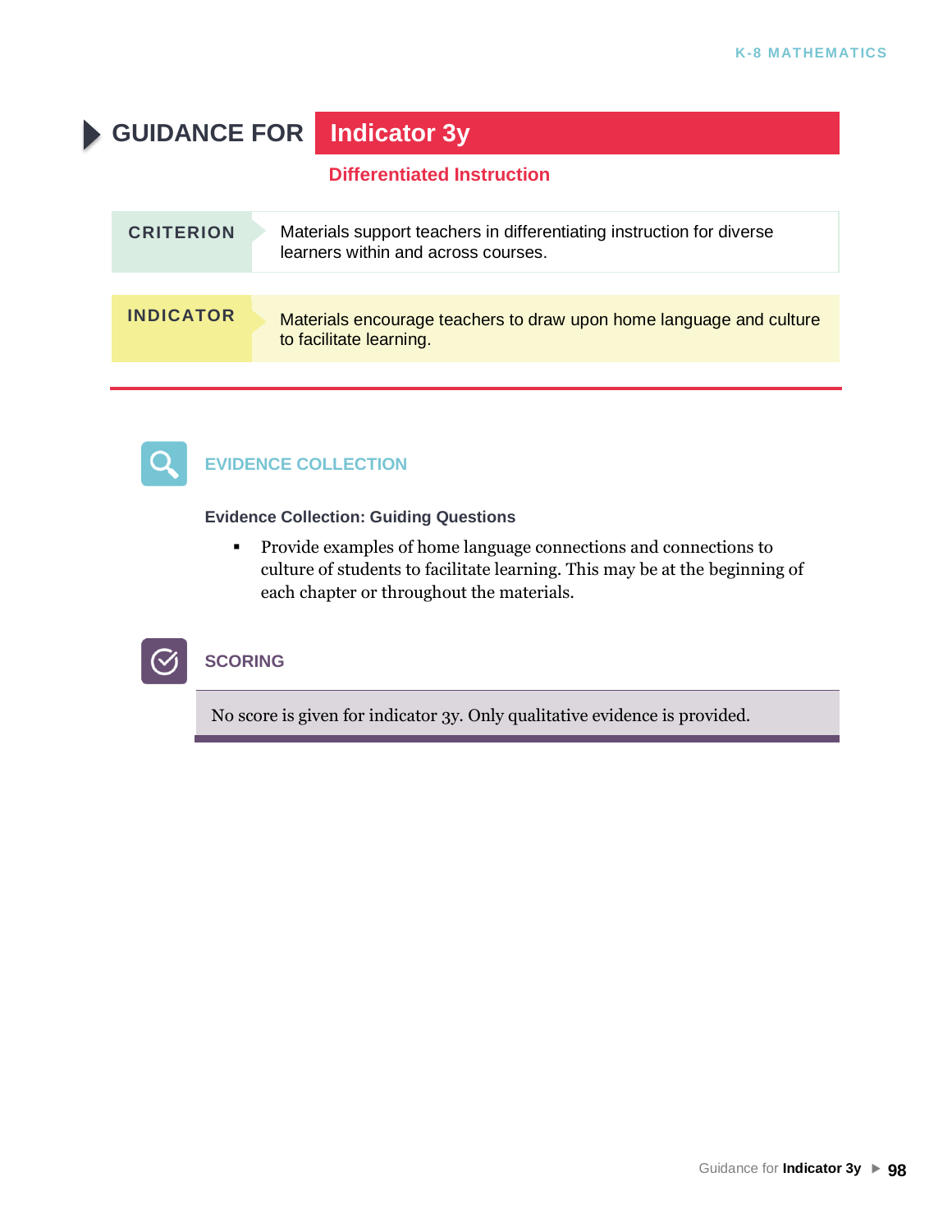# GUIDANCE FOR Indicator 3y

## Differentiated Instruction

| CRITERION | Materials support teachers in differentiating instruction for diverse learners within and across courses. |
| --- | --- |

| INDICATOR | Materials encourage teachers to draw upon home language and culture to facilitate learning. |
| --- | --- |

### EVIDENCE COLLECTION

**Evidence Collection: Guiding Questions**

- Provide examples of home language connections and connections to culture of students to facilitate learning. This may be at the beginning of each chapter or throughout the materials.

### SCORING

No score is given for indicator 3y. Only qualitative evidence is provided.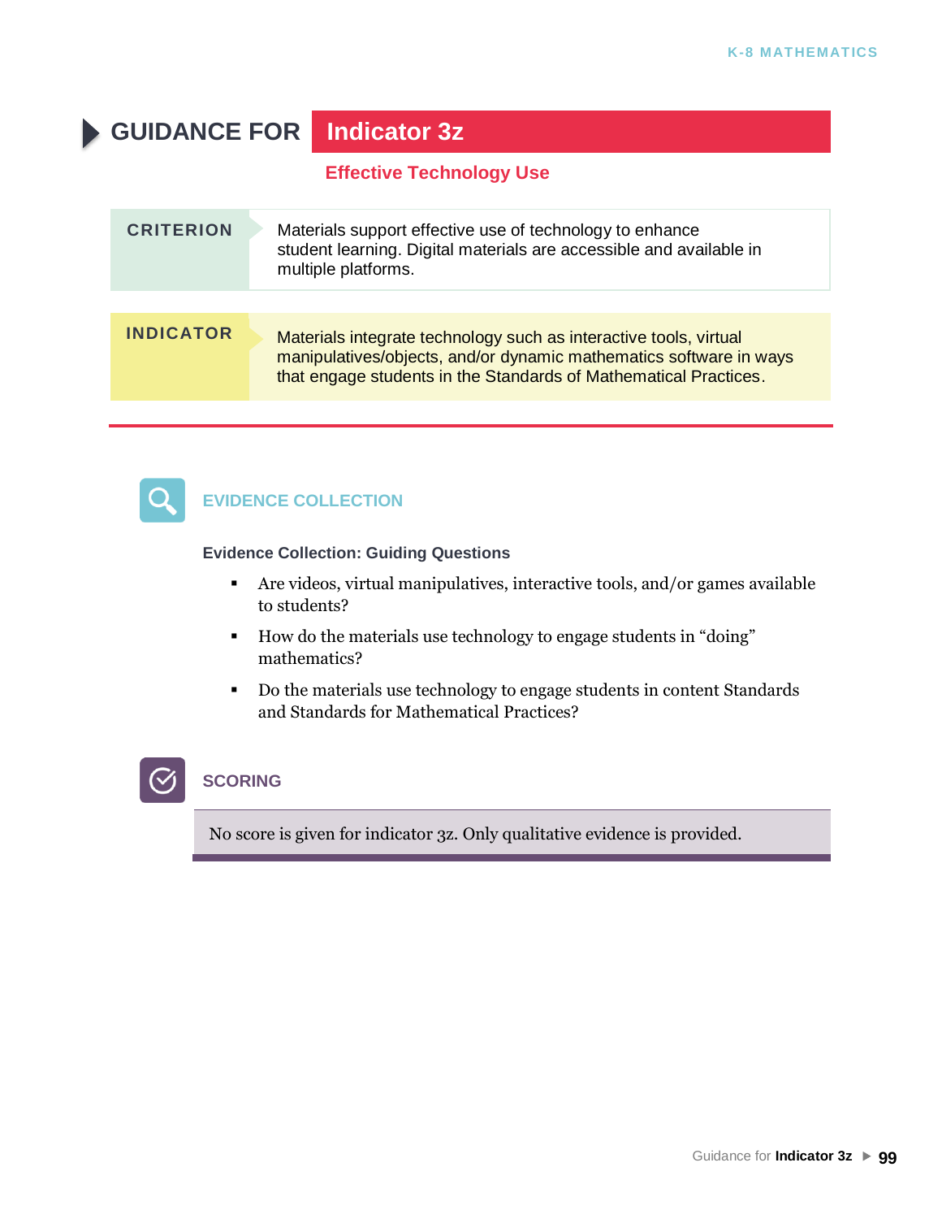# GUIDANCE FOR Indicator 3z

## Effective Technology Use

**CRITERION**

Materials support effective use of technology to enhance student learning. Digital materials are accessible and available in multiple platforms.

**INDICATOR**

Materials integrate technology such as interactive tools, virtual manipulatives/objects, and/or dynamic mathematics software in ways that engage students in the Standards of Mathematical Practices.

---

### EVIDENCE COLLECTION

**Evidence Collection: Guiding Questions**

- Are videos, virtual manipulatives, interactive tools, and/or games available to students?
- How do the materials use technology to engage students in "doing" mathematics?
- Do the materials use technology to engage students in content Standards and Standards for Mathematical Practices?

### SCORING

No score is given for indicator 3z. Only qualitative evidence is provided.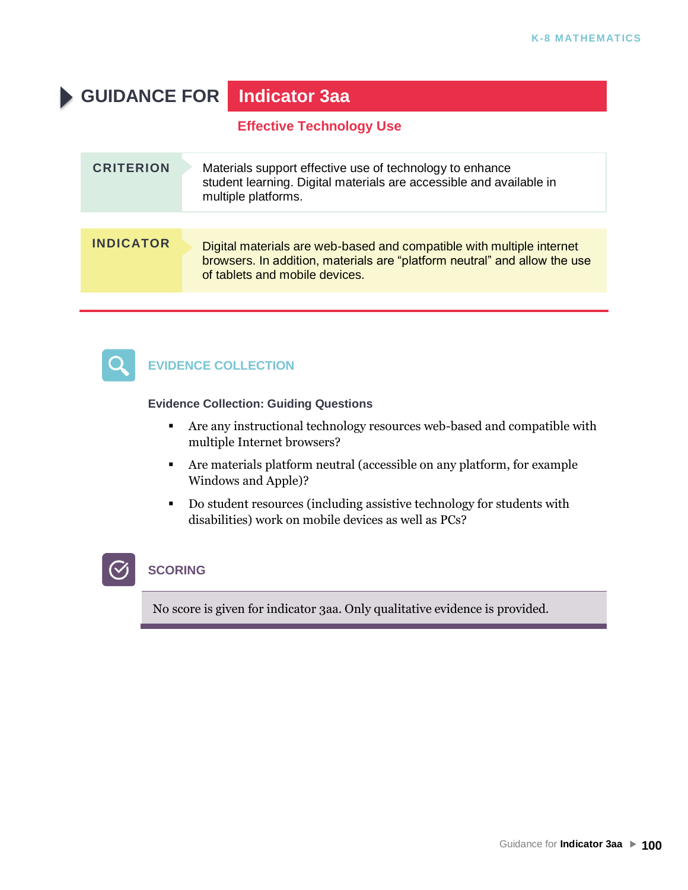# GUIDANCE FOR Indicator 3aa

## Effective Technology Use

**CRITERION**

Materials support effective use of technology to enhance student learning. Digital materials are accessible and available in multiple platforms.

**INDICATOR**

Digital materials are web-based and compatible with multiple internet browsers. In addition, materials are "platform neutral" and allow the use of tablets and mobile devices.

---

## EVIDENCE COLLECTION

**Evidence Collection: Guiding Questions**

- Are any instructional technology resources web-based and compatible with multiple Internet browsers?
- Are materials platform neutral (accessible on any platform, for example Windows and Apple)?
- Do student resources (including assistive technology for students with disabilities) work on mobile devices as well as PCs?

## SCORING

No score is given for indicator 3aa. Only qualitative evidence is provided.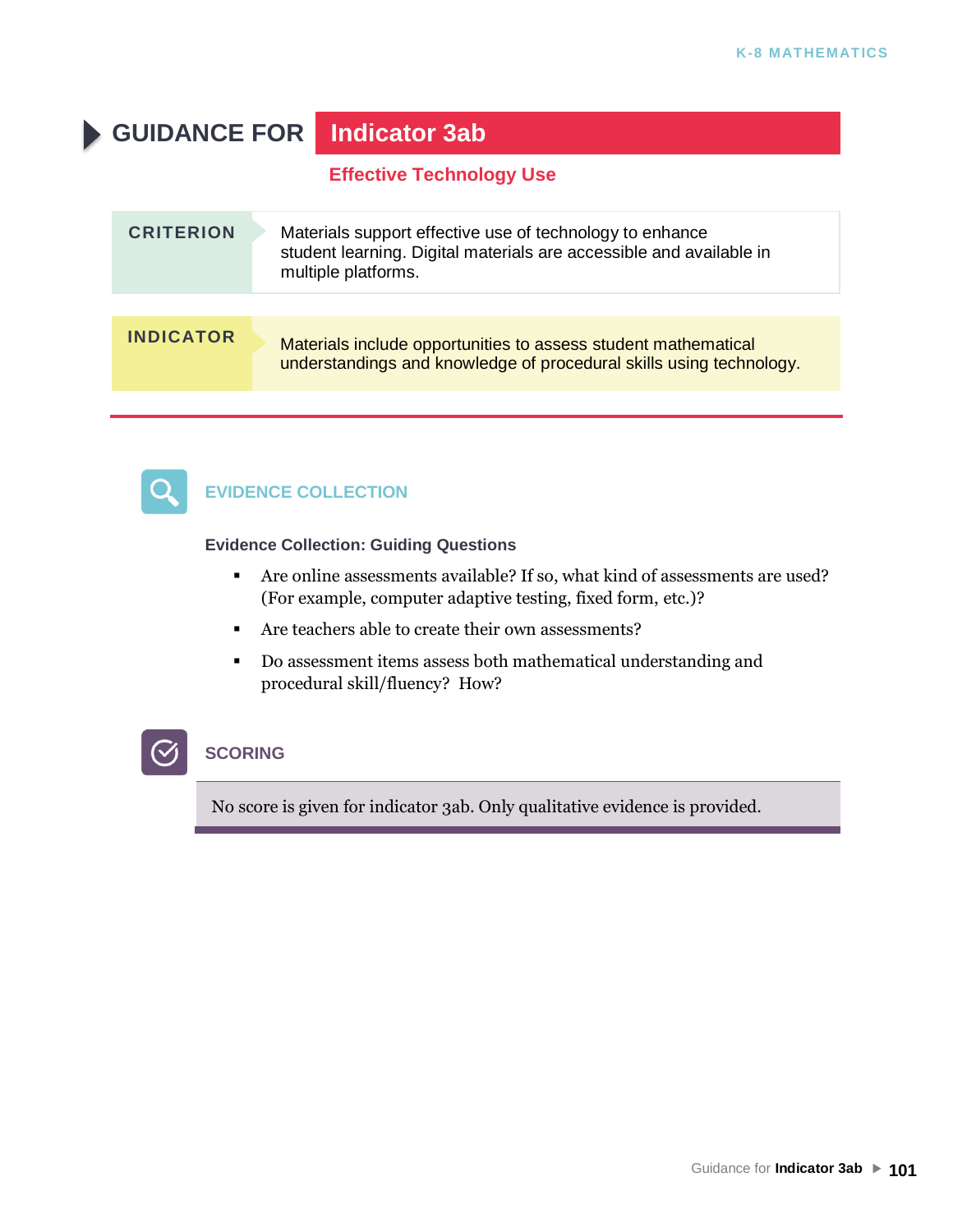# GUIDANCE FOR Indicator 3ab

## Effective Technology Use

| CRITERION | Materials support effective use of technology to enhance student learning. Digital materials are accessible and available in multiple platforms. |
|---|---|
| **INDICATOR** | Materials include opportunities to assess student mathematical understandings and knowledge of procedural skills using technology. |

## EVIDENCE COLLECTION

**Evidence Collection: Guiding Questions**

- Are online assessments available? If so, what kind of assessments are used? (For example, computer adaptive testing, fixed form, etc.)?
- Are teachers able to create their own assessments?
- Do assessment items assess both mathematical understanding and procedural skill/fluency? How?

## SCORING

No score is given for indicator 3ab. Only qualitative evidence is provided.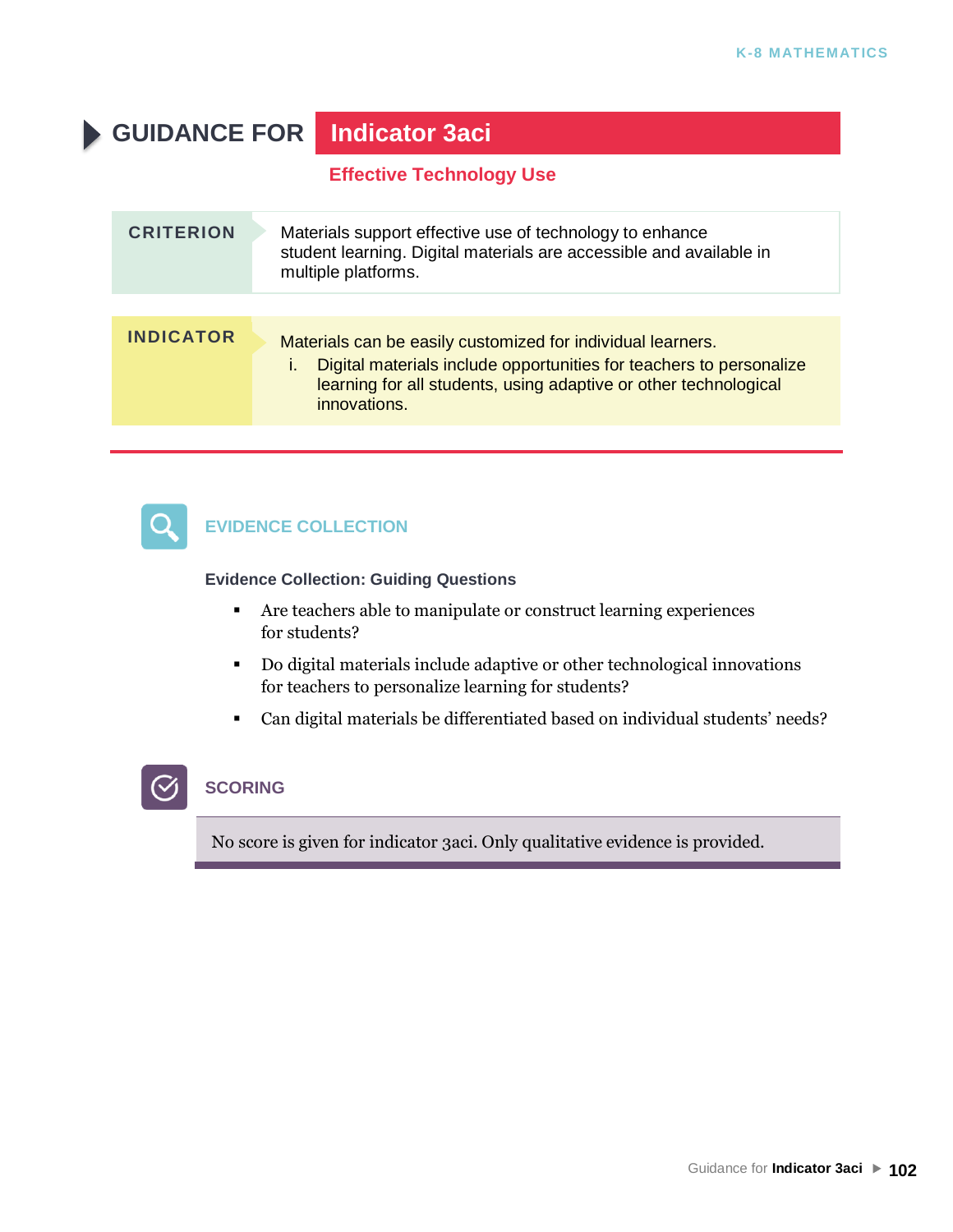# GUIDANCE FOR Indicator 3aci

## Effective Technology Use

| CRITERION | Materials support effective use of technology to enhance student learning. Digital materials are accessible and available in multiple platforms. |
|---|---|
| **INDICATOR** | Materials can be easily customized for individual learners.<br>i. Digital materials include opportunities for teachers to personalize learning for all students, using adaptive or other technological innovations. |

## EVIDENCE COLLECTION

**Evidence Collection: Guiding Questions**

- Are teachers able to manipulate or construct learning experiences for students?
- Do digital materials include adaptive or other technological innovations for teachers to personalize learning for students?
- Can digital materials be differentiated based on individual students' needs?

## SCORING

No score is given for indicator 3aci. Only qualitative evidence is provided.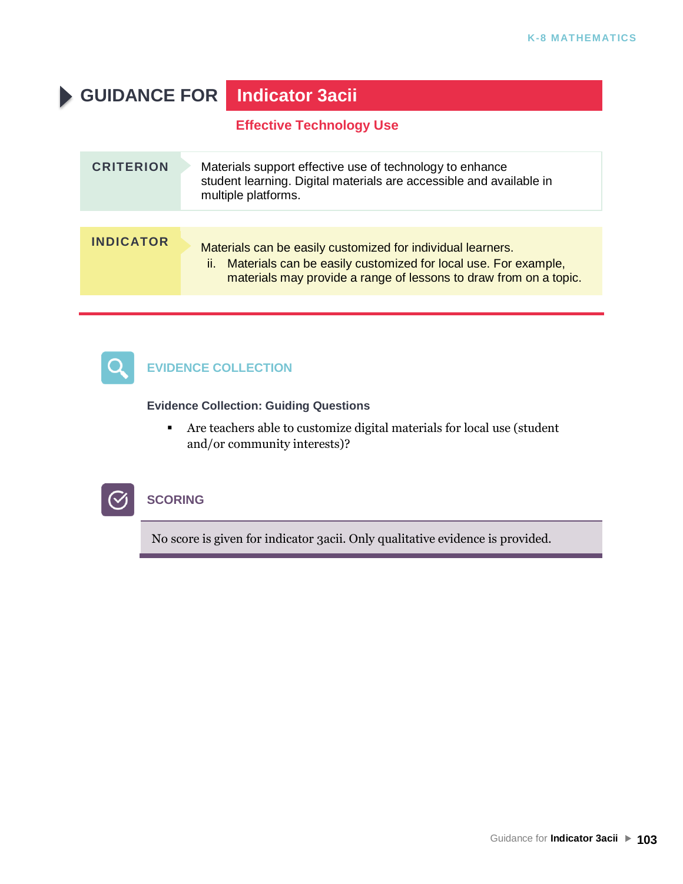# GUIDANCE FOR Indicator 3acii

## Effective Technology Use

| CRITERION | Materials support effective use of technology to enhance student learning. Digital materials are accessible and available in multiple platforms. |
|---|---|

| INDICATOR | Materials can be easily customized for individual learners. ii. Materials can be easily customized for local use. For example, materials may provide a range of lessons to draw from on a topic. |
|---|---|

### EVIDENCE COLLECTION

**Evidence Collection: Guiding Questions**

- Are teachers able to customize digital materials for local use (student and/or community interests)?

### SCORING

No score is given for indicator 3acii. Only qualitative evidence is provided.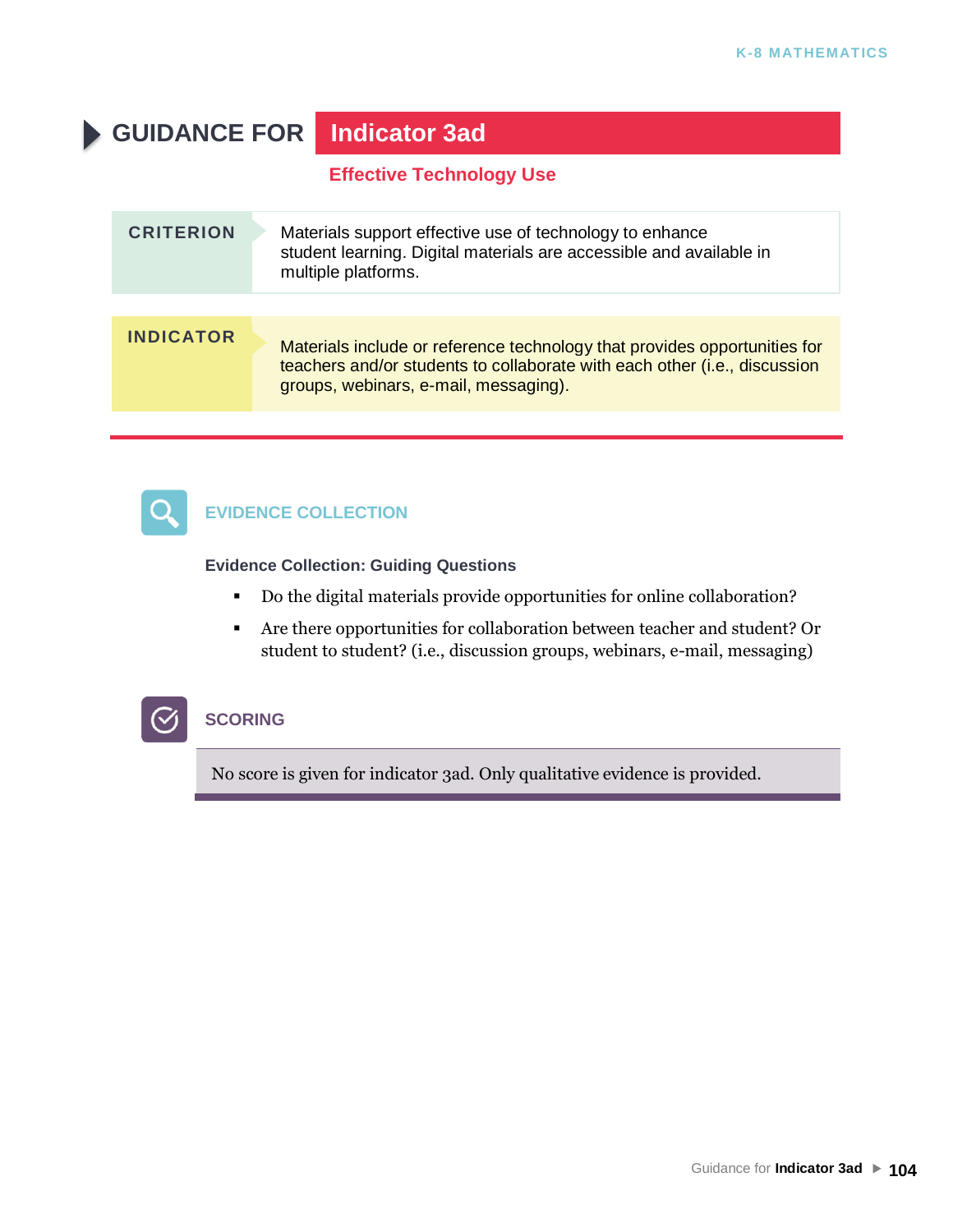# GUIDANCE FOR Indicator 3ad

## Effective Technology Use

**CRITERION**

Materials support effective use of technology to enhance student learning. Digital materials are accessible and available in multiple platforms.

**INDICATOR**

Materials include or reference technology that provides opportunities for teachers and/or students to collaborate with each other (i.e., discussion groups, webinars, e-mail, messaging).

## EVIDENCE COLLECTION

**Evidence Collection: Guiding Questions**

- Do the digital materials provide opportunities for online collaboration?
- Are there opportunities for collaboration between teacher and student? Or student to student? (i.e., discussion groups, webinars, e-mail, messaging)

## SCORING

No score is given for indicator 3ad. Only qualitative evidence is provided.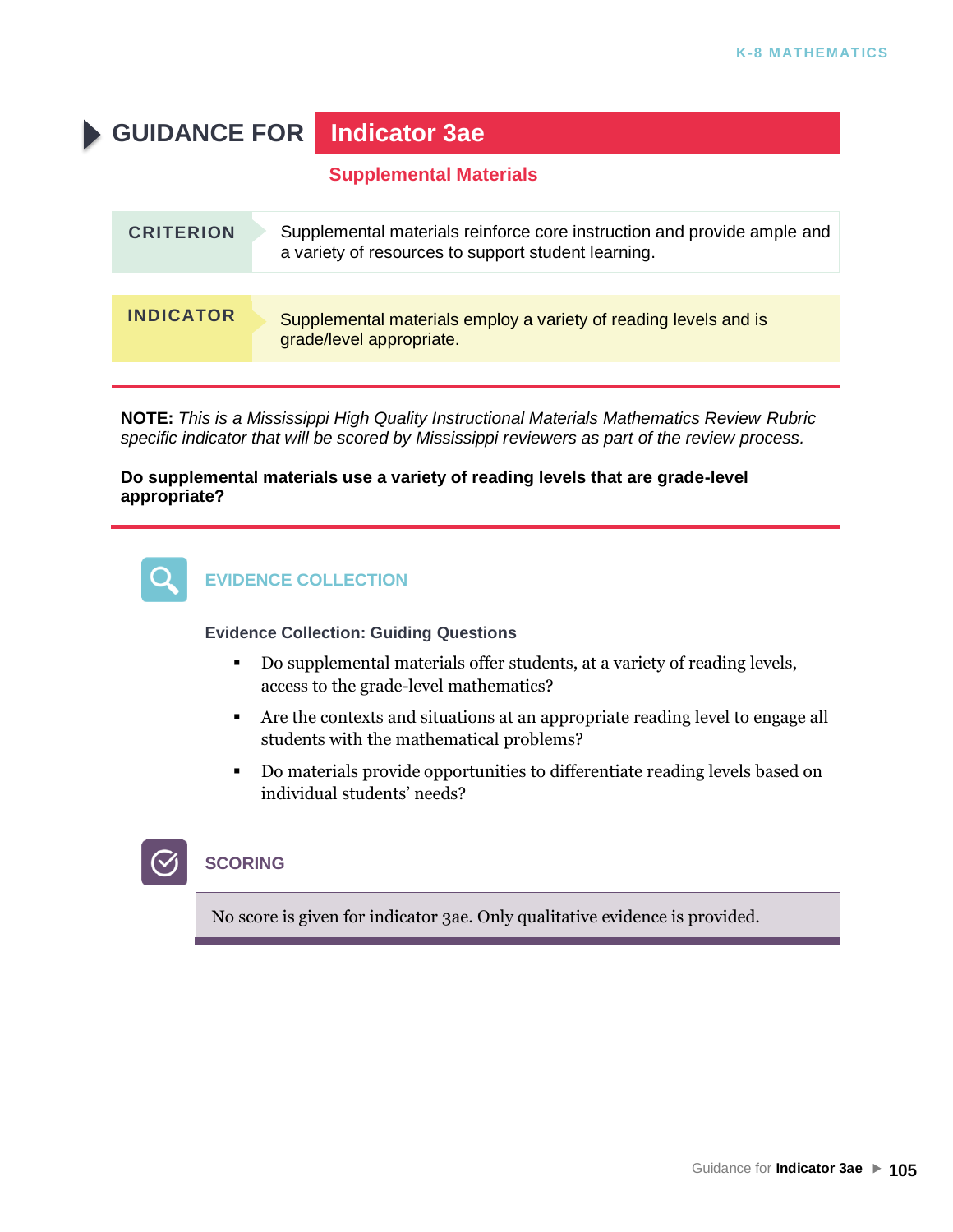# GUIDANCE FOR Indicator 3ae

## Supplemental Materials

| CRITERION | Supplemental materials reinforce core instruction and provide ample and a variety of resources to support student learning. |
| --- | --- |

| INDICATOR | Supplemental materials employ a variety of reading levels and is grade/level appropriate. |
| --- | --- |

**NOTE:** *This is a Mississippi High Quality Instructional Materials Mathematics Review Rubric specific indicator that will be scored by Mississippi reviewers as part of the review process.*

**Do supplemental materials use a variety of reading levels that are grade-level appropriate?**

### EVIDENCE COLLECTION

**Evidence Collection: Guiding Questions**

- Do supplemental materials offer students, at a variety of reading levels, access to the grade-level mathematics?
- Are the contexts and situations at an appropriate reading level to engage all students with the mathematical problems?
- Do materials provide opportunities to differentiate reading levels based on individual students' needs?

### SCORING

No score is given for indicator 3ae. Only qualitative evidence is provided.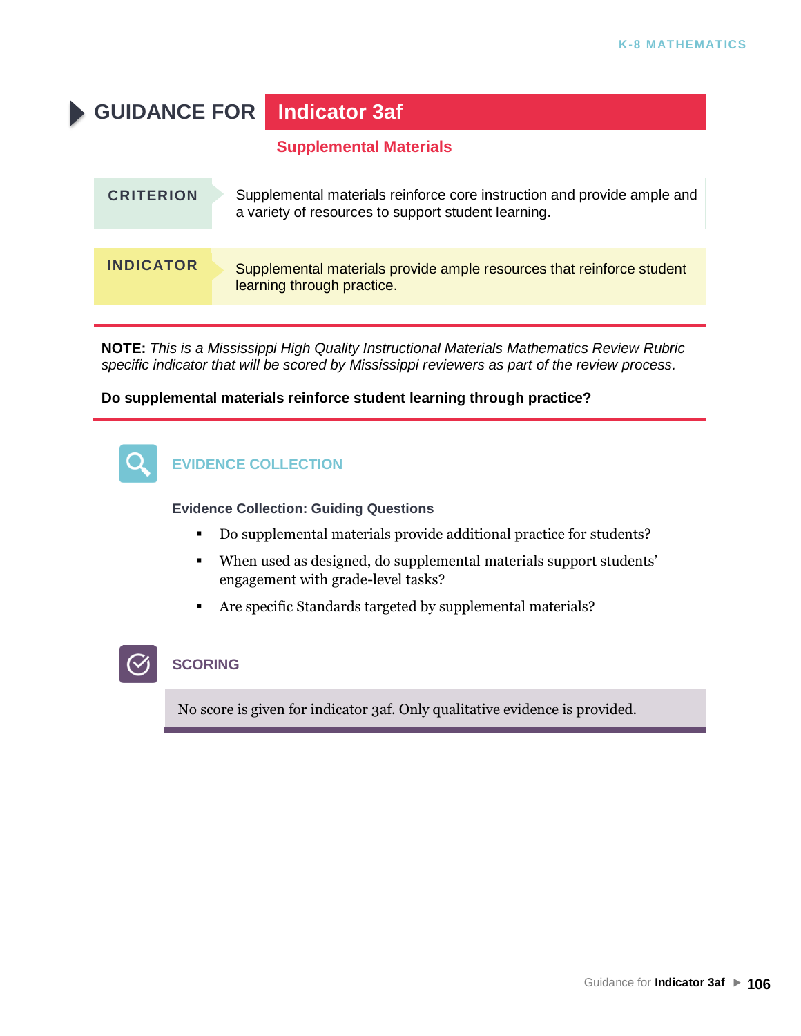# GUIDANCE FOR Indicator 3af

## Supplemental Materials

| CRITERION | Supplemental materials reinforce core instruction and provide ample and a variety of resources to support student learning. |
|---|---|
| **INDICATOR** | Supplemental materials provide ample resources that reinforce student learning through practice. |

**NOTE:** *This is a Mississippi High Quality Instructional Materials Mathematics Review Rubric specific indicator that will be scored by Mississippi reviewers as part of the review process.*

**Do supplemental materials reinforce student learning through practice?**

### EVIDENCE COLLECTION

**Evidence Collection: Guiding Questions**

- Do supplemental materials provide additional practice for students?
- When used as designed, do supplemental materials support students' engagement with grade-level tasks?
- Are specific Standards targeted by supplemental materials?

### SCORING

No score is given for indicator 3af. Only qualitative evidence is provided.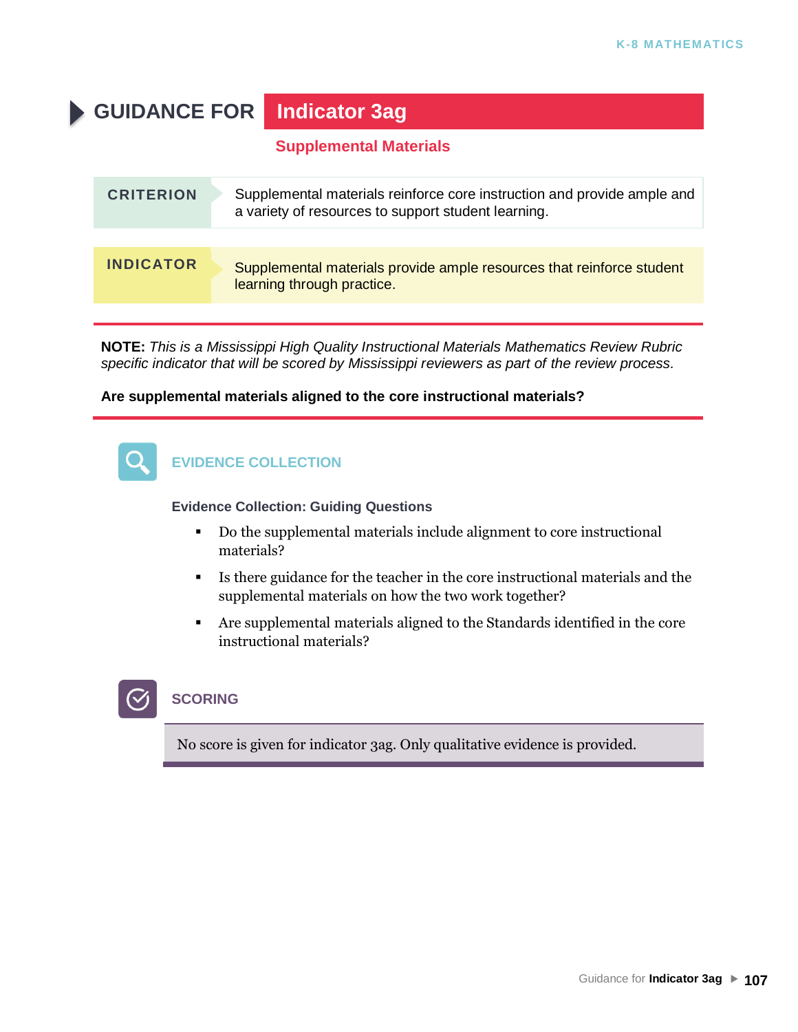# GUIDANCE FOR Indicator 3ag

## Supplemental Materials

| CRITERION | Supplemental materials reinforce core instruction and provide ample and a variety of resources to support student learning. |
|---|---|
| **INDICATOR** | Supplemental materials provide ample resources that reinforce student learning through practice. |

**NOTE:** *This is a Mississippi High Quality Instructional Materials Mathematics Review Rubric specific indicator that will be scored by Mississippi reviewers as part of the review process.*

**Are supplemental materials aligned to the core instructional materials?**

### EVIDENCE COLLECTION

**Evidence Collection: Guiding Questions**

- Do the supplemental materials include alignment to core instructional materials?
- Is there guidance for the teacher in the core instructional materials and the supplemental materials on how the two work together?
- Are supplemental materials aligned to the Standards identified in the core instructional materials?

### SCORING

No score is given for indicator 3ag. Only qualitative evidence is provided.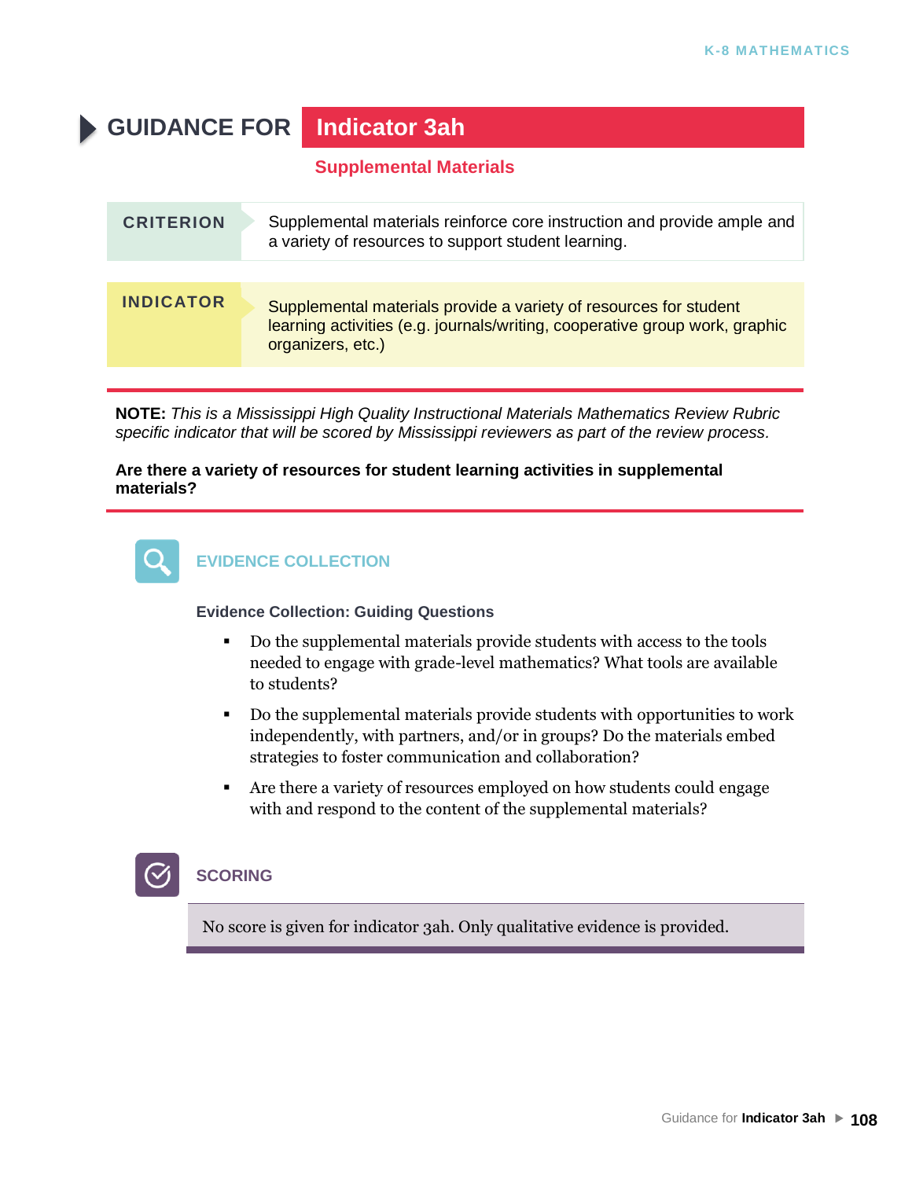# GUIDANCE FOR Indicator 3ah

## Supplemental Materials

| | |
|---|---|
| **CRITERION** | Supplemental materials reinforce core instruction and provide ample and a variety of resources to support student learning. |
| **INDICATOR** | Supplemental materials provide a variety of resources for student learning activities (e.g. journals/writing, cooperative group work, graphic organizers, etc.) |

**NOTE:** *This is a Mississippi High Quality Instructional Materials Mathematics Review Rubric specific indicator that will be scored by Mississippi reviewers as part of the review process.*

**Are there a variety of resources for student learning activities in supplemental materials?**

### EVIDENCE COLLECTION

**Evidence Collection: Guiding Questions**

- Do the supplemental materials provide students with access to the tools needed to engage with grade-level mathematics? What tools are available to students?
- Do the supplemental materials provide students with opportunities to work independently, with partners, and/or in groups? Do the materials embed strategies to foster communication and collaboration?
- Are there a variety of resources employed on how students could engage with and respond to the content of the supplemental materials?

### SCORING

No score is given for indicator 3ah. Only qualitative evidence is provided.